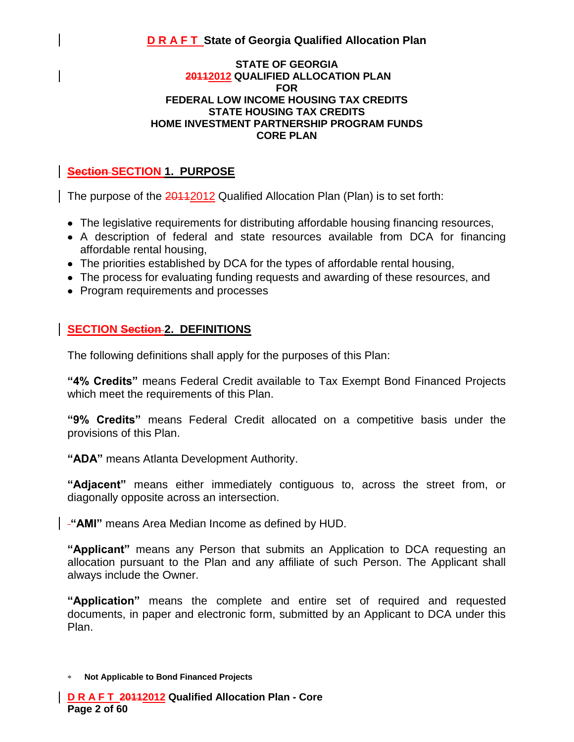**STATE OF GEORGIA**
**~~2011~~2012 QUALIFIED ALLOCATION PLAN**
**FOR**
**FEDERAL LOW INCOME HOUSING TAX CREDITS**
**STATE HOUSING TAX CREDITS**
**HOME INVESTMENT PARTNERSHIP PROGRAM FUNDS**
**CORE PLAN**

## ~~Section~~ SECTION 1. PURPOSE

The purpose of the ~~2011~~2012 Qualified Allocation Plan (Plan) is to set forth:

- The legislative requirements for distributing affordable housing financing resources,
- A description of federal and state resources available from DCA for financing affordable rental housing,
- The priorities established by DCA for the types of affordable rental housing,
- The process for evaluating funding requests and awarding of these resources, and
- Program requirements and processes

## SECTION ~~Section~~ 2. DEFINITIONS

The following definitions shall apply for the purposes of this Plan:

**"4% Credits"** means Federal Credit available to Tax Exempt Bond Financed Projects which meet the requirements of this Plan.

**"9% Credits"** means Federal Credit allocated on a competitive basis under the provisions of this Plan.

**"ADA"** means Atlanta Development Authority.

**"Adjacent"** means either immediately contiguous to, across the street from, or diagonally opposite across an intersection.

**"AMI"** means Area Median Income as defined by HUD.

**"Applicant"** means any Person that submits an Application to DCA requesting an allocation pursuant to the Plan and any affiliate of such Person. The Applicant shall always include the Owner.

**"Application"** means the complete and entire set of required and requested documents, in paper and electronic form, submitted by an Applicant to DCA under this Plan.

\* **Not Applicable to Bond Financed Projects**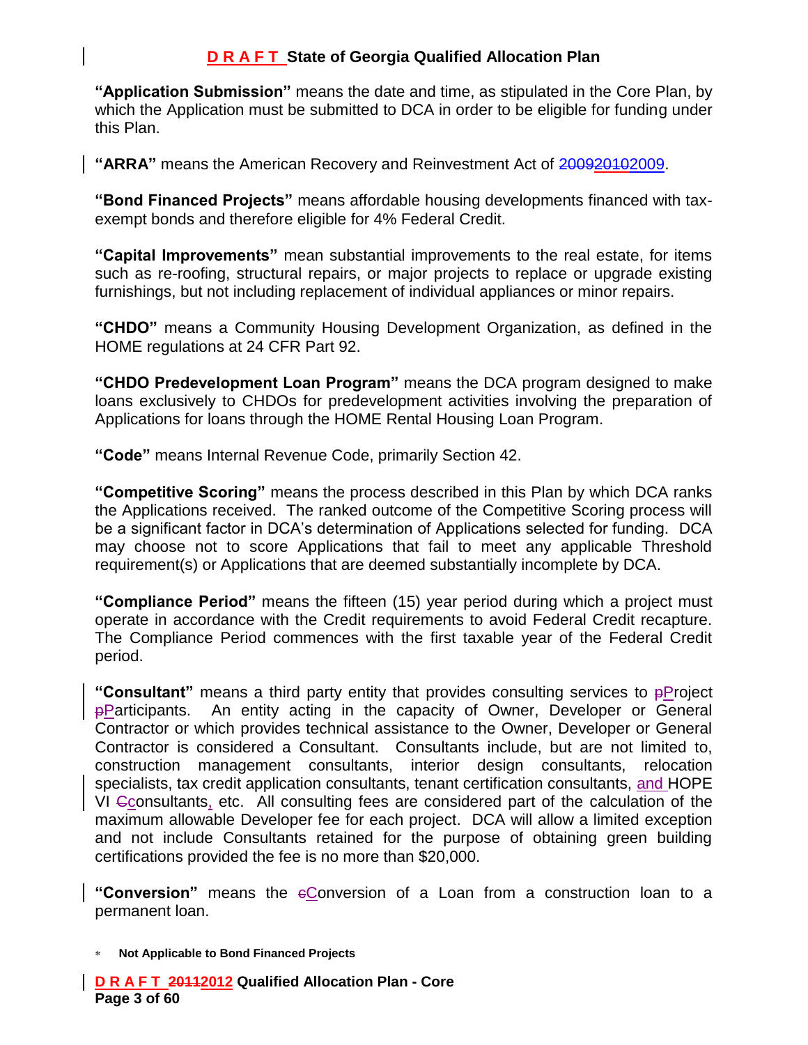**"Application Submission"** means the date and time, as stipulated in the Core Plan, by which the Application must be submitted to DCA in order to be eligible for funding under this Plan.

**"ARRA"** means the American Recovery and Reinvestment Act of ~~20092010~~2009.

**"Bond Financed Projects"** means affordable housing developments financed with tax-exempt bonds and therefore eligible for 4% Federal Credit.

**"Capital Improvements"** mean substantial improvements to the real estate, for items such as re-roofing, structural repairs, or major projects to replace or upgrade existing furnishings, but not including replacement of individual appliances or minor repairs.

**"CHDO"** means a Community Housing Development Organization, as defined in the HOME regulations at 24 CFR Part 92.

**"CHDO Predevelopment Loan Program"** means the DCA program designed to make loans exclusively to CHDOs for predevelopment activities involving the preparation of Applications for loans through the HOME Rental Housing Loan Program.

**"Code"** means Internal Revenue Code, primarily Section 42.

**"Competitive Scoring"** means the process described in this Plan by which DCA ranks the Applications received. The ranked outcome of the Competitive Scoring process will be a significant factor in DCA's determination of Applications selected for funding. DCA may choose not to score Applications that fail to meet any applicable Threshold requirement(s) or Applications that are deemed substantially incomplete by DCA.

**"Compliance Period"** means the fifteen (15) year period during which a project must operate in accordance with the Credit requirements to avoid Federal Credit recapture. The Compliance Period commences with the first taxable year of the Federal Credit period.

**"Consultant"** means a third party entity that provides consulting services to ~~p~~Project ~~p~~Participants. An entity acting in the capacity of Owner, Developer or General Contractor or which provides technical assistance to the Owner, Developer or General Contractor is considered a Consultant. Consultants include, but are not limited to, construction management consultants, interior design consultants, relocation specialists, tax credit application consultants, tenant certification consultants, and HOPE VI ~~C~~consultants, etc. All consulting fees are considered part of the calculation of the maximum allowable Developer fee for each project. DCA will allow a limited exception and not include Consultants retained for the purpose of obtaining green building certifications provided the fee is no more than $20,000.

**"Conversion"** means the ~~c~~Conversion of a Loan from a construction loan to a permanent loan.

* **Not Applicable to Bond Financed Projects**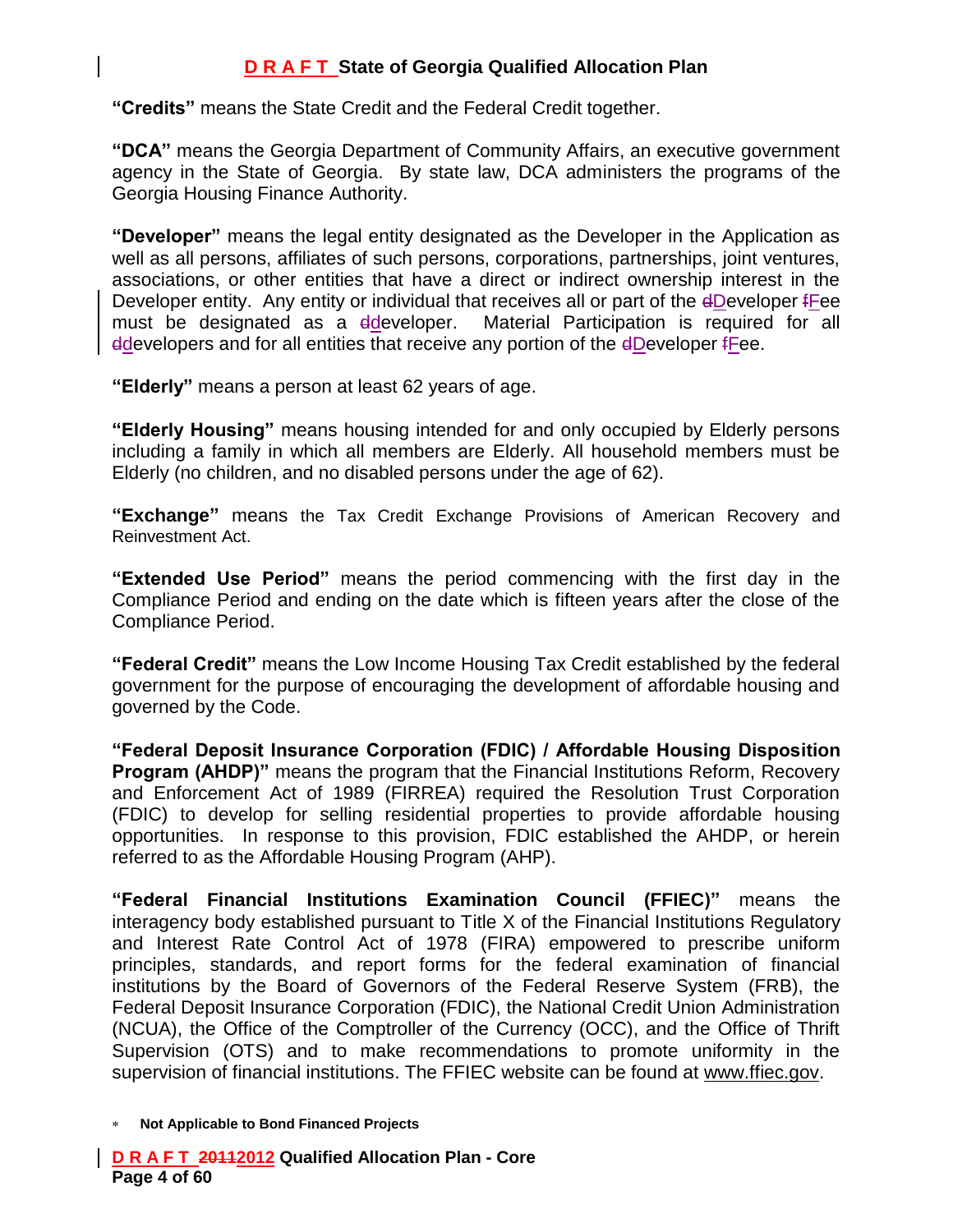**"Credits"** means the State Credit and the Federal Credit together.

**"DCA"** means the Georgia Department of Community Affairs, an executive government agency in the State of Georgia. By state law, DCA administers the programs of the Georgia Housing Finance Authority.

**"Developer"** means the legal entity designated as the Developer in the Application as well as all persons, affiliates of such persons, corporations, partnerships, joint ventures, associations, or other entities that have a direct or indirect ownership interest in the Developer entity. Any entity or individual that receives all or part of the ~~d~~Developer ~~f~~Fee must be designated as a ~~d~~developer. Material Participation is required for all ~~d~~developers and for all entities that receive any portion of the ~~d~~Developer ~~f~~Fee.

**"Elderly"** means a person at least 62 years of age.

**"Elderly Housing"** means housing intended for and only occupied by Elderly persons including a family in which all members are Elderly. All household members must be Elderly (no children, and no disabled persons under the age of 62).

**"Exchange"** means the Tax Credit Exchange Provisions of American Recovery and Reinvestment Act.

**"Extended Use Period"** means the period commencing with the first day in the Compliance Period and ending on the date which is fifteen years after the close of the Compliance Period.

**"Federal Credit"** means the Low Income Housing Tax Credit established by the federal government for the purpose of encouraging the development of affordable housing and governed by the Code.

**"Federal Deposit Insurance Corporation (FDIC) / Affordable Housing Disposition Program (AHDP)"** means the program that the Financial Institutions Reform, Recovery and Enforcement Act of 1989 (FIRREA) required the Resolution Trust Corporation (FDIC) to develop for selling residential properties to provide affordable housing opportunities. In response to this provision, FDIC established the AHDP, or herein referred to as the Affordable Housing Program (AHP).

**"Federal Financial Institutions Examination Council (FFIEC)"** means the interagency body established pursuant to Title X of the Financial Institutions Regulatory and Interest Rate Control Act of 1978 (FIRA) empowered to prescribe uniform principles, standards, and report forms for the federal examination of financial institutions by the Board of Governors of the Federal Reserve System (FRB), the Federal Deposit Insurance Corporation (FDIC), the National Credit Union Administration (NCUA), the Office of the Comptroller of the Currency (OCC), and the Office of Thrift Supervision (OTS) and to make recommendations to promote uniformity in the supervision of financial institutions. The FFIEC website can be found at www.ffiec.gov.

\* **Not Applicable to Bond Financed Projects**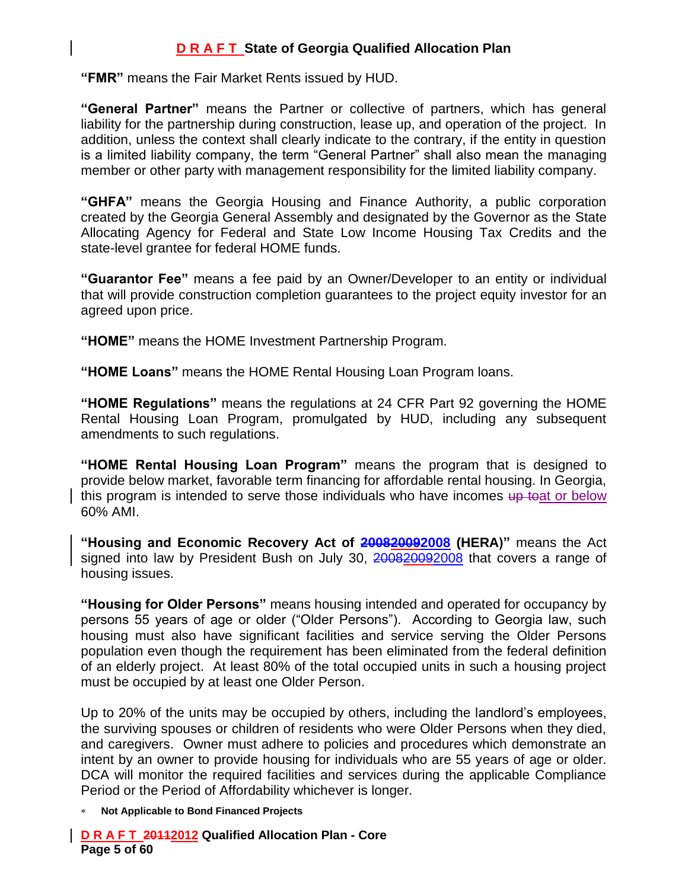**"FMR"** means the Fair Market Rents issued by HUD.

**"General Partner"** means the Partner or collective of partners, which has general liability for the partnership during construction, lease up, and operation of the project. In addition, unless the context shall clearly indicate to the contrary, if the entity in question is a limited liability company, the term "General Partner" shall also mean the managing member or other party with management responsibility for the limited liability company.

**"GHFA"** means the Georgia Housing and Finance Authority, a public corporation created by the Georgia General Assembly and designated by the Governor as the State Allocating Agency for Federal and State Low Income Housing Tax Credits and the state-level grantee for federal HOME funds.

**"Guarantor Fee"** means a fee paid by an Owner/Developer to an entity or individual that will provide construction completion guarantees to the project equity investor for an agreed upon price.

**"HOME"** means the HOME Investment Partnership Program.

**"HOME Loans"** means the HOME Rental Housing Loan Program loans.

**"HOME Regulations"** means the regulations at 24 CFR Part 92 governing the HOME Rental Housing Loan Program, promulgated by HUD, including any subsequent amendments to such regulations.

**"HOME Rental Housing Loan Program"** means the program that is designed to provide below market, favorable term financing for affordable rental housing. In Georgia, this program is intended to serve those individuals who have incomes ~~up to~~at or below 60% AMI.

**"Housing and Economic Recovery Act of ~~2008~~20092008 (HERA)"** means the Act signed into law by President Bush on July 30, ~~2008~~20092008 that covers a range of housing issues.

**"Housing for Older Persons"** means housing intended and operated for occupancy by persons 55 years of age or older ("Older Persons"). According to Georgia law, such housing must also have significant facilities and service serving the Older Persons population even though the requirement has been eliminated from the federal definition of an elderly project. At least 80% of the total occupied units in such a housing project must be occupied by at least one Older Person.

Up to 20% of the units may be occupied by others, including the landlord's employees, the surviving spouses or children of residents who were Older Persons when they died, and caregivers. Owner must adhere to policies and procedures which demonstrate an intent by an owner to provide housing for individuals who are 55 years of age or older. DCA will monitor the required facilities and services during the applicable Compliance Period or the Period of Affordability whichever is longer.

* **Not Applicable to Bond Financed Projects**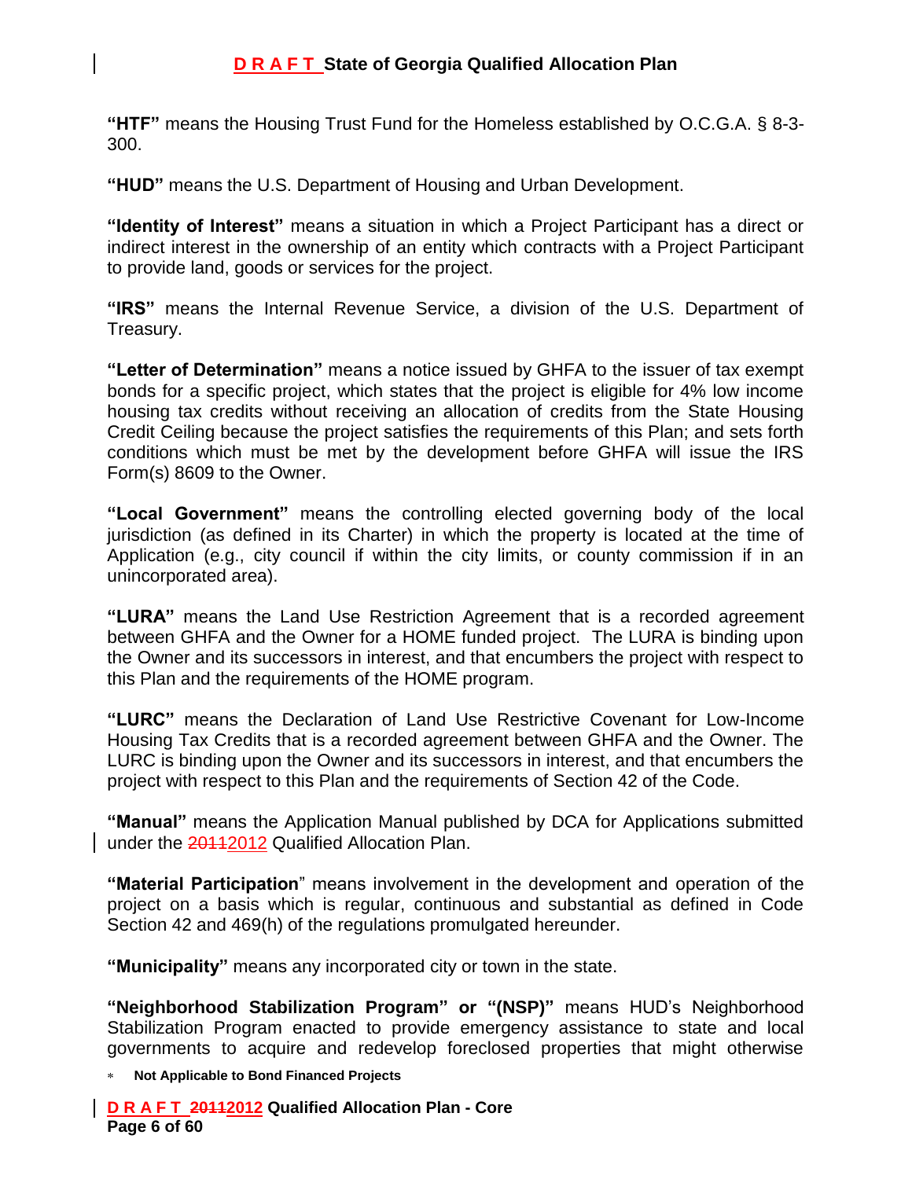**"HTF"** means the Housing Trust Fund for the Homeless established by O.C.G.A. § 8-3-300.

**"HUD"** means the U.S. Department of Housing and Urban Development.

**"Identity of Interest"** means a situation in which a Project Participant has a direct or indirect interest in the ownership of an entity which contracts with a Project Participant to provide land, goods or services for the project.

**"IRS"** means the Internal Revenue Service, a division of the U.S. Department of Treasury.

**"Letter of Determination"** means a notice issued by GHFA to the issuer of tax exempt bonds for a specific project, which states that the project is eligible for 4% low income housing tax credits without receiving an allocation of credits from the State Housing Credit Ceiling because the project satisfies the requirements of this Plan; and sets forth conditions which must be met by the development before GHFA will issue the IRS Form(s) 8609 to the Owner.

**"Local Government"** means the controlling elected governing body of the local jurisdiction (as defined in its Charter) in which the property is located at the time of Application (e.g., city council if within the city limits, or county commission if in an unincorporated area).

**"LURA"** means the Land Use Restriction Agreement that is a recorded agreement between GHFA and the Owner for a HOME funded project. The LURA is binding upon the Owner and its successors in interest, and that encumbers the project with respect to this Plan and the requirements of the HOME program.

**"LURC"** means the Declaration of Land Use Restrictive Covenant for Low-Income Housing Tax Credits that is a recorded agreement between GHFA and the Owner. The LURC is binding upon the Owner and its successors in interest, and that encumbers the project with respect to this Plan and the requirements of Section 42 of the Code.

**"Manual"** means the Application Manual published by DCA for Applications submitted under the ~~2011~~2012 Qualified Allocation Plan.

**"Material Participation"** means involvement in the development and operation of the project on a basis which is regular, continuous and substantial as defined in Code Section 42 and 469(h) of the regulations promulgated hereunder.

**"Municipality"** means any incorporated city or town in the state.

**"Neighborhood Stabilization Program" or "(NSP)"** means HUD's Neighborhood Stabilization Program enacted to provide emergency assistance to state and local governments to acquire and redevelop foreclosed properties that might otherwise

* **Not Applicable to Bond Financed Projects**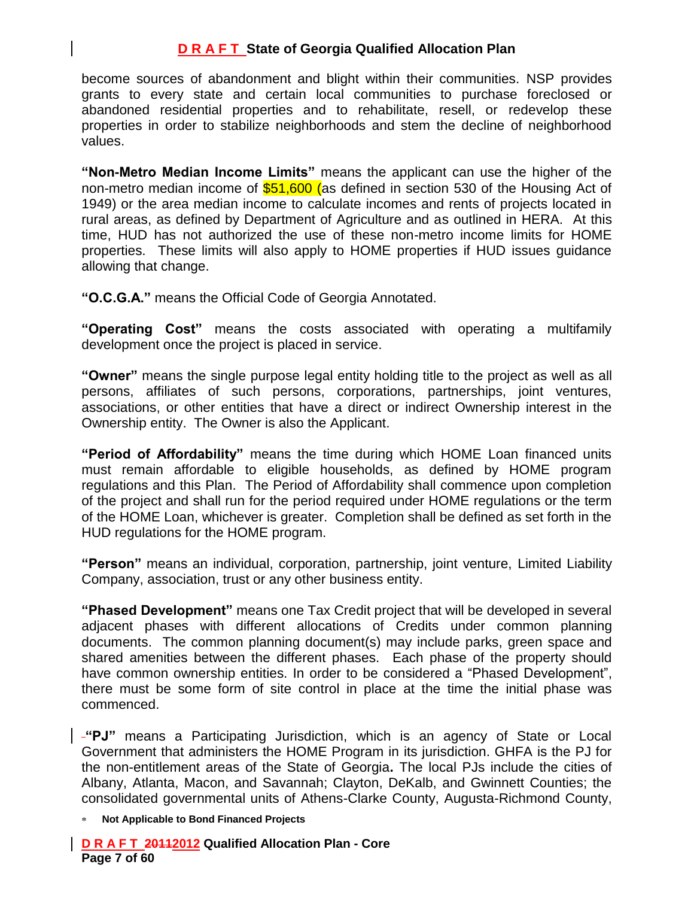become sources of abandonment and blight within their communities. NSP provides grants to every state and certain local communities to purchase foreclosed or abandoned residential properties and to rehabilitate, resell, or redevelop these properties in order to stabilize neighborhoods and stem the decline of neighborhood values.

**"Non-Metro Median Income Limits"** means the applicant can use the higher of the non-metro median income of $51,600 (as defined in section 530 of the Housing Act of 1949) or the area median income to calculate incomes and rents of projects located in rural areas, as defined by Department of Agriculture and as outlined in HERA. At this time, HUD has not authorized the use of these non-metro income limits for HOME properties. These limits will also apply to HOME properties if HUD issues guidance allowing that change.

**"O.C.G.A."** means the Official Code of Georgia Annotated.

**"Operating Cost"** means the costs associated with operating a multifamily development once the project is placed in service.

**"Owner"** means the single purpose legal entity holding title to the project as well as all persons, affiliates of such persons, corporations, partnerships, joint ventures, associations, or other entities that have a direct or indirect Ownership interest in the Ownership entity. The Owner is also the Applicant.

**"Period of Affordability"** means the time during which HOME Loan financed units must remain affordable to eligible households, as defined by HOME program regulations and this Plan. The Period of Affordability shall commence upon completion of the project and shall run for the period required under HOME regulations or the term of the HOME Loan, whichever is greater. Completion shall be defined as set forth in the HUD regulations for the HOME program.

**"Person"** means an individual, corporation, partnership, joint venture, Limited Liability Company, association, trust or any other business entity.

**"Phased Development"** means one Tax Credit project that will be developed in several adjacent phases with different allocations of Credits under common planning documents. The common planning document(s) may include parks, green space and shared amenities between the different phases. Each phase of the property should have common ownership entities. In order to be considered a "Phased Development", there must be some form of site control in place at the time the initial phase was commenced.

**"PJ"** means a Participating Jurisdiction, which is an agency of State or Local Government that administers the HOME Program in its jurisdiction. GHFA is the PJ for the non-entitlement areas of the State of Georgia**.** The local PJs include the cities of Albany, Atlanta, Macon, and Savannah; Clayton, DeKalb, and Gwinnett Counties; the consolidated governmental units of Athens-Clarke County, Augusta-Richmond County,

* **Not Applicable to Bond Financed Projects**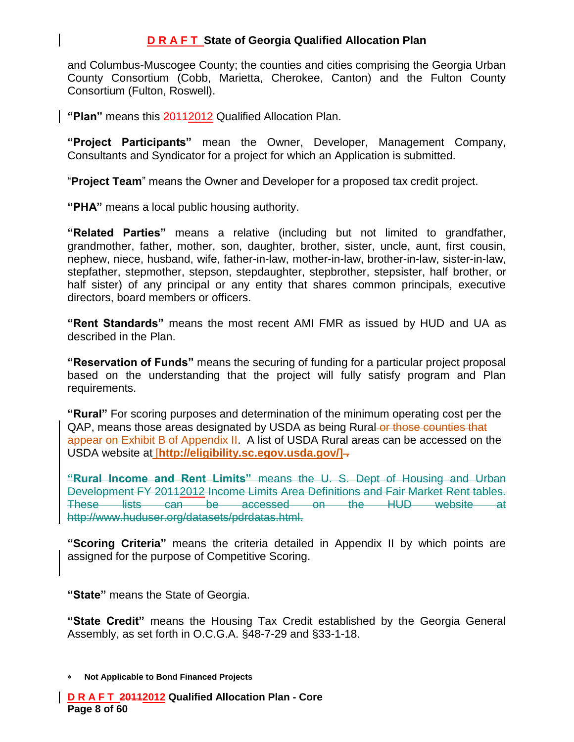and Columbus-Muscogee County; the counties and cities comprising the Georgia Urban County Consortium (Cobb, Marietta, Cherokee, Canton) and the Fulton County Consortium (Fulton, Roswell).

**"Plan"** means this ~~2011~~2012 Qualified Allocation Plan.

**"Project Participants"** mean the Owner, Developer, Management Company, Consultants and Syndicator for a project for which an Application is submitted.

"**Project Team**" means the Owner and Developer for a proposed tax credit project.

**"PHA"** means a local public housing authority.

**"Related Parties"** means a relative (including but not limited to grandfather, grandmother, father, mother, son, daughter, brother, sister, uncle, aunt, first cousin, nephew, niece, husband, wife, father-in-law, mother-in-law, brother-in-law, sister-in-law, stepfather, stepmother, stepson, stepdaughter, stepbrother, stepsister, half brother, or half sister) of any principal or any entity that shares common principals, executive directors, board members or officers.

**"Rent Standards"** means the most recent AMI FMR as issued by HUD and UA as described in the Plan.

**"Reservation of Funds"** means the securing of funding for a particular project proposal based on the understanding that the project will fully satisfy program and Plan requirements.

**"Rural"** For scoring purposes and determination of the minimum operating cost per the QAP, means those areas designated by USDA as being Rural ~~or those counties that appear on Exhibit B of Appendix II~~. A list of USDA Rural areas can be accessed on the USDA website at **[http://eligibility.sc.egov.usda.gov/]** ~~.~~

~~**"Rural Income and Rent Limits"** means the U. S. Dept of Housing and Urban Development FY 20112012 Income Limits Area Definitions and Fair Market Rent tables. These lists can be accessed on the HUD website at http://www.huduser.org/datasets/pdrdatas.html.~~

**"Scoring Criteria"** means the criteria detailed in Appendix II by which points are assigned for the purpose of Competitive Scoring.

**"State"** means the State of Georgia.

**"State Credit"** means the Housing Tax Credit established by the Georgia General Assembly, as set forth in O.C.G.A. §48-7-29 and §33-1-18.

\* **Not Applicable to Bond Financed Projects**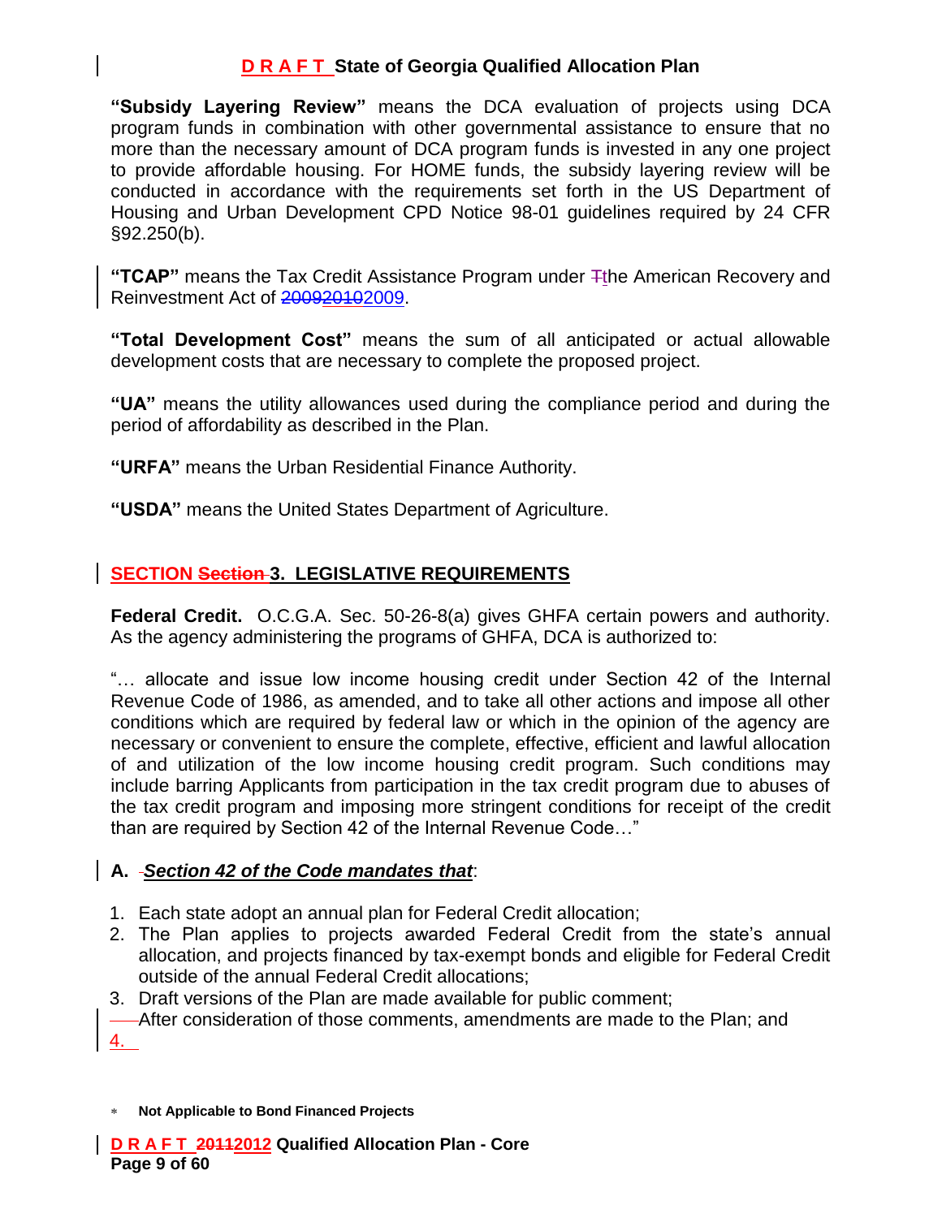**"Subsidy Layering Review"** means the DCA evaluation of projects using DCA program funds in combination with other governmental assistance to ensure that no more than the necessary amount of DCA program funds is invested in any one project to provide affordable housing. For HOME funds, the subsidy layering review will be conducted in accordance with the requirements set forth in the US Department of Housing and Urban Development CPD Notice 98-01 guidelines required by 24 CFR §92.250(b).

**"TCAP"** means the Tax Credit Assistance Program under ~~T~~the American Recovery and Reinvestment Act of ~~2009~~~~2010~~2009.

**"Total Development Cost"** means the sum of all anticipated or actual allowable development costs that are necessary to complete the proposed project.

**"UA"** means the utility allowances used during the compliance period and during the period of affordability as described in the Plan.

**"URFA"** means the Urban Residential Finance Authority.

**"USDA"** means the United States Department of Agriculture.

## SECTION ~~Section~~ 3. LEGISLATIVE REQUIREMENTS

**Federal Credit.** O.C.G.A. Sec. 50-26-8(a) gives GHFA certain powers and authority. As the agency administering the programs of GHFA, DCA is authorized to:

"… allocate and issue low income housing credit under Section 42 of the Internal Revenue Code of 1986, as amended, and to take all other actions and impose all other conditions which are required by federal law or which in the opinion of the agency are necessary or convenient to ensure the complete, effective, efficient and lawful allocation of and utilization of the low income housing credit program. Such conditions may include barring Applicants from participation in the tax credit program due to abuses of the tax credit program and imposing more stringent conditions for receipt of the credit than are required by Section 42 of the Internal Revenue Code…"

**A.** ***Section 42 of the Code mandates that***:

1. Each state adopt an annual plan for Federal Credit allocation;
2. The Plan applies to projects awarded Federal Credit from the state's annual allocation, and projects financed by tax-exempt bonds and eligible for Federal Credit outside of the annual Federal Credit allocations;
3. Draft versions of the Plan are made available for public comment;
4. After consideration of those comments, amendments are made to the Plan; and

∗ **Not Applicable to Bond Financed Projects**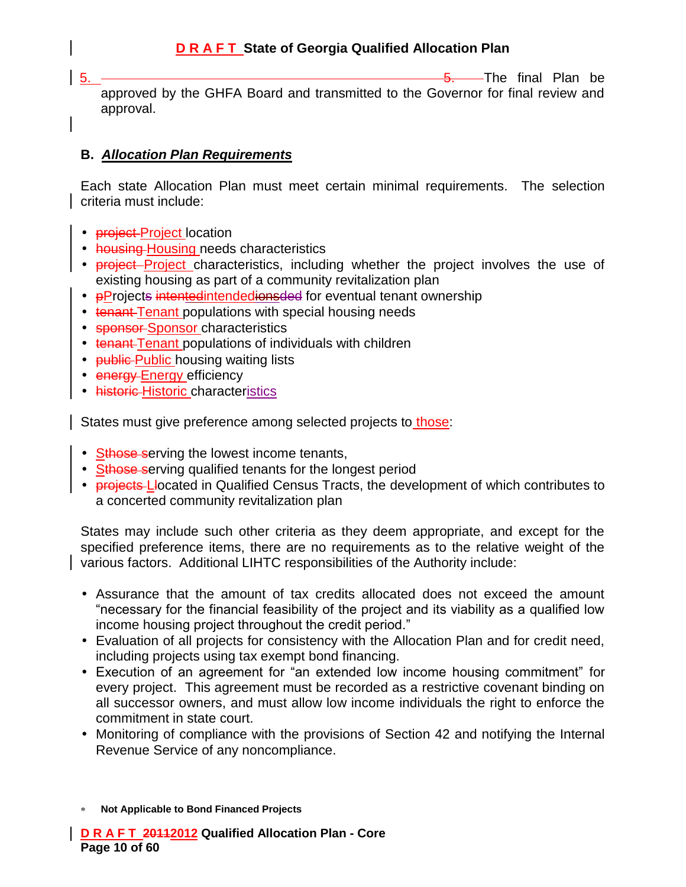5. The final Plan be approved by the GHFA Board and transmitted to the Governor for final review and approval.

**B. *Allocation Plan Requirements***

Each state Allocation Plan must meet certain minimal requirements. The selection criteria must include:

- Project location
- Housing needs characteristics
- Project characteristics, including whether the project involves the use of existing housing as part of a community revitalization plan
- Projects intended for eventual tenant ownership
- Tenant populations with special housing needs
- Sponsor characteristics
- Tenant populations of individuals with children
- Public housing waiting lists
- Energy efficiency
- Historic characteristics

States must give preference among selected projects to those:

- Serving the lowest income tenants,
- Serving qualified tenants for the longest period
- Located in Qualified Census Tracts, the development of which contributes to a concerted community revitalization plan

States may include such other criteria as they deem appropriate, and except for the specified preference items, there are no requirements as to the relative weight of the various factors. Additional LIHTC responsibilities of the Authority include:

- Assurance that the amount of tax credits allocated does not exceed the amount "necessary for the financial feasibility of the project and its viability as a qualified low income housing project throughout the credit period."
- Evaluation of all projects for consistency with the Allocation Plan and for credit need, including projects using tax exempt bond financing.
- Execution of an agreement for "an extended low income housing commitment" for every project. This agreement must be recorded as a restrictive covenant binding on all successor owners, and must allow low income individuals the right to enforce the commitment in state court.
- Monitoring of compliance with the provisions of Section 42 and notifying the Internal Revenue Service of any noncompliance.

\* **Not Applicable to Bond Financed Projects**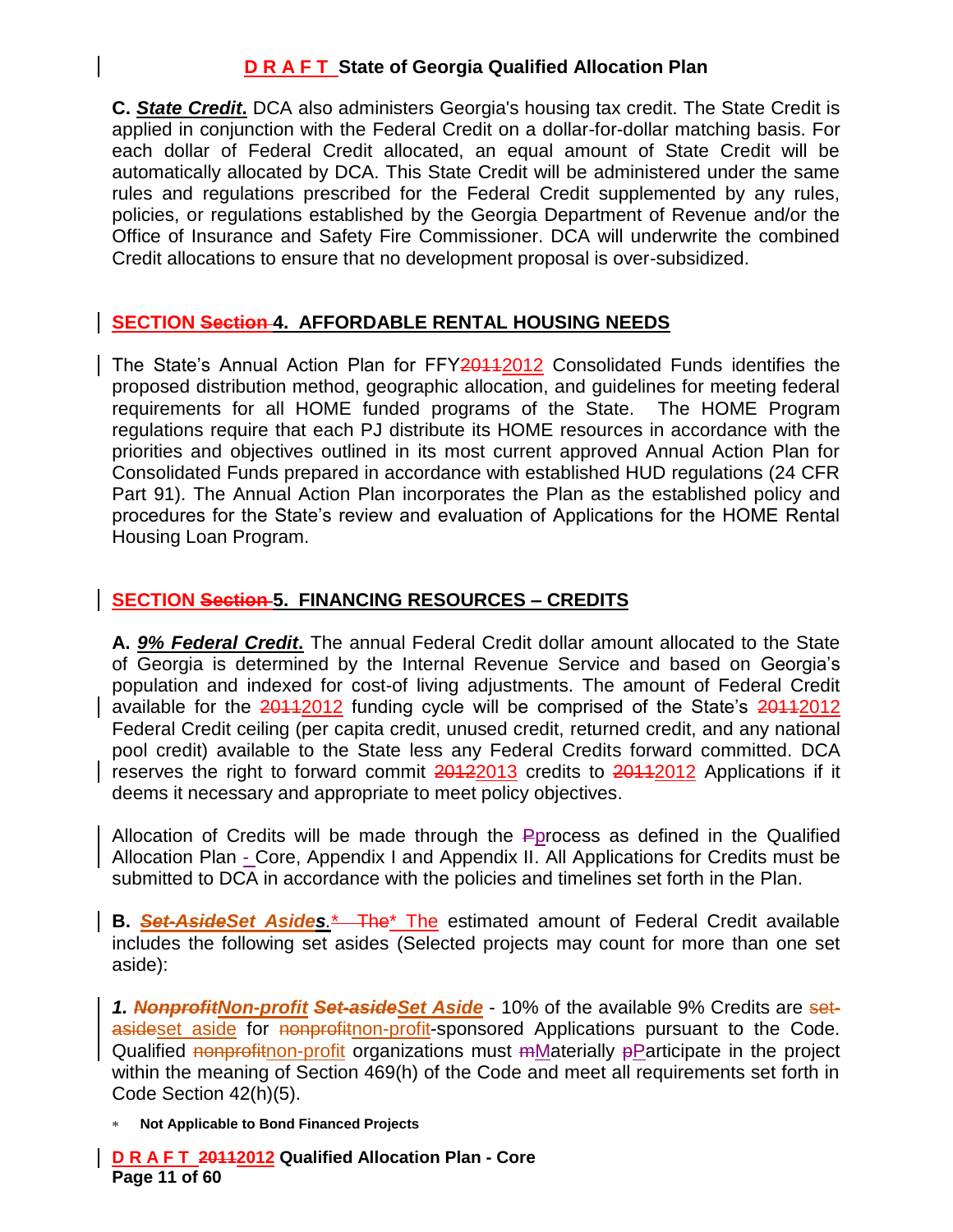**C. *State Credit*.** DCA also administers Georgia's housing tax credit. The State Credit is applied in conjunction with the Federal Credit on a dollar-for-dollar matching basis. For each dollar of Federal Credit allocated, an equal amount of State Credit will be automatically allocated by DCA. This State Credit will be administered under the same rules and regulations prescribed for the Federal Credit supplemented by any rules, policies, or regulations established by the Georgia Department of Revenue and/or the Office of Insurance and Safety Fire Commissioner. DCA will underwrite the combined Credit allocations to ensure that no development proposal is over-subsidized.

## SECTION 4. AFFORDABLE RENTAL HOUSING NEEDS

The State's Annual Action Plan for FFY2012 Consolidated Funds identifies the proposed distribution method, geographic allocation, and guidelines for meeting federal requirements for all HOME funded programs of the State. The HOME Program regulations require that each PJ distribute its HOME resources in accordance with the priorities and objectives outlined in its most current approved Annual Action Plan for Consolidated Funds prepared in accordance with established HUD regulations (24 CFR Part 91). The Annual Action Plan incorporates the Plan as the established policy and procedures for the State's review and evaluation of Applications for the HOME Rental Housing Loan Program.

## SECTION 5. FINANCING RESOURCES – CREDITS

**A. *9% Federal Credit*.** The annual Federal Credit dollar amount allocated to the State of Georgia is determined by the Internal Revenue Service and based on Georgia's population and indexed for cost-of living adjustments. The amount of Federal Credit available for the 2012 funding cycle will be comprised of the State's 2012 Federal Credit ceiling (per capita credit, unused credit, returned credit, and any national pool credit) available to the State less any Federal Credits forward committed. DCA reserves the right to forward commit 2013 credits to 2012 Applications if it deems it necessary and appropriate to meet policy objectives.

Allocation of Credits will be made through the process as defined in the Qualified Allocation Plan - Core, Appendix I and Appendix II. All Applications for Credits must be submitted to DCA in accordance with the policies and timelines set forth in the Plan.

**B. *Set Asides*.*** The estimated amount of Federal Credit available includes the following set asides (Selected projects may count for more than one set aside):

***1. Non-profit Set Aside*** - 10% of the available 9% Credits are set aside for non-profit-sponsored Applications pursuant to the Code. Qualified non-profit organizations must Materially Participate in the project within the meaning of Section 469(h) of the Code and meet all requirements set forth in Code Section 42(h)(5).

\* **Not Applicable to Bond Financed Projects**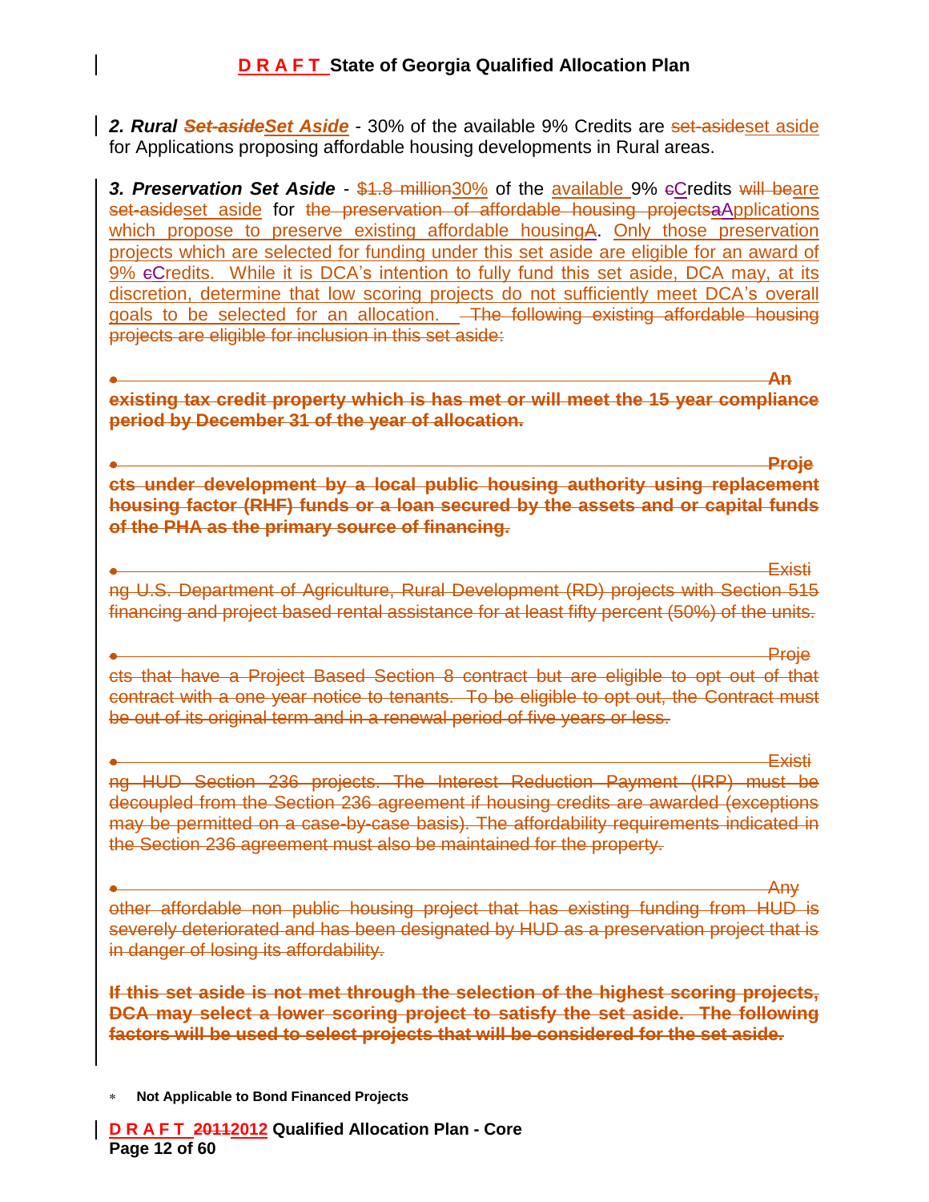**2. *Rural ~~Set-aside~~Set Aside*** - 30% of the available 9% Credits are ~~set-aside~~set aside for Applications proposing affordable housing developments in Rural areas.

***3. Preservation Set Aside*** - ~~$1.8 million~~30% of the available 9% ~~c~~Credits ~~will be~~are ~~set-aside~~set aside for ~~the preservation of affordable housing projects~~~~a~~Applications which propose to preserve existing affordable housing~~A~~. Only those preservation projects which are selected for funding under this set aside are eligible for an award of 9% ~~c~~Credits. While it is DCA's intention to fully fund this set aside, DCA may, at its discretion, determine that low scoring projects do not sufficiently meet DCA's overall goals to be selected for an allocation. ~~The following existing affordable housing projects are eligible for inclusion in this set aside:~~

- ~~**An existing tax credit property which is has met or will meet the 15 year compliance period by December 31 of the year of allocation.**~~
- ~~**Projects under development by a local public housing authority using replacement housing factor (RHF) funds or a loan secured by the assets and or capital funds of the PHA as the primary source of financing.**~~
- ~~Existing U.S. Department of Agriculture, Rural Development (RD) projects with Section 515 financing and project based rental assistance for at least fifty percent (50%) of the units.~~
- ~~Projects that have a Project Based Section 8 contract but are eligible to opt out of that contract with a one year notice to tenants. To be eligible to opt out, the Contract must be out of its original term and in a renewal period of five years or less.~~
- ~~Existing HUD Section 236 projects. The Interest Reduction Payment (IRP) must be decoupled from the Section 236 agreement if housing credits are awarded (exceptions may be permitted on a case-by-case basis). The affordability requirements indicated in the Section 236 agreement must also be maintained for the property.~~
- ~~Any other affordable non public housing project that has existing funding from HUD is severely deteriorated and has been designated by HUD as a preservation project that is in danger of losing its affordability.~~

~~**If this set aside is not met through the selection of the highest scoring projects, DCA may select a lower scoring project to satisfy the set aside. The following factors will be used to select projects that will be considered for the set aside.**~~

* **Not Applicable to Bond Financed Projects**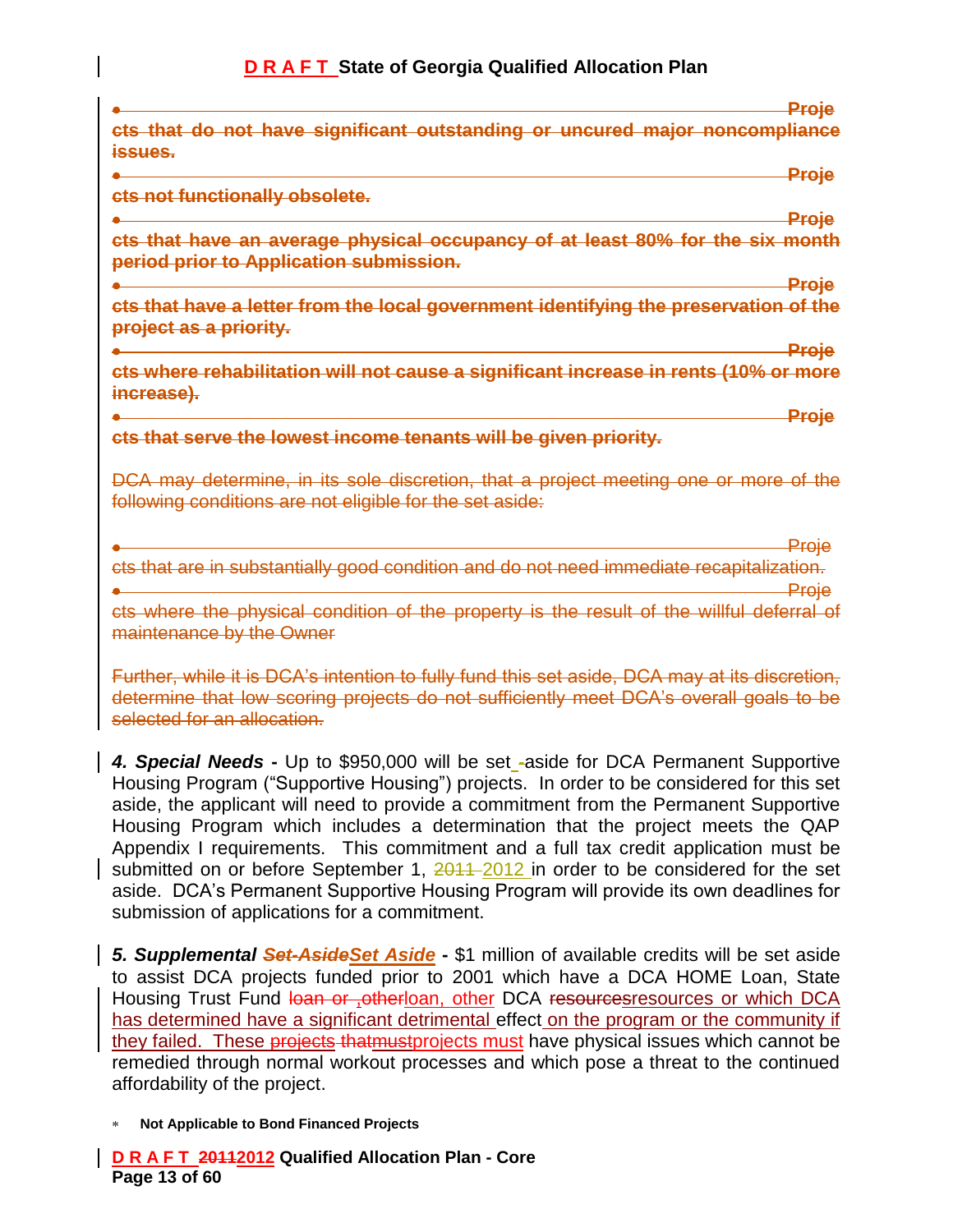- ~~Projects that do not have significant outstanding or uncured major noncompliance issues.~~
- ~~Projects not functionally obsolete.~~
- ~~Projects that have an average physical occupancy of at least 80% for the six month period prior to Application submission.~~
- ~~Projects that have a letter from the local government identifying the preservation of the project as a priority.~~
- ~~Projects where rehabilitation will not cause a significant increase in rents (10% or more increase).~~
- ~~Projects that serve the lowest income tenants will be given priority.~~

~~DCA may determine, in its sole discretion, that a project meeting one or more of the following conditions are not eligible for the set aside:~~

- ~~Projects that are in substantially good condition and do not need immediate recapitalization.~~
- ~~Projects where the physical condition of the property is the result of the willful deferral of maintenance by the Owner~~

~~Further, while it is DCA's intention to fully fund this set aside, DCA may at its discretion, determine that low scoring projects do not sufficiently meet DCA's overall goals to be selected for an allocation.~~

***4. Special Needs*** **-** Up to $950,000 will be set ~~-~~aside for DCA Permanent Supportive Housing Program ("Supportive Housing") projects. In order to be considered for this set aside, the applicant will need to provide a commitment from the Permanent Supportive Housing Program which includes a determination that the project meets the QAP Appendix I requirements. This commitment and a full tax credit application must be submitted on or before September 1, ~~2011~~ 2012 in order to be considered for the set aside. DCA's Permanent Supportive Housing Program will provide its own deadlines for submission of applications for a commitment.

***5. Supplemental*** ~~***Set-Aside***~~***Set Aside*** **-** $1 million of available credits will be set aside to assist DCA projects funded prior to 2001 which have a DCA HOME Loan, State Housing Trust Fund ~~loan or ,other~~loan, other DCA ~~resources~~resources or which DCA has determined have a significant detrimental effect on the program or the community if they failed. These ~~projects thatmust~~projects must have physical issues which cannot be remedied through normal workout processes and which pose a threat to the continued affordability of the project.

\* **Not Applicable to Bond Financed Projects**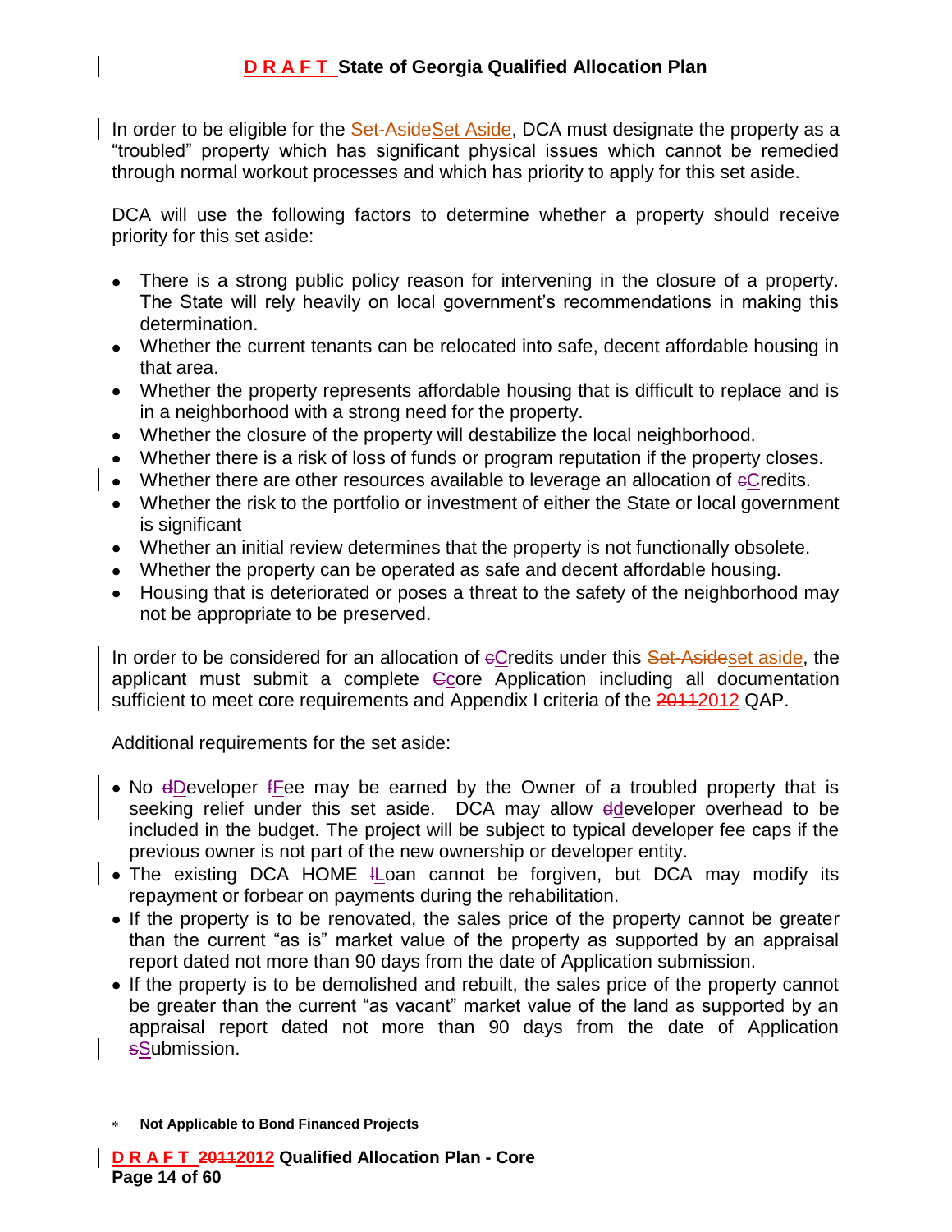In order to be eligible for the ~~Set-Aside~~Set Aside, DCA must designate the property as a "troubled" property which has significant physical issues which cannot be remedied through normal workout processes and which has priority to apply for this set aside.

DCA will use the following factors to determine whether a property should receive priority for this set aside:

- There is a strong public policy reason for intervening in the closure of a property. The State will rely heavily on local government's recommendations in making this determination.
- Whether the current tenants can be relocated into safe, decent affordable housing in that area.
- Whether the property represents affordable housing that is difficult to replace and is in a neighborhood with a strong need for the property.
- Whether the closure of the property will destabilize the local neighborhood.
- Whether there is a risk of loss of funds or program reputation if the property closes.
- Whether there are other resources available to leverage an allocation of ~~c~~Credits.
- Whether the risk to the portfolio or investment of either the State or local government is significant
- Whether an initial review determines that the property is not functionally obsolete.
- Whether the property can be operated as safe and decent affordable housing.
- Housing that is deteriorated or poses a threat to the safety of the neighborhood may not be appropriate to be preserved.

In order to be considered for an allocation of ~~c~~Credits under this ~~Set-Aside~~set aside, the applicant must submit a complete ~~C~~core Application including all documentation sufficient to meet core requirements and Appendix I criteria of the ~~2011~~2012 QAP.

Additional requirements for the set aside:

- No ~~d~~Developer ~~f~~Fee may be earned by the Owner of a troubled property that is seeking relief under this set aside. DCA may allow ~~d~~developer overhead to be included in the budget. The project will be subject to typical developer fee caps if the previous owner is not part of the new ownership or developer entity.
- The existing DCA HOME ~~l~~Loan cannot be forgiven, but DCA may modify its repayment or forbear on payments during the rehabilitation.
- If the property is to be renovated, the sales price of the property cannot be greater than the current "as is" market value of the property as supported by an appraisal report dated not more than 90 days from the date of Application submission.
- If the property is to be demolished and rebuilt, the sales price of the property cannot be greater than the current "as vacant" market value of the land as supported by an appraisal report dated not more than 90 days from the date of Application ~~s~~Submission.

\* **Not Applicable to Bond Financed Projects**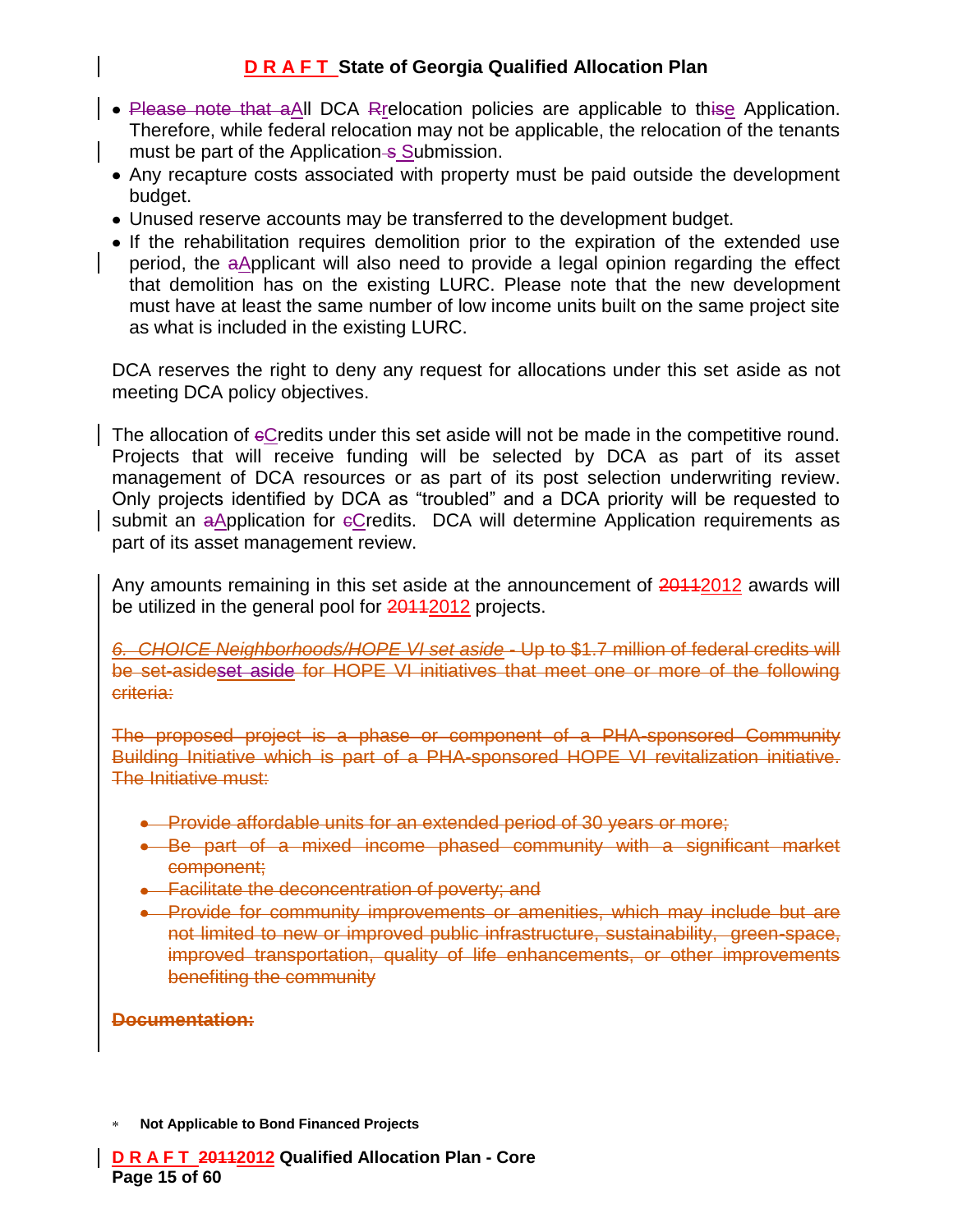- ~~Please note that a~~All DCA ~~R~~relocation policies are applicable to th~~is~~e Application. Therefore, while federal relocation may not be applicable, the relocation of the tenants must be part of the Application~~-s~~ Submission.
- Any recapture costs associated with property must be paid outside the development budget.
- Unused reserve accounts may be transferred to the development budget.
- If the rehabilitation requires demolition prior to the expiration of the extended use period, the ~~a~~Applicant will also need to provide a legal opinion regarding the effect that demolition has on the existing LURC. Please note that the new development must have at least the same number of low income units built on the same project site as what is included in the existing LURC.

DCA reserves the right to deny any request for allocations under this set aside as not meeting DCA policy objectives.

The allocation of ~~c~~Credits under this set aside will not be made in the competitive round. Projects that will receive funding will be selected by DCA as part of its asset management of DCA resources or as part of its post selection underwriting review. Only projects identified by DCA as "troubled" and a DCA priority will be requested to submit an ~~a~~Application for ~~c~~Credits. DCA will determine Application requirements as part of its asset management review.

Any amounts remaining in this set aside at the announcement of ~~2011~~2012 awards will be utilized in the general pool for ~~2011~~2012 projects.

~~*6. CHOICE Neighborhoods/HOPE VI set aside* - Up to $1.7 million of federal credits will be set-aside~~set aside ~~for HOPE VI initiatives that meet one or more of the following criteria:~~

~~The proposed project is a phase or component of a PHA-sponsored Community Building Initiative which is part of a PHA-sponsored HOPE VI revitalization initiative. The Initiative must:~~

- ~~Provide affordable units for an extended period of 30 years or more;~~
- ~~Be part of a mixed income phased community with a significant market component;~~
- ~~Facilitate the deconcentration of poverty; and~~
- ~~Provide for community improvements or amenities, which may include but are not limited to new or improved public infrastructure, sustainability, green-space, improved transportation, quality of life enhancements, or other improvements benefiting the community~~

~~**Documentation:**~~

* **Not Applicable to Bond Financed Projects**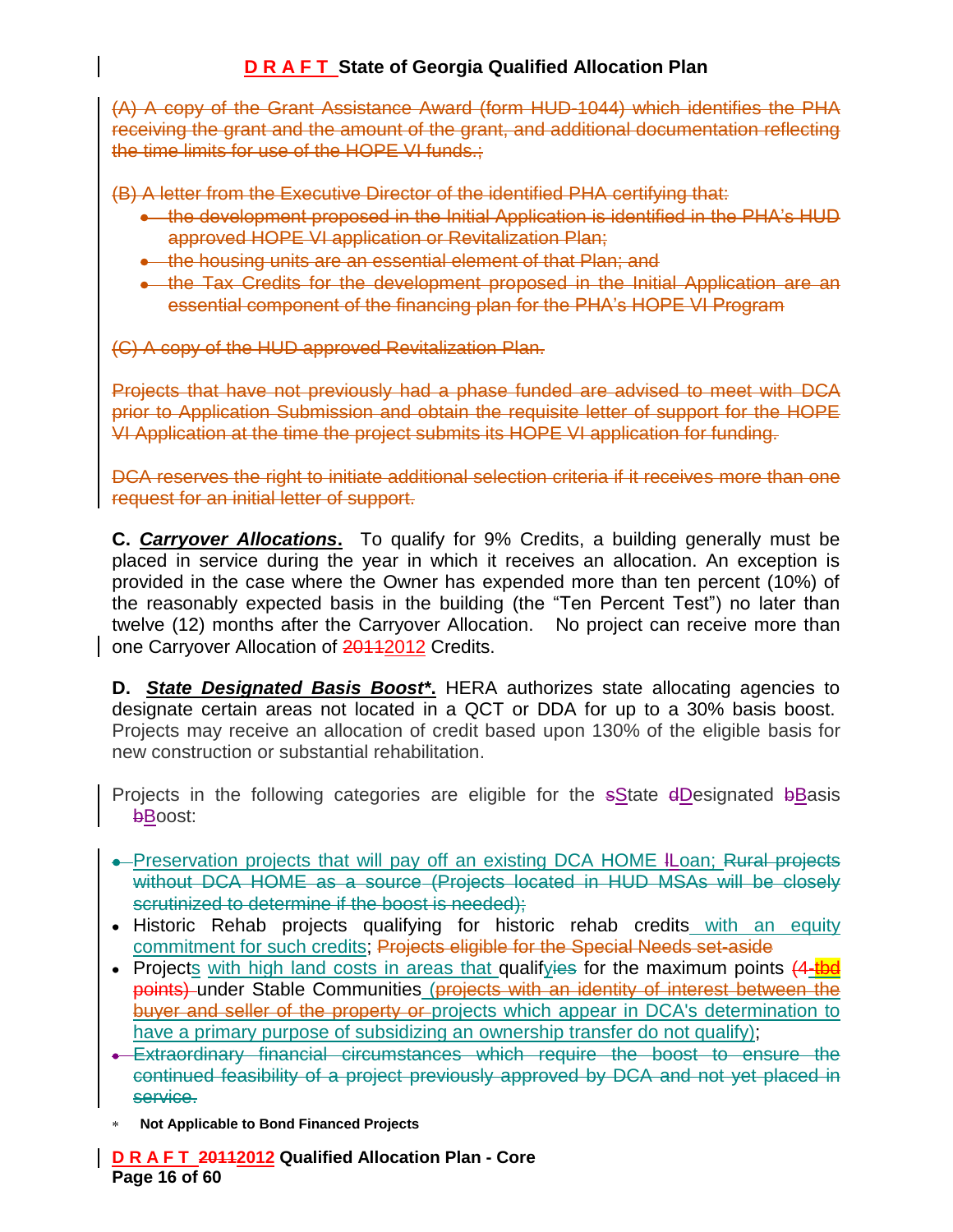(A) A copy of the Grant Assistance Award (form HUD-1044) which identifies the PHA receiving the grant and the amount of the grant, and additional documentation reflecting the time limits for use of the HOPE VI funds.;

(B) A letter from the Executive Director of the identified PHA certifying that:

- the development proposed in the Initial Application is identified in the PHA's HUD approved HOPE VI application or Revitalization Plan;
- the housing units are an essential element of that Plan; and
- the Tax Credits for the development proposed in the Initial Application are an essential component of the financing plan for the PHA's HOPE VI Program

(C) A copy of the HUD approved Revitalization Plan.

Projects that have not previously had a phase funded are advised to meet with DCA prior to Application Submission and obtain the requisite letter of support for the HOPE VI Application at the time the project submits its HOPE VI application for funding.

DCA reserves the right to initiate additional selection criteria if it receives more than one request for an initial letter of support.

**C. *Carryover Allocations*.** To qualify for 9% Credits, a building generally must be placed in service during the year in which it receives an allocation. An exception is provided in the case where the Owner has expended more than ten percent (10%) of the reasonably expected basis in the building (the "Ten Percent Test") no later than twelve (12) months after the Carryover Allocation. No project can receive more than one Carryover Allocation of 20112012 Credits.

**D. *State Designated Basis Boost\**.** HERA authorizes state allocating agencies to designate certain areas not located in a QCT or DDA for up to a 30% basis boost. Projects may receive an allocation of credit based upon 130% of the eligible basis for new construction or substantial rehabilitation.

Projects in the following categories are eligible for the sState dDesignated bBasis bBoost:

- Preservation projects that will pay off an existing DCA HOME lLoan; Rural projects without DCA HOME as a source (Projects located in HUD MSAs will be closely scrutinized to determine if the boost is needed);
- Historic Rehab projects qualifying for historic rehab credits with an equity commitment for such credits; Projects eligible for the Special Needs set-aside
- Projects with high land costs in areas that qualifyies for the maximum points (4-tbd points) under Stable Communities (projects with an identity of interest between the buyer and seller of the property or projects which appear in DCA's determination to have a primary purpose of subsidizing an ownership transfer do not qualify);
- Extraordinary financial circumstances which require the boost to ensure the continued feasibility of a project previously approved by DCA and not yet placed in service.

\* **Not Applicable to Bond Financed Projects**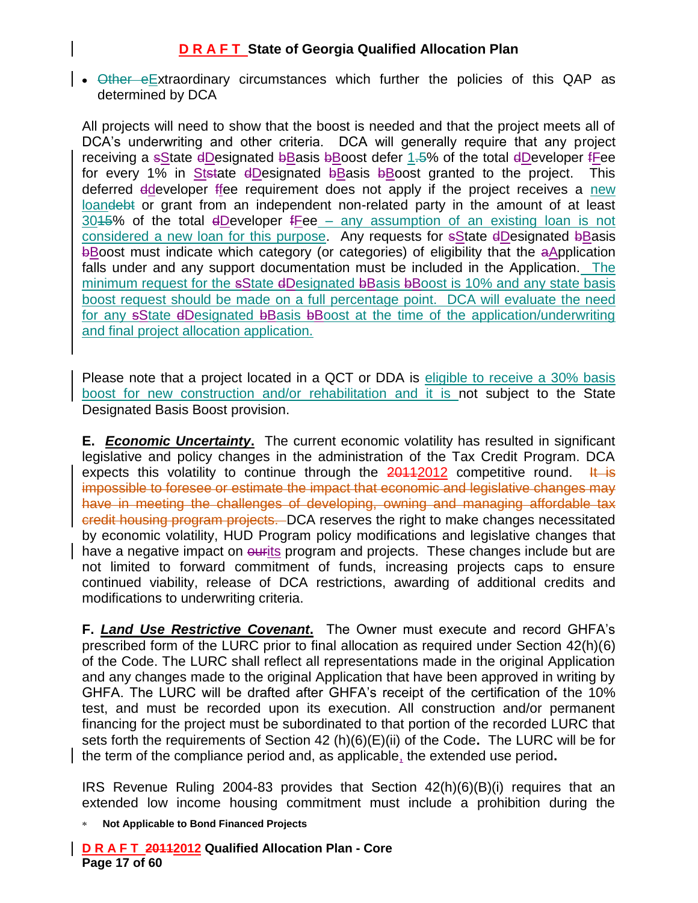- Other eExtraordinary circumstances which further the policies of this QAP as determined by DCA

All projects will need to show that the boost is needed and that the project meets all of DCA's underwriting and other criteria. DCA will generally require that any project receiving a sState dDesignated bBasis bBoost defer 1.5% of the total dDeveloper fFee for every 1% in Ststate dDesignated bBasis bBoost granted to the project. This deferred dDeveloper ffee requirement does not apply if the project receives a new loandebt or grant from an independent non-related party in the amount of at least 3015% of the total dDeveloper fFee – any assumption of an existing loan is not considered a new loan for this purpose. Any requests for sState dDesignated bBasis bBoost must indicate which category (or categories) of eligibility that the aApplication falls under and any support documentation must be included in the Application. The minimum request for the sState dDesignated bBasis bBoost is 10% and any state basis boost request should be made on a full percentage point. DCA will evaluate the need for any sState dDesignated bBasis bBoost at the time of the application/underwriting and final project allocation application.

Please note that a project located in a QCT or DDA is eligible to receive a 30% basis boost for new construction and/or rehabilitation and it is not subject to the State Designated Basis Boost provision.

**E. *Economic Uncertainty*.** The current economic volatility has resulted in significant legislative and policy changes in the administration of the Tax Credit Program. DCA expects this volatility to continue through the 20112012 competitive round. It is impossible to foresee or estimate the impact that economic and legislative changes may have in meeting the challenges of developing, owning and managing affordable tax credit housing program projects. DCA reserves the right to make changes necessitated by economic volatility, HUD Program policy modifications and legislative changes that have a negative impact on ourits program and projects. These changes include but are not limited to forward commitment of funds, increasing projects caps to ensure continued viability, release of DCA restrictions, awarding of additional credits and modifications to underwriting criteria.

**F. *Land Use Restrictive Covenant*.** The Owner must execute and record GHFA's prescribed form of the LURC prior to final allocation as required under Section 42(h)(6) of the Code. The LURC shall reflect all representations made in the original Application and any changes made to the original Application that have been approved in writing by GHFA. The LURC will be drafted after GHFA's receipt of the certification of the 10% test, and must be recorded upon its execution. All construction and/or permanent financing for the project must be subordinated to that portion of the recorded LURC that sets forth the requirements of Section 42 (h)(6)(E)(ii) of the Code**.** The LURC will be for the term of the compliance period and, as applicable, the extended use period**.**

IRS Revenue Ruling 2004-83 provides that Section 42(h)(6)(B)(i) requires that an extended low income housing commitment must include a prohibition during the

∗ **Not Applicable to Bond Financed Projects**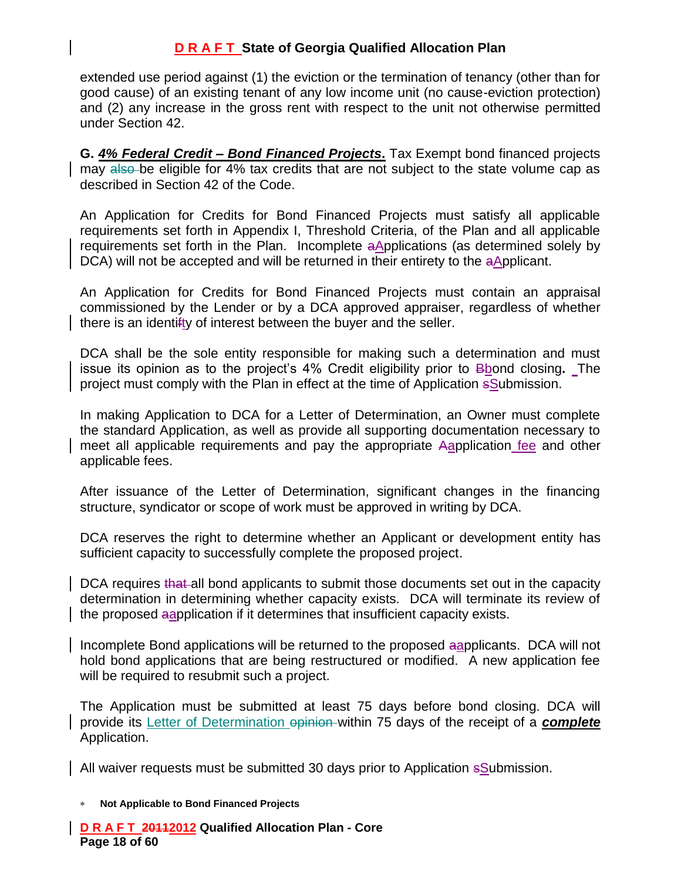extended use period against (1) the eviction or the termination of tenancy (other than for good cause) of an existing tenant of any low income unit (no cause-eviction protection) and (2) any increase in the gross rent with respect to the unit not otherwise permitted under Section 42.

**G.** ***4% Federal Credit – Bond Financed Projects*****.** Tax Exempt bond financed projects may ~~also~~ be eligible for 4% tax credits that are not subject to the state volume cap as described in Section 42 of the Code.

An Application for Credits for Bond Financed Projects must satisfy all applicable requirements set forth in Appendix I, Threshold Criteria, of the Plan and all applicable requirements set forth in the Plan. Incomplete ~~a~~Applications (as determined solely by DCA) will not be accepted and will be returned in their entirety to the ~~a~~Applicant.

An Application for Credits for Bond Financed Projects must contain an appraisal commissioned by the Lender or by a DCA approved appraiser, regardless of whether there is an identi~~f~~ty of interest between the buyer and the seller.

DCA shall be the sole entity responsible for making such a determination and must issue its opinion as to the project's 4% Credit eligibility prior to ~~B~~bond closing**.** The project must comply with the Plan in effect at the time of Application ~~s~~Submission.

In making Application to DCA for a Letter of Determination, an Owner must complete the standard Application, as well as provide all supporting documentation necessary to meet all applicable requirements and pay the appropriate ~~A~~application fee and other applicable fees.

After issuance of the Letter of Determination, significant changes in the financing structure, syndicator or scope of work must be approved in writing by DCA.

DCA reserves the right to determine whether an Applicant or development entity has sufficient capacity to successfully complete the proposed project.

DCA requires ~~that~~ all bond applicants to submit those documents set out in the capacity determination in determining whether capacity exists. DCA will terminate its review of the proposed ~~a~~application if it determines that insufficient capacity exists.

Incomplete Bond applications will be returned to the proposed ~~a~~applicants. DCA will not hold bond applications that are being restructured or modified. A new application fee will be required to resubmit such a project.

The Application must be submitted at least 75 days before bond closing. DCA will provide its Letter of Determination ~~opinion~~ within 75 days of the receipt of a ***complete*** Application.

All waiver requests must be submitted 30 days prior to Application ~~s~~Submission.

* **Not Applicable to Bond Financed Projects**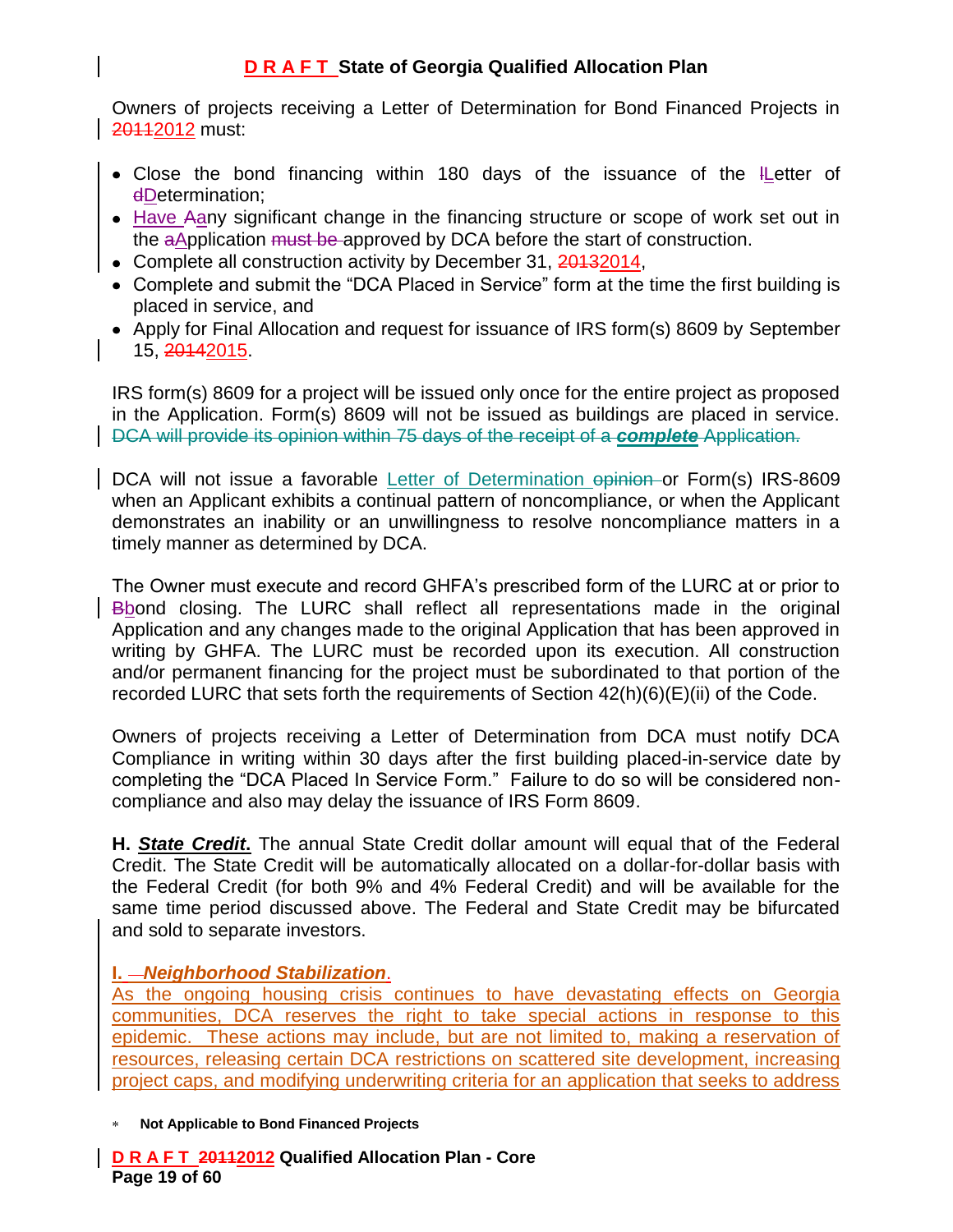Owners of projects receiving a Letter of Determination for Bond Financed Projects in ~~2011~~2012 must:

- Close the bond financing within 180 days of the issuance of the ~~l~~Letter of ~~d~~Determination;
- Have ~~A~~any significant change in the financing structure or scope of work set out in the ~~a~~Application ~~must be~~ approved by DCA before the start of construction.
- Complete all construction activity by December 31, ~~2013~~2014,
- Complete and submit the "DCA Placed in Service" form at the time the first building is placed in service, and
- Apply for Final Allocation and request for issuance of IRS form(s) 8609 by September 15, ~~2014~~2015.

IRS form(s) 8609 for a project will be issued only once for the entire project as proposed in the Application. Form(s) 8609 will not be issued as buildings are placed in service. ~~DCA will provide its opinion within 75 days of the receipt of a ***complete*** Application.~~

DCA will not issue a favorable Letter of Determination ~~opinion~~ or Form(s) IRS-8609 when an Applicant exhibits a continual pattern of noncompliance, or when the Applicant demonstrates an inability or an unwillingness to resolve noncompliance matters in a timely manner as determined by DCA.

The Owner must execute and record GHFA's prescribed form of the LURC at or prior to ~~B~~bond closing. The LURC shall reflect all representations made in the original Application and any changes made to the original Application that has been approved in writing by GHFA. The LURC must be recorded upon its execution. All construction and/or permanent financing for the project must be subordinated to that portion of the recorded LURC that sets forth the requirements of Section 42(h)(6)(E)(ii) of the Code.

Owners of projects receiving a Letter of Determination from DCA must notify DCA Compliance in writing within 30 days after the first building placed-in-service date by completing the "DCA Placed In Service Form." Failure to do so will be considered non-compliance and also may delay the issuance of IRS Form 8609.

**H. *State Credit*.** The annual State Credit dollar amount will equal that of the Federal Credit. The State Credit will be automatically allocated on a dollar-for-dollar basis with the Federal Credit (for both 9% and 4% Federal Credit) and will be available for the same time period discussed above. The Federal and State Credit may be bifurcated and sold to separate investors.

**I. *Neighborhood Stabilization*.**
As the ongoing housing crisis continues to have devastating effects on Georgia communities, DCA reserves the right to take special actions in response to this epidemic. These actions may include, but are not limited to, making a reservation of resources, releasing certain DCA restrictions on scattered site development, increasing project caps, and modifying underwriting criteria for an application that seeks to address

\* **Not Applicable to Bond Financed Projects**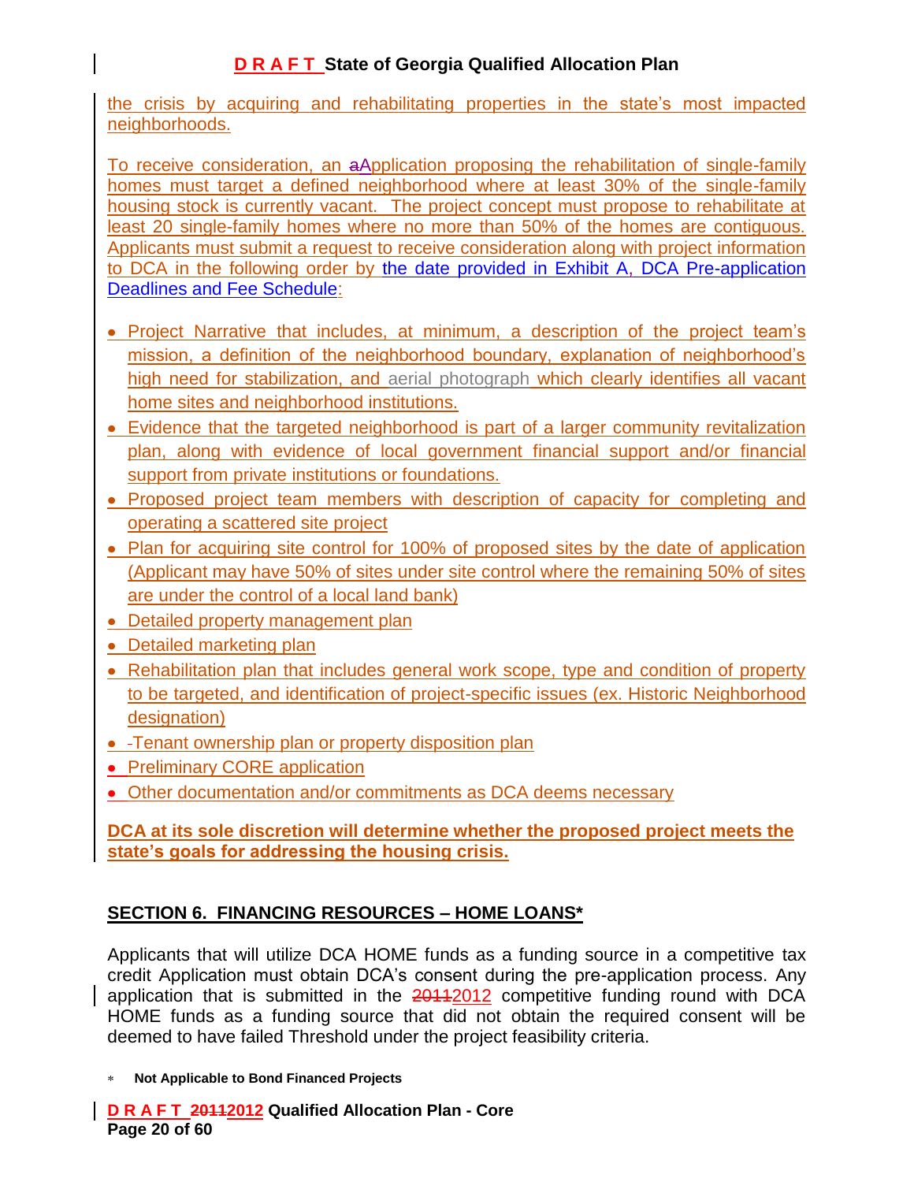the crisis by acquiring and rehabilitating properties in the state's most impacted neighborhoods.

To receive consideration, an Application proposing the rehabilitation of single-family homes must target a defined neighborhood where at least 30% of the single-family housing stock is currently vacant. The project concept must propose to rehabilitate at least 20 single-family homes where no more than 50% of the homes are contiguous. Applicants must submit a request to receive consideration along with project information to DCA in the following order by the date provided in Exhibit A, DCA Pre-application Deadlines and Fee Schedule:

- Project Narrative that includes, at minimum, a description of the project team's mission, a definition of the neighborhood boundary, explanation of neighborhood's high need for stabilization, and aerial photograph which clearly identifies all vacant home sites and neighborhood institutions.
- Evidence that the targeted neighborhood is part of a larger community revitalization plan, along with evidence of local government financial support and/or financial support from private institutions or foundations.
- Proposed project team members with description of capacity for completing and operating a scattered site project
- Plan for acquiring site control for 100% of proposed sites by the date of application (Applicant may have 50% of sites under site control where the remaining 50% of sites are under the control of a local land bank)
- Detailed property management plan
- Detailed marketing plan
- Rehabilitation plan that includes general work scope, type and condition of property to be targeted, and identification of project-specific issues (ex. Historic Neighborhood designation)
- Tenant ownership plan or property disposition plan
- Preliminary CORE application
- Other documentation and/or commitments as DCA deems necessary

**DCA at its sole discretion will determine whether the proposed project meets the state's goals for addressing the housing crisis.**

## SECTION 6. FINANCING RESOURCES – HOME LOANS*

Applicants that will utilize DCA HOME funds as a funding source in a competitive tax credit Application must obtain DCA's consent during the pre-application process. Any application that is submitted in the 2012 competitive funding round with DCA HOME funds as a funding source that did not obtain the required consent will be deemed to have failed Threshold under the project feasibility criteria.

* **Not Applicable to Bond Financed Projects**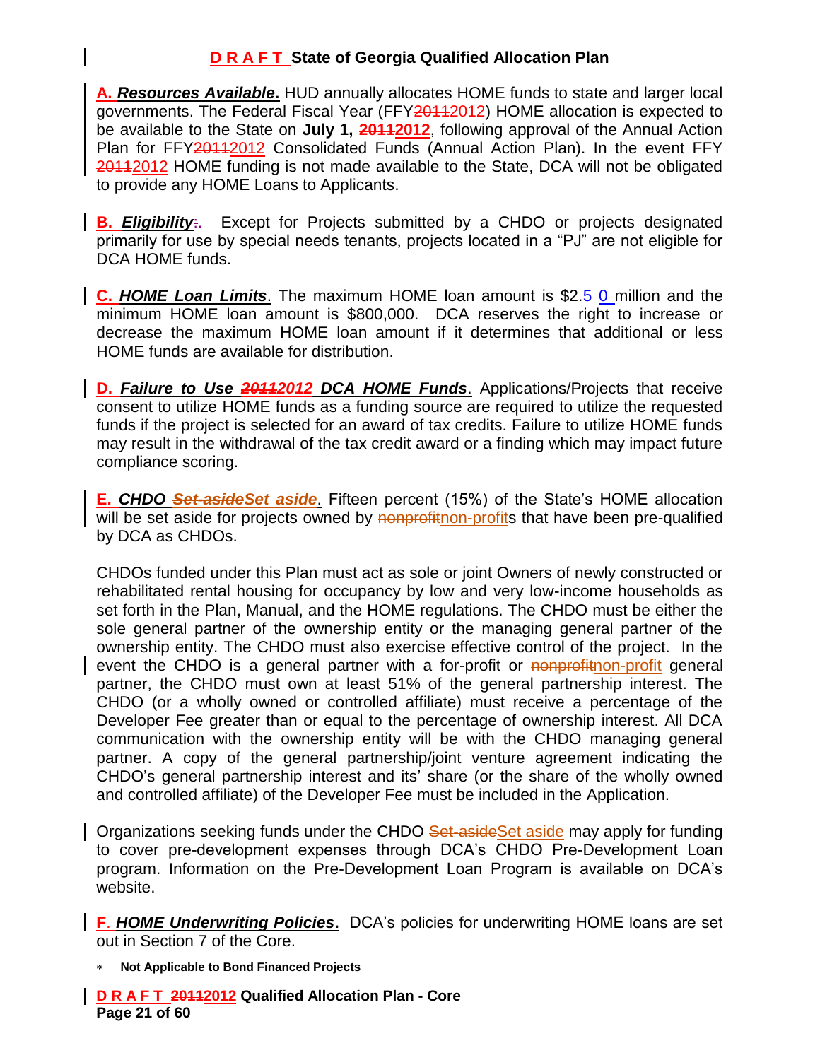**A. *Resources Available*.** HUD annually allocates HOME funds to state and larger local governments. The Federal Fiscal Year (FFY2012) HOME allocation is expected to be available to the State on **July 1, 2012**, following approval of the Annual Action Plan for FFY2012 Consolidated Funds (Annual Action Plan). In the event FFY 2012 HOME funding is not made available to the State, DCA will not be obligated to provide any HOME Loans to Applicants.

**B. *Eligibility*.** Except for Projects submitted by a CHDO or projects designated primarily for use by special needs tenants, projects located in a "PJ" are not eligible for DCA HOME funds.

**C. *HOME Loan Limits***. The maximum HOME loan amount is $2.0 million and the minimum HOME loan amount is $800,000. DCA reserves the right to increase or decrease the maximum HOME loan amount if it determines that additional or less HOME funds are available for distribution.

**D. *Failure to Use 2012 DCA HOME Funds***. Applications/Projects that receive consent to utilize HOME funds as a funding source are required to utilize the requested funds if the project is selected for an award of tax credits. Failure to utilize HOME funds may result in the withdrawal of the tax credit award or a finding which may impact future compliance scoring.

**E. *CHDO Set aside***. Fifteen percent (15%) of the State's HOME allocation will be set aside for projects owned by non-profits that have been pre-qualified by DCA as CHDOs.

CHDOs funded under this Plan must act as sole or joint Owners of newly constructed or rehabilitated rental housing for occupancy by low and very low-income households as set forth in the Plan, Manual, and the HOME regulations. The CHDO must be either the sole general partner of the ownership entity or the managing general partner of the ownership entity. The CHDO must also exercise effective control of the project. In the event the CHDO is a general partner with a for-profit or non-profit general partner, the CHDO must own at least 51% of the general partnership interest. The CHDO (or a wholly owned or controlled affiliate) must receive a percentage of the Developer Fee greater than or equal to the percentage of ownership interest. All DCA communication with the ownership entity will be with the CHDO managing general partner. A copy of the general partnership/joint venture agreement indicating the CHDO's general partnership interest and its' share (or the share of the wholly owned and controlled affiliate) of the Developer Fee must be included in the Application.

Organizations seeking funds under the CHDO Set aside may apply for funding to cover pre-development expenses through DCA's CHDO Pre-Development Loan program. Information on the Pre-Development Loan Program is available on DCA's website.

**F. *HOME Underwriting Policies*.** DCA's policies for underwriting HOME loans are set out in Section 7 of the Core.

* **Not Applicable to Bond Financed Projects**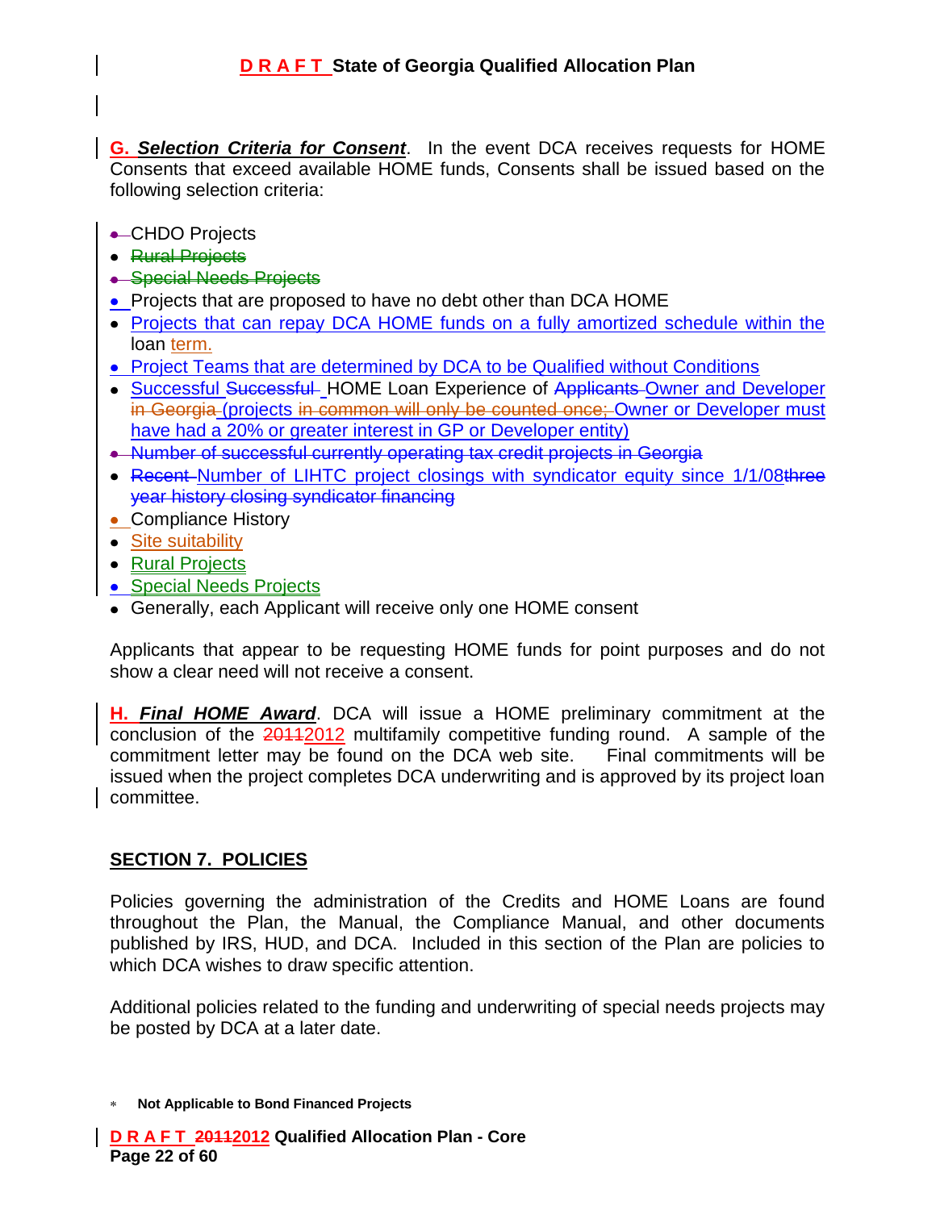**G. *Selection Criteria for Consent*.** In the event DCA receives requests for HOME Consents that exceed available HOME funds, Consents shall be issued based on the following selection criteria:

- CHDO Projects
- ~~Rural Projects~~
- ~~Special Needs Projects~~
- Projects that are proposed to have no debt other than DCA HOME
- Projects that can repay DCA HOME funds on a fully amortized schedule within the loan term.
- Project Teams that are determined by DCA to be Qualified without Conditions
- Successful ~~Successful~~ HOME Loan Experience of ~~Applicants~~ Owner and Developer ~~in Georgia~~ (projects ~~in common will only be counted once;~~ Owner or Developer must have had a 20% or greater interest in GP or Developer entity)
- ~~Number of successful currently operating tax credit projects in Georgia~~
- ~~Recent~~ Number of LIHTC project closings with syndicator equity since 1/1/08~~three year history closing syndicator financing~~
- Compliance History
- Site suitability
- Rural Projects
- Special Needs Projects
- Generally, each Applicant will receive only one HOME consent

Applicants that appear to be requesting HOME funds for point purposes and do not show a clear need will not receive a consent.

**H. *Final HOME Award*.** DCA will issue a HOME preliminary commitment at the conclusion of the ~~2011~~2012 multifamily competitive funding round. A sample of the commitment letter may be found on the DCA web site. Final commitments will be issued when the project completes DCA underwriting and is approved by its project loan committee.

## SECTION 7. POLICIES

Policies governing the administration of the Credits and HOME Loans are found throughout the Plan, the Manual, the Compliance Manual, and other documents published by IRS, HUD, and DCA. Included in this section of the Plan are policies to which DCA wishes to draw specific attention.

Additional policies related to the funding and underwriting of special needs projects may be posted by DCA at a later date.

\* **Not Applicable to Bond Financed Projects**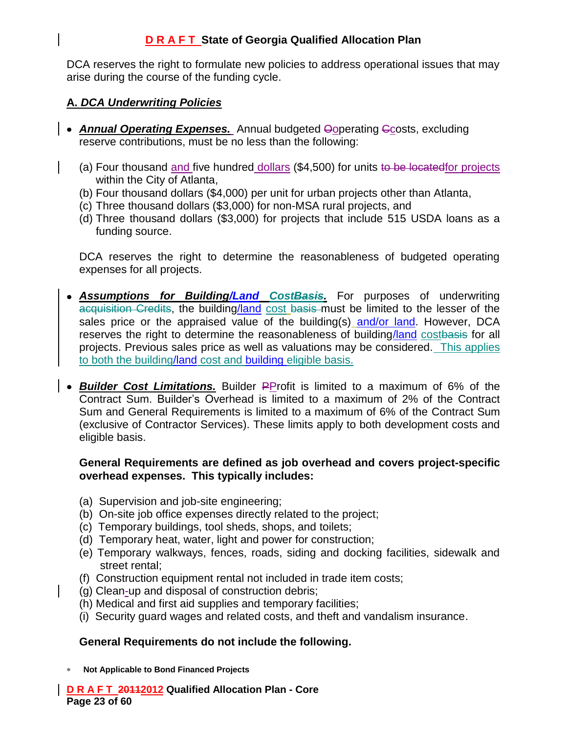DCA reserves the right to formulate new policies to address operational issues that may arise during the course of the funding cycle.

## A. ***DCA Underwriting Policies***

- ***Annual Operating Expenses.*** Annual budgeted ~~O~~operating ~~C~~costs, excluding reserve contributions, must be no less than the following:

  (a) Four thousand and five hundred dollars ($4,500) for units ~~to be located~~for projects within the City of Atlanta,
  (b) Four thousand dollars ($4,000) per unit for urban projects other than Atlanta,
  (c) Three thousand dollars ($3,000) for non-MSA rural projects, and
  (d) Three thousand dollars ($3,000) for projects that include 515 USDA loans as a funding source.

  DCA reserves the right to determine the reasonableness of budgeted operating expenses for all projects.

- ***Assumptions for Building/Land Cost~~Basis~~.*** For purposes of underwriting ~~acquisition Credits~~, the building/land cost ~~basis~~ must be limited to the lesser of the sales price or the appraised value of the building(s) and/or land. However, DCA reserves the right to determine the reasonableness of building/land cost~~basis~~ for all projects. Previous sales price as well as valuations may be considered. This applies to both the building/land cost and building eligible basis.

- ***Builder Cost Limitations.*** Builder ~~P~~Profit is limited to a maximum of 6% of the Contract Sum. Builder's Overhead is limited to a maximum of 2% of the Contract Sum and General Requirements is limited to a maximum of 6% of the Contract Sum (exclusive of Contractor Services). These limits apply to both development costs and eligible basis.

  **General Requirements are defined as job overhead and covers project-specific overhead expenses. This typically includes:**

  (a) Supervision and job-site engineering;
  (b) On-site job office expenses directly related to the project;
  (c) Temporary buildings, tool sheds, shops, and toilets;
  (d) Temporary heat, water, light and power for construction;
  (e) Temporary walkways, fences, roads, siding and docking facilities, sidewalk and street rental;
  (f) Construction equipment rental not included in trade item costs;
  (g) Clean-up and disposal of construction debris;
  (h) Medical and first aid supplies and temporary facilities;
  (i) Security guard wages and related costs, and theft and vandalism insurance.

  **General Requirements do not include the following.**

\* **Not Applicable to Bond Financed Projects**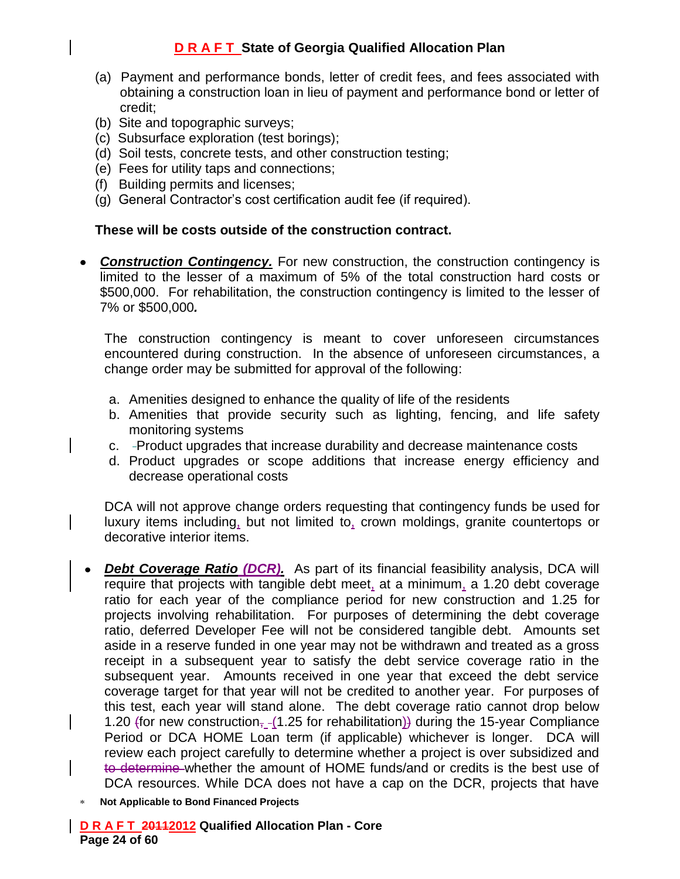(a) Payment and performance bonds, letter of credit fees, and fees associated with obtaining a construction loan in lieu of payment and performance bond or letter of credit;
(b) Site and topographic surveys;
(c) Subsurface exploration (test borings);
(d) Soil tests, concrete tests, and other construction testing;
(e) Fees for utility taps and connections;
(f) Building permits and licenses;
(g) General Contractor's cost certification audit fee (if required).

**These will be costs outside of the construction contract.**

- ***Construction Contingency.*** For new construction, the construction contingency is limited to the lesser of a maximum of 5% of the total construction hard costs or \$500,000. For rehabilitation, the construction contingency is limited to the lesser of 7% or \$500,000**.**

  The construction contingency is meant to cover unforeseen circumstances encountered during construction. In the absence of unforeseen circumstances, a change order may be submitted for approval of the following:

  a. Amenities designed to enhance the quality of life of the residents
  b. Amenities that provide security such as lighting, fencing, and life safety monitoring systems
  c. Product upgrades that increase durability and decrease maintenance costs
  d. Product upgrades or scope additions that increase energy efficiency and decrease operational costs

  DCA will not approve change orders requesting that contingency funds be used for luxury items including, but not limited to, crown moldings, granite countertops or decorative interior items.

- ***Debt Coverage Ratio (DCR).*** As part of its financial feasibility analysis, DCA will require that projects with tangible debt meet, at a minimum, a 1.20 debt coverage ratio for each year of the compliance period for new construction and 1.25 for projects involving rehabilitation. For purposes of determining the debt coverage ratio, deferred Developer Fee will not be considered tangible debt. Amounts set aside in a reserve funded in one year may not be withdrawn and treated as a gross receipt in a subsequent year to satisfy the debt service coverage ratio in the subsequent year. Amounts received in one year that exceed the debt service coverage target for that year will not be credited to another year. For purposes of this test, each year will stand alone. The debt coverage ratio cannot drop below 1.20 for new construction (1.25 for rehabilitation) during the 15-year Compliance Period or DCA HOME Loan term (if applicable) whichever is longer. DCA will review each project carefully to determine whether a project is over subsidized and whether the amount of HOME funds/and or credits is the best use of DCA resources. While DCA does not have a cap on the DCR, projects that have

\* **Not Applicable to Bond Financed Projects**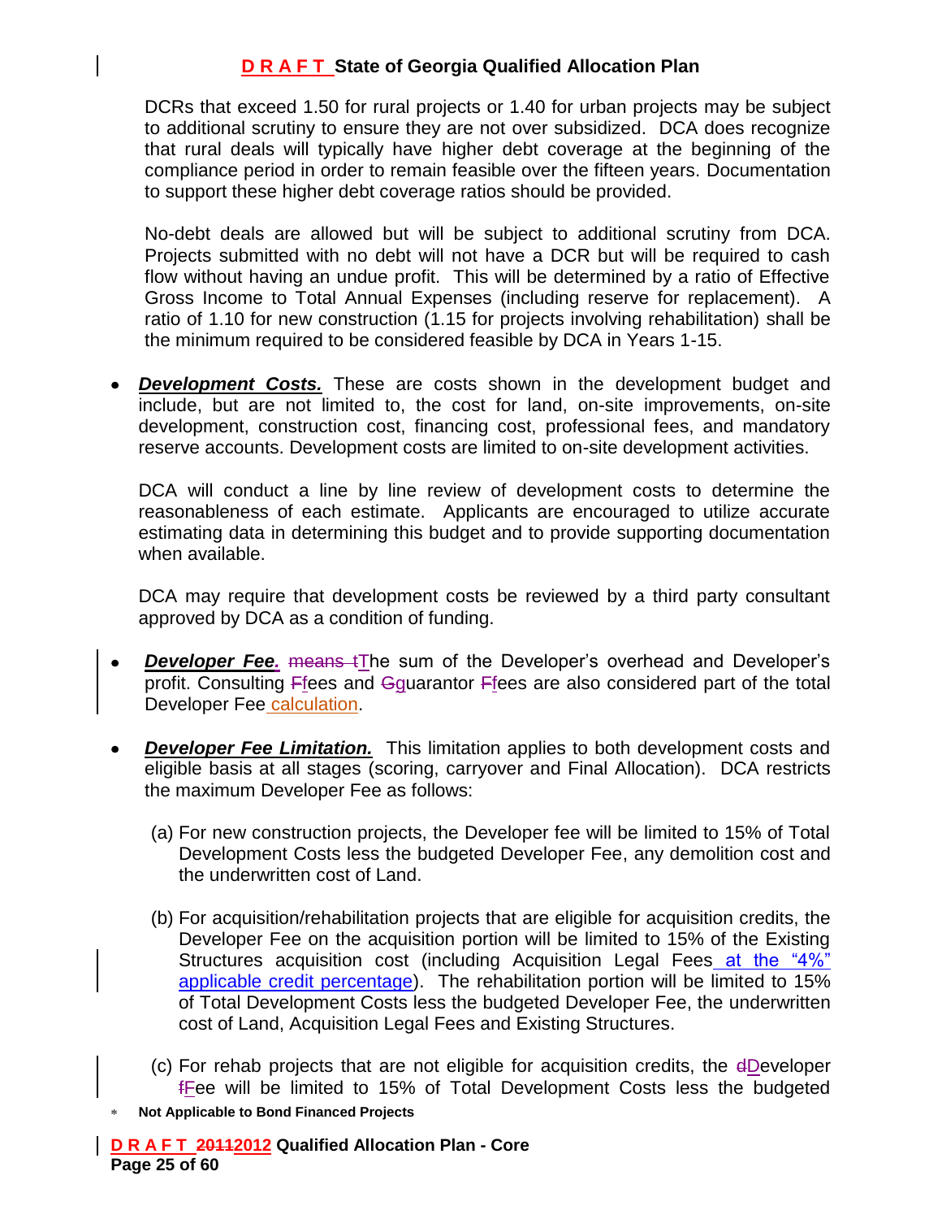DCRs that exceed 1.50 for rural projects or 1.40 for urban projects may be subject to additional scrutiny to ensure they are not over subsidized. DCA does recognize that rural deals will typically have higher debt coverage at the beginning of the compliance period in order to remain feasible over the fifteen years. Documentation to support these higher debt coverage ratios should be provided.

No-debt deals are allowed but will be subject to additional scrutiny from DCA. Projects submitted with no debt will not have a DCR but will be required to cash flow without having an undue profit. This will be determined by a ratio of Effective Gross Income to Total Annual Expenses (including reserve for replacement). A ratio of 1.10 for new construction (1.15 for projects involving rehabilitation) shall be the minimum required to be considered feasible by DCA in Years 1-15.

- ***Development Costs.*** These are costs shown in the development budget and include, but are not limited to, the cost for land, on-site improvements, on-site development, construction cost, financing cost, professional fees, and mandatory reserve accounts. Development costs are limited to on-site development activities.

  DCA will conduct a line by line review of development costs to determine the reasonableness of each estimate. Applicants are encouraged to utilize accurate estimating data in determining this budget and to provide supporting documentation when available.

  DCA may require that development costs be reviewed by a third party consultant approved by DCA as a condition of funding.

- ***Developer Fee.*** The sum of the Developer's overhead and Developer's profit. Consulting fees and guarantor fees are also considered part of the total Developer Fee calculation.

- ***Developer Fee Limitation.*** This limitation applies to both development costs and eligible basis at all stages (scoring, carryover and Final Allocation). DCA restricts the maximum Developer Fee as follows:

  (a) For new construction projects, the Developer fee will be limited to 15% of Total Development Costs less the budgeted Developer Fee, any demolition cost and the underwritten cost of Land.

  (b) For acquisition/rehabilitation projects that are eligible for acquisition credits, the Developer Fee on the acquisition portion will be limited to 15% of the Existing Structures acquisition cost (including Acquisition Legal Fees at the "4%" applicable credit percentage). The rehabilitation portion will be limited to 15% of Total Development Costs less the budgeted Developer Fee, the underwritten cost of Land, Acquisition Legal Fees and Existing Structures.

  (c) For rehab projects that are not eligible for acquisition credits, the Developer Fee will be limited to 15% of Total Development Costs less the budgeted

\* Not Applicable to Bond Financed Projects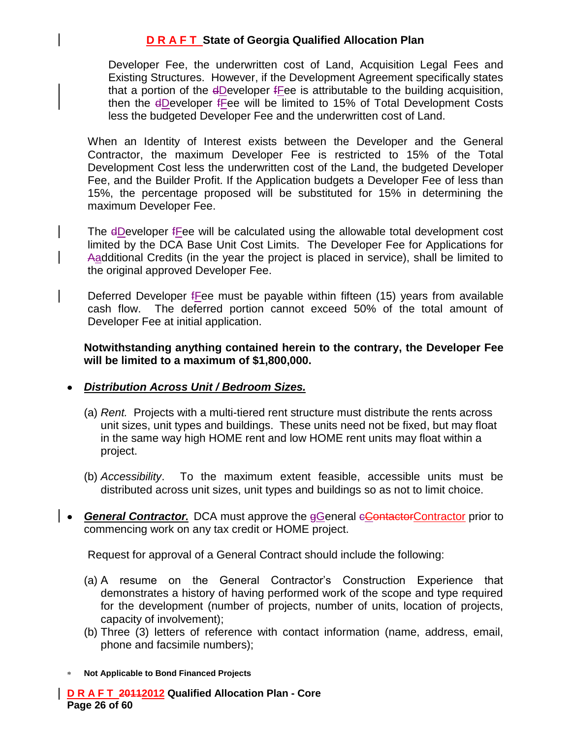Developer Fee, the underwritten cost of Land, Acquisition Legal Fees and Existing Structures. However, if the Development Agreement specifically states that a portion of the dDeveloper fFee is attributable to the building acquisition, then the dDeveloper fFee will be limited to 15% of Total Development Costs less the budgeted Developer Fee and the underwritten cost of Land.

When an Identity of Interest exists between the Developer and the General Contractor, the maximum Developer Fee is restricted to 15% of the Total Development Cost less the underwritten cost of the Land, the budgeted Developer Fee, and the Builder Profit. If the Application budgets a Developer Fee of less than 15%, the percentage proposed will be substituted for 15% in determining the maximum Developer Fee.

The dDeveloper fFee will be calculated using the allowable total development cost limited by the DCA Base Unit Cost Limits. The Developer Fee for Applications for Aadditional Credits (in the year the project is placed in service), shall be limited to the original approved Developer Fee.

Deferred Developer fFee must be payable within fifteen (15) years from available cash flow. The deferred portion cannot exceed 50% of the total amount of Developer Fee at initial application.

**Notwithstanding anything contained herein to the contrary, the Developer Fee will be limited to a maximum of $1,800,000.**

- ***Distribution Across Unit / Bedroom Sizes.***

  (a) *Rent.* Projects with a multi-tiered rent structure must distribute the rents across unit sizes, unit types and buildings. These units need not be fixed, but may float in the same way high HOME rent and low HOME rent units may float within a project.

  (b) *Accessibility*. To the maximum extent feasible, accessible units must be distributed across unit sizes, unit types and buildings so as not to limit choice.

- ***General Contractor.*** DCA must approve the gGeneral cContactorContractor prior to commencing work on any tax credit or HOME project.

  Request for approval of a General Contract should include the following:

  (a) A resume on the General Contractor's Construction Experience that demonstrates a history of having performed work of the scope and type required for the development (number of projects, number of units, location of projects, capacity of involvement);
  (b) Three (3) letters of reference with contact information (name, address, email, phone and facsimile numbers);

* **Not Applicable to Bond Financed Projects**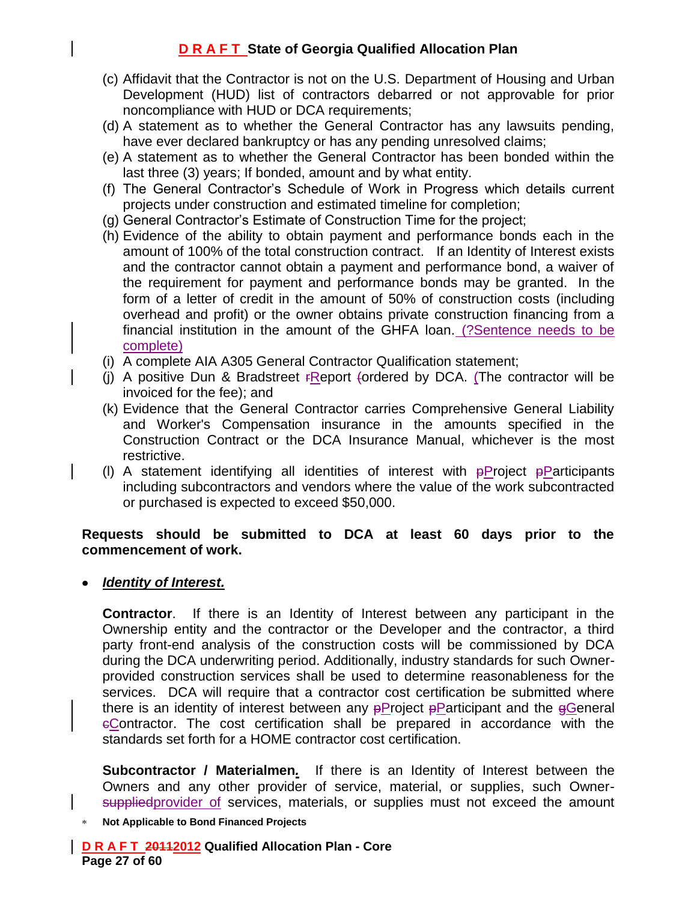- (c) Affidavit that the Contractor is not on the U.S. Department of Housing and Urban Development (HUD) list of contractors debarred or not approvable for prior noncompliance with HUD or DCA requirements;
- (d) A statement as to whether the General Contractor has any lawsuits pending, have ever declared bankruptcy or has any pending unresolved claims;
- (e) A statement as to whether the General Contractor has been bonded within the last three (3) years; If bonded, amount and by what entity.
- (f) The General Contractor's Schedule of Work in Progress which details current projects under construction and estimated timeline for completion;
- (g) General Contractor's Estimate of Construction Time for the project;
- (h) Evidence of the ability to obtain payment and performance bonds each in the amount of 100% of the total construction contract. If an Identity of Interest exists and the contractor cannot obtain a payment and performance bond, a waiver of the requirement for payment and performance bonds may be granted. In the form of a letter of credit in the amount of 50% of construction costs (including overhead and profit) or the owner obtains private construction financing from a financial institution in the amount of the GHFA loan. (?Sentence needs to be complete)
- (i) A complete AIA A305 General Contractor Qualification statement;
- (j) A positive Dun & Bradstreet rReport (ordered by DCA. (The contractor will be invoiced for the fee); and
- (k) Evidence that the General Contractor carries Comprehensive General Liability and Worker's Compensation insurance in the amounts specified in the Construction Contract or the DCA Insurance Manual, whichever is the most restrictive.
- (l) A statement identifying all identities of interest with pProject pParticipants including subcontractors and vendors where the value of the work subcontracted or purchased is expected to exceed $50,000.

**Requests should be submitted to DCA at least 60 days prior to the commencement of work.**

- ***Identity of Interest.***

  **Contractor**. If there is an Identity of Interest between any participant in the Ownership entity and the contractor or the Developer and the contractor, a third party front-end analysis of the construction costs will be commissioned by DCA during the DCA underwriting period. Additionally, industry standards for such Owner-provided construction services shall be used to determine reasonableness for the services. DCA will require that a contractor cost certification be submitted where there is an identity of interest between any pProject pParticipant and the gGeneral cContractor. The cost certification shall be prepared in accordance with the standards set forth for a HOME contractor cost certification.

  **Subcontractor / Materialmen.** If there is an Identity of Interest between the Owners and any other provider of service, material, or supplies, such Owner-suppliedprovider of services, materials, or supplies must not exceed the amount

\* **Not Applicable to Bond Financed Projects**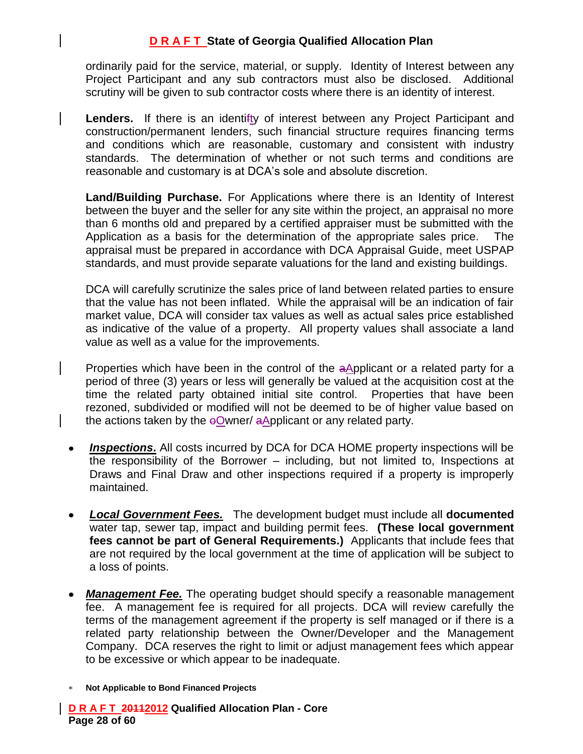ordinarily paid for the service, material, or supply. Identity of Interest between any Project Participant and any sub contractors must also be disclosed. Additional scrutiny will be given to sub contractor costs where there is an identity of interest.

**Lenders.** If there is an identity of interest between any Project Participant and construction/permanent lenders, such financial structure requires financing terms and conditions which are reasonable, customary and consistent with industry standards. The determination of whether or not such terms and conditions are reasonable and customary is at DCA's sole and absolute discretion.

**Land/Building Purchase.** For Applications where there is an Identity of Interest between the buyer and the seller for any site within the project, an appraisal no more than 6 months old and prepared by a certified appraiser must be submitted with the Application as a basis for the determination of the appropriate sales price. The appraisal must be prepared in accordance with DCA Appraisal Guide, meet USPAP standards, and must provide separate valuations for the land and existing buildings.

DCA will carefully scrutinize the sales price of land between related parties to ensure that the value has not been inflated. While the appraisal will be an indication of fair market value, DCA will consider tax values as well as actual sales price established as indicative of the value of a property. All property values shall associate a land value as well as a value for the improvements.

Properties which have been in the control of the Applicant or a related party for a period of three (3) years or less will generally be valued at the acquisition cost at the time the related party obtained initial site control. Properties that have been rezoned, subdivided or modified will not be deemed to be of higher value based on the actions taken by the Owner/ Applicant or any related party.

- ***Inspections*****.** All costs incurred by DCA for DCA HOME property inspections will be the responsibility of the Borrower – including, but not limited to, Inspections at Draws and Final Draw and other inspections required if a property is improperly maintained.

- ***Local Government Fees.*** The development budget must include all **documented** water tap, sewer tap, impact and building permit fees. **(These local government fees cannot be part of General Requirements.)** Applicants that include fees that are not required by the local government at the time of application will be subject to a loss of points.

- ***Management Fee.*** The operating budget should specify a reasonable management fee. A management fee is required for all projects. DCA will review carefully the terms of the management agreement if the property is self managed or if there is a related party relationship between the Owner/Developer and the Management Company. DCA reserves the right to limit or adjust management fees which appear to be excessive or which appear to be inadequate.

\* **Not Applicable to Bond Financed Projects**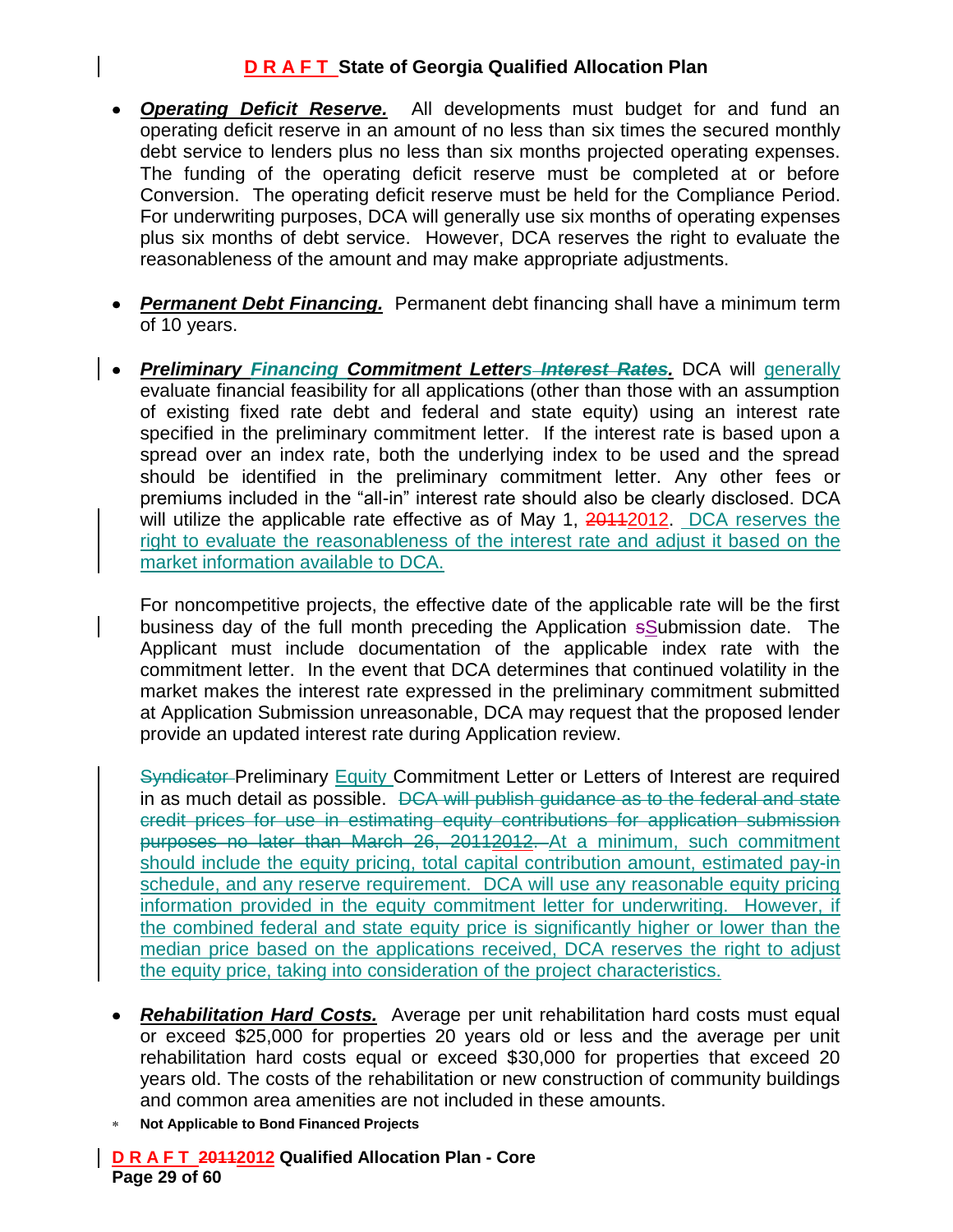- ***Operating Deficit Reserve.*** All developments must budget for and fund an operating deficit reserve in an amount of no less than six times the secured monthly debt service to lenders plus no less than six months projected operating expenses. The funding of the operating deficit reserve must be completed at or before Conversion. The operating deficit reserve must be held for the Compliance Period. For underwriting purposes, DCA will generally use six months of operating expenses plus six months of debt service. However, DCA reserves the right to evaluate the reasonableness of the amount and may make appropriate adjustments.

- ***Permanent Debt Financing.*** Permanent debt financing shall have a minimum term of 10 years.

- ***Preliminary Financing Commitment Letters ~~Interest Rates~~.*** DCA will generally evaluate financial feasibility for all applications (other than those with an assumption of existing fixed rate debt and federal and state equity) using an interest rate specified in the preliminary commitment letter. If the interest rate is based upon a spread over an index rate, both the underlying index to be used and the spread should be identified in the preliminary commitment letter. Any other fees or premiums included in the "all-in" interest rate should also be clearly disclosed. DCA will utilize the applicable rate effective as of May 1, ~~2011~~2012. DCA reserves the right to evaluate the reasonableness of the interest rate and adjust it based on the market information available to DCA.

  For noncompetitive projects, the effective date of the applicable rate will be the first business day of the full month preceding the Application ~~s~~Submission date. The Applicant must include documentation of the applicable index rate with the commitment letter. In the event that DCA determines that continued volatility in the market makes the interest rate expressed in the preliminary commitment submitted at Application Submission unreasonable, DCA may request that the proposed lender provide an updated interest rate during Application review.

  ~~Syndicator~~ Preliminary Equity Commitment Letter or Letters of Interest are required in as much detail as possible. ~~DCA will publish guidance as to the federal and state credit prices for use in estimating equity contributions for application submission purposes no later than March 26, 20112012.~~ At a minimum, such commitment should include the equity pricing, total capital contribution amount, estimated pay-in schedule, and any reserve requirement. DCA will use any reasonable equity pricing information provided in the equity commitment letter for underwriting. However, if the combined federal and state equity price is significantly higher or lower than the median price based on the applications received, DCA reserves the right to adjust the equity price, taking into consideration of the project characteristics.

- ***Rehabilitation Hard Costs.*** Average per unit rehabilitation hard costs must equal or exceed $25,000 for properties 20 years old or less and the average per unit rehabilitation hard costs equal or exceed $30,000 for properties that exceed 20 years old. The costs of the rehabilitation or new construction of community buildings and common area amenities are not included in these amounts.

\* **Not Applicable to Bond Financed Projects**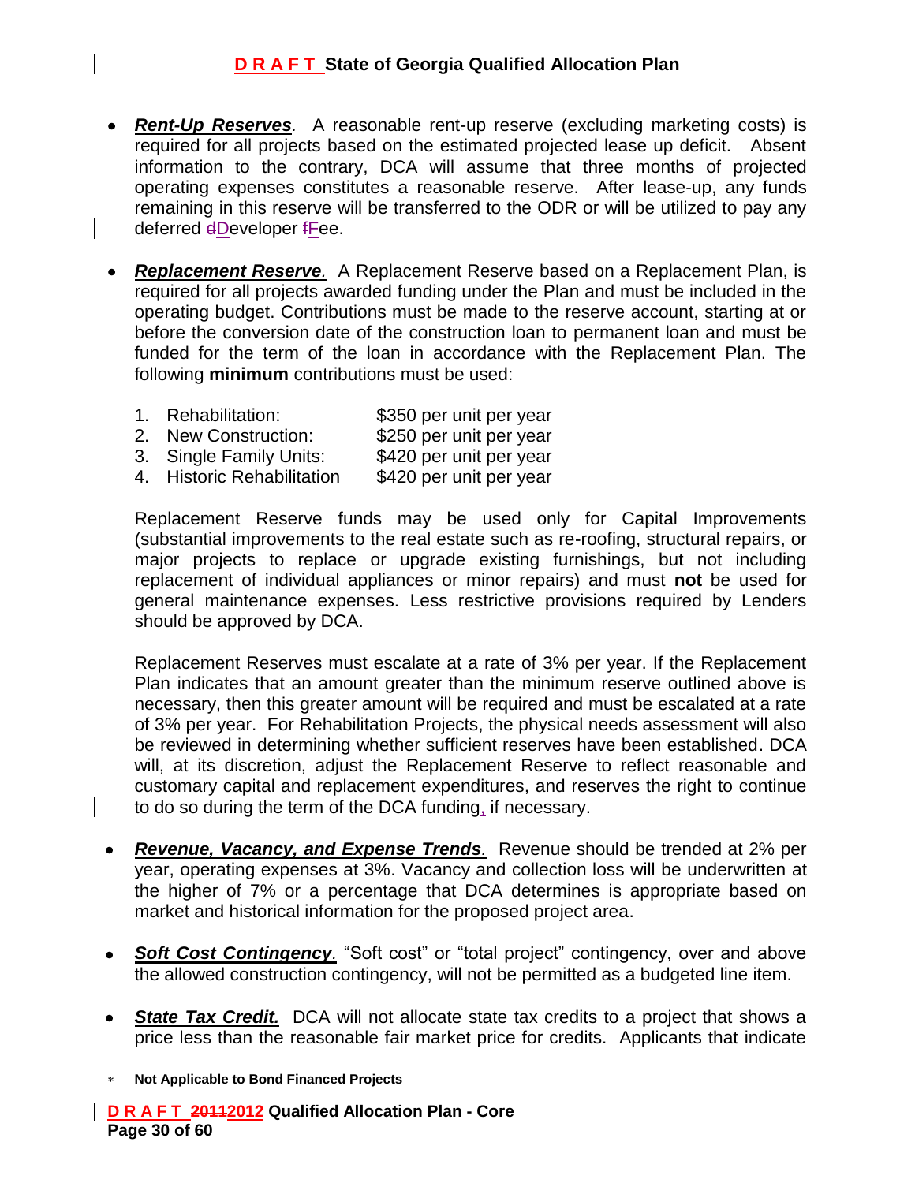- ***Rent-Up Reserves**.* A reasonable rent-up reserve (excluding marketing costs) is required for all projects based on the estimated projected lease up deficit. Absent information to the contrary, DCA will assume that three months of projected operating expenses constitutes a reasonable reserve. After lease-up, any funds remaining in this reserve will be transferred to the ODR or will be utilized to pay any deferred ~~d~~Developer ~~f~~Fee.

- ***Replacement Reserve**.* A Replacement Reserve based on a Replacement Plan, is required for all projects awarded funding under the Plan and must be included in the operating budget. Contributions must be made to the reserve account, starting at or before the conversion date of the construction loan to permanent loan and must be funded for the term of the loan in accordance with the Replacement Plan. The following **minimum** contributions must be used:

  1. Rehabilitation: $350 per unit per year
  2. New Construction: $250 per unit per year
  3. Single Family Units: $420 per unit per year
  4. Historic Rehabilitation $420 per unit per year

  Replacement Reserve funds may be used only for Capital Improvements (substantial improvements to the real estate such as re-roofing, structural repairs, or major projects to replace or upgrade existing furnishings, but not including replacement of individual appliances or minor repairs) and must **not** be used for general maintenance expenses. Less restrictive provisions required by Lenders should be approved by DCA.

  Replacement Reserves must escalate at a rate of 3% per year. If the Replacement Plan indicates that an amount greater than the minimum reserve outlined above is necessary, then this greater amount will be required and must be escalated at a rate of 3% per year. For Rehabilitation Projects, the physical needs assessment will also be reviewed in determining whether sufficient reserves have been established. DCA will, at its discretion, adjust the Replacement Reserve to reflect reasonable and customary capital and replacement expenditures, and reserves the right to continue to do so during the term of the DCA funding, if necessary.

- ***Revenue, Vacancy, and Expense Trends**.* Revenue should be trended at 2% per year, operating expenses at 3%. Vacancy and collection loss will be underwritten at the higher of 7% or a percentage that DCA determines is appropriate based on market and historical information for the proposed project area.

- ***Soft Cost Contingency**.* "Soft cost" or "total project" contingency, over and above the allowed construction contingency, will not be permitted as a budgeted line item.

- ***State Tax Credit.*** DCA will not allocate state tax credits to a project that shows a price less than the reasonable fair market price for credits. Applicants that indicate

\* **Not Applicable to Bond Financed Projects**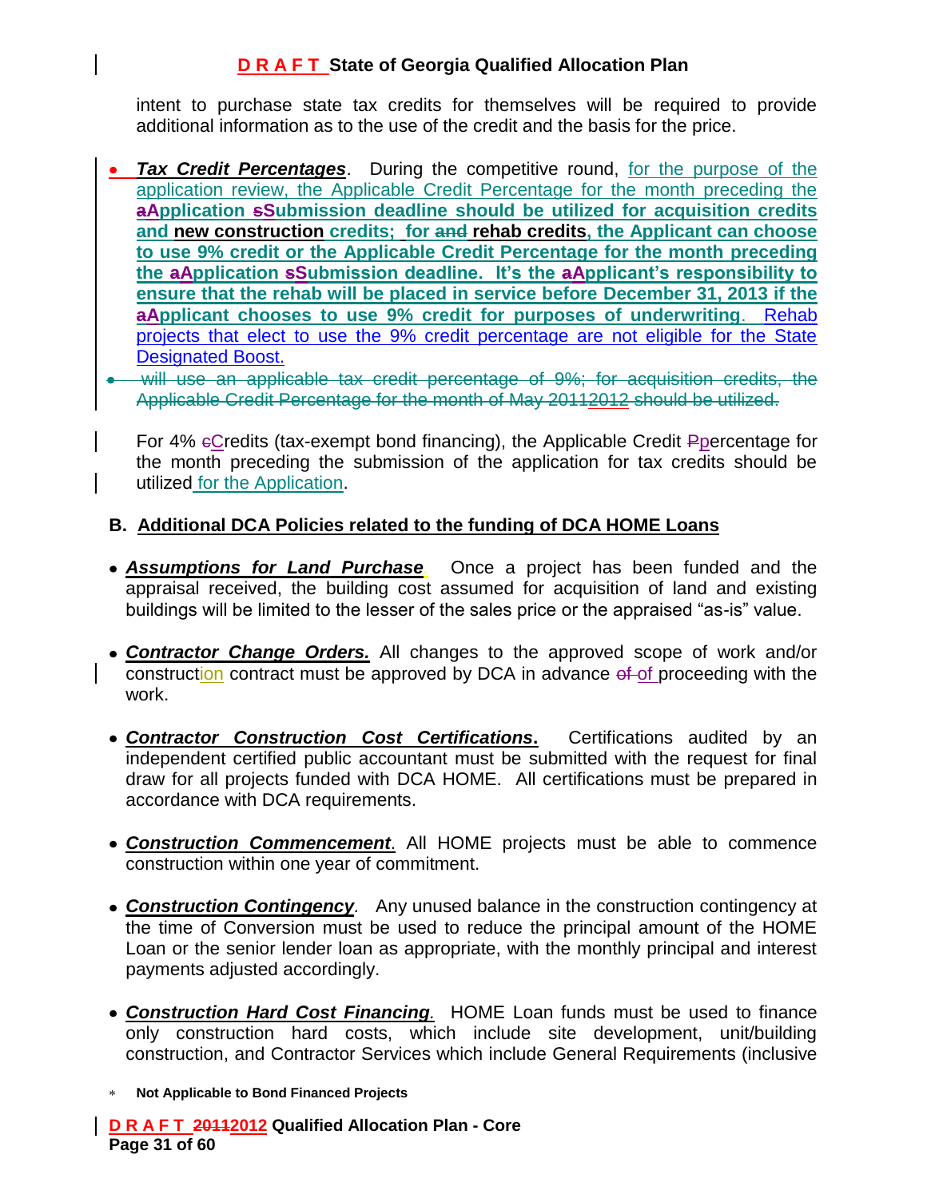intent to purchase state tax credits for themselves will be required to provide additional information as to the use of the credit and the basis for the price.

- ***Tax Credit Percentages***. During the competitive round, for the purpose of the application review, the Applicable Credit Percentage for the month preceding the **aApplication sSubmission deadline should be utilized for acquisition credits and new construction credits; for and rehab credits, the Applicant can choose to use 9% credit or the Applicable Credit Percentage for the month preceding the aApplication sSubmission deadline. It's the aApplicant's responsibility to ensure that the rehab will be placed in service before December 31, 2013 if the aApplicant chooses to use 9% credit for purposes of underwriting**. Rehab projects that elect to use the 9% credit percentage are not eligible for the State Designated Boost.
- ~~will use an applicable tax credit percentage of 9%; for acquisition credits, the Applicable Credit Percentage for the month of May 20112012 should be utilized.~~

For 4% cCredits (tax-exempt bond financing), the Applicable Credit Ppercentage for the month preceding the submission of the application for tax credits should be utilized for the Application.

## B. Additional DCA Policies related to the funding of DCA HOME Loans

- ***Assumptions for Land Purchase***. Once a project has been funded and the appraisal received, the building cost assumed for acquisition of land and existing buildings will be limited to the lesser of the sales price or the appraised "as-is" value.
- ***Contractor Change Orders.*** All changes to the approved scope of work and/or construction contract must be approved by DCA in advance of of proceeding with the work.
- ***Contractor Construction Cost Certifications***. Certifications audited by an independent certified public accountant must be submitted with the request for final draw for all projects funded with DCA HOME. All certifications must be prepared in accordance with DCA requirements.
- ***Construction Commencement***. All HOME projects must be able to commence construction within one year of commitment.
- ***Construction Contingency***. Any unused balance in the construction contingency at the time of Conversion must be used to reduce the principal amount of the HOME Loan or the senior lender loan as appropriate, with the monthly principal and interest payments adjusted accordingly.
- ***Construction Hard Cost Financing***. HOME Loan funds must be used to finance only construction hard costs, which include site development, unit/building construction, and Contractor Services which include General Requirements (inclusive

∗ **Not Applicable to Bond Financed Projects**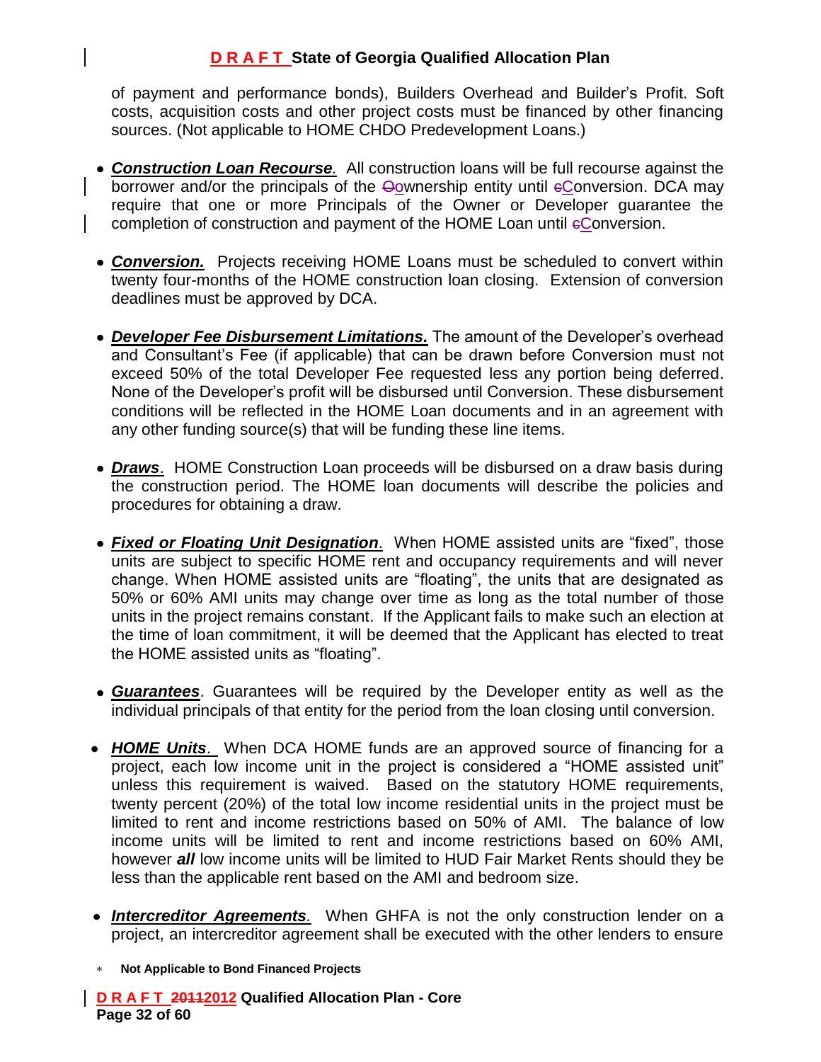of payment and performance bonds), Builders Overhead and Builder's Profit. Soft costs, acquisition costs and other project costs must be financed by other financing sources. (Not applicable to HOME CHDO Predevelopment Loans.)

- ***Construction Loan Recourse.*** All construction loans will be full recourse against the borrower and/or the principals of the ~~O~~ownership entity until ~~c~~Conversion. DCA may require that one or more Principals of the Owner or Developer guarantee the completion of construction and payment of the HOME Loan until ~~c~~Conversion.

- ***Conversion.*** Projects receiving HOME Loans must be scheduled to convert within twenty four-months of the HOME construction loan closing. Extension of conversion deadlines must be approved by DCA.

- ***Developer Fee Disbursement Limitations.*** The amount of the Developer's overhead and Consultant's Fee (if applicable) that can be drawn before Conversion must not exceed 50% of the total Developer Fee requested less any portion being deferred. None of the Developer's profit will be disbursed until Conversion. These disbursement conditions will be reflected in the HOME Loan documents and in an agreement with any other funding source(s) that will be funding these line items.

- ***Draws***. HOME Construction Loan proceeds will be disbursed on a draw basis during the construction period. The HOME loan documents will describe the policies and procedures for obtaining a draw.

- ***Fixed or Floating Unit Designation***. When HOME assisted units are "fixed", those units are subject to specific HOME rent and occupancy requirements and will never change. When HOME assisted units are "floating", the units that are designated as 50% or 60% AMI units may change over time as long as the total number of those units in the project remains constant. If the Applicant fails to make such an election at the time of loan commitment, it will be deemed that the Applicant has elected to treat the HOME assisted units as "floating".

- ***Guarantees***. Guarantees will be required by the Developer entity as well as the individual principals of that entity for the period from the loan closing until conversion.

- ***HOME Units***. When DCA HOME funds are an approved source of financing for a project, each low income unit in the project is considered a "HOME assisted unit" unless this requirement is waived. Based on the statutory HOME requirements, twenty percent (20%) of the total low income residential units in the project must be limited to rent and income restrictions based on 50% of AMI. The balance of low income units will be limited to rent and income restrictions based on 60% AMI, however ***all*** low income units will be limited to HUD Fair Market Rents should they be less than the applicable rent based on the AMI and bedroom size.

- ***Intercreditor Agreements.*** When GHFA is not the only construction lender on a project, an intercreditor agreement shall be executed with the other lenders to ensure

\* **Not Applicable to Bond Financed Projects**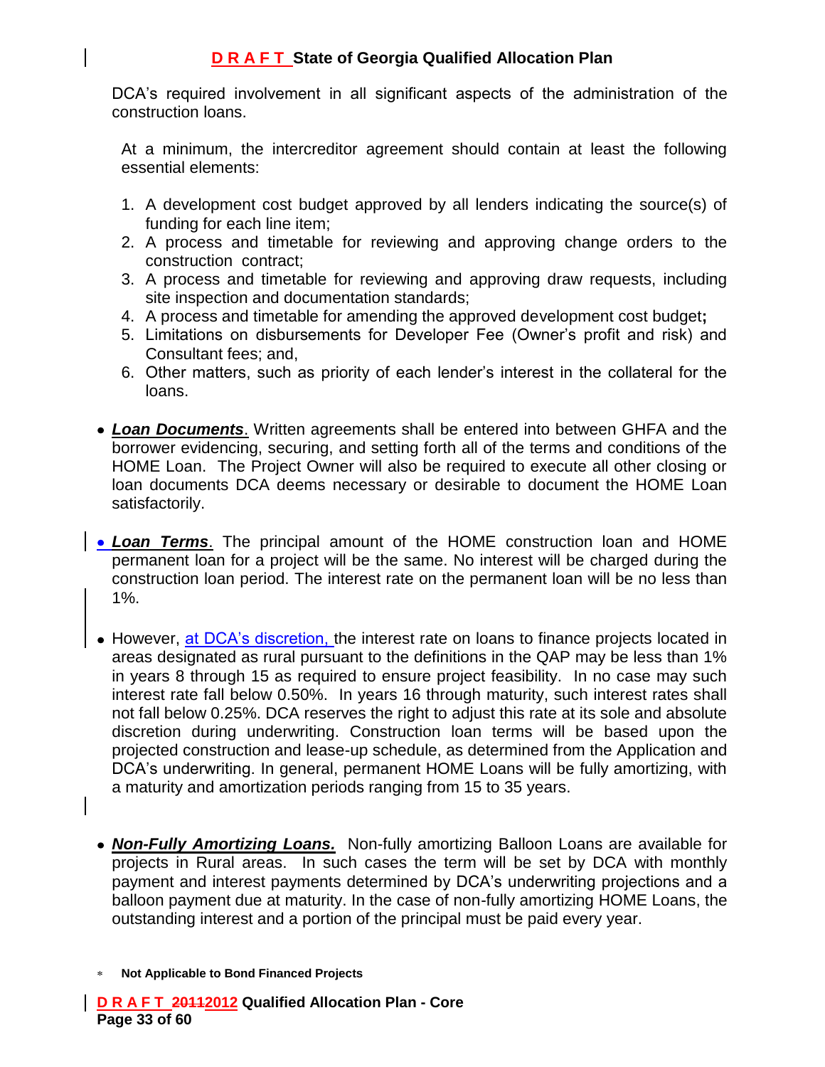DCA's required involvement in all significant aspects of the administration of the construction loans.

At a minimum, the intercreditor agreement should contain at least the following essential elements:

1. A development cost budget approved by all lenders indicating the source(s) of funding for each line item;
2. A process and timetable for reviewing and approving change orders to the construction contract;
3. A process and timetable for reviewing and approving draw requests, including site inspection and documentation standards;
4. A process and timetable for amending the approved development cost budget**;**
5. Limitations on disbursements for Developer Fee (Owner's profit and risk) and Consultant fees; and,
6. Other matters, such as priority of each lender's interest in the collateral for the loans.

- ***Loan Documents***. Written agreements shall be entered into between GHFA and the borrower evidencing, securing, and setting forth all of the terms and conditions of the HOME Loan. The Project Owner will also be required to execute all other closing or loan documents DCA deems necessary or desirable to document the HOME Loan satisfactorily.

- ***Loan Terms***. The principal amount of the HOME construction loan and HOME permanent loan for a project will be the same. No interest will be charged during the construction loan period. The interest rate on the permanent loan will be no less than 1%.

- However, at DCA's discretion, the interest rate on loans to finance projects located in areas designated as rural pursuant to the definitions in the QAP may be less than 1% in years 8 through 15 as required to ensure project feasibility. In no case may such interest rate fall below 0.50%. In years 16 through maturity, such interest rates shall not fall below 0.25%. DCA reserves the right to adjust this rate at its sole and absolute discretion during underwriting. Construction loan terms will be based upon the projected construction and lease-up schedule, as determined from the Application and DCA's underwriting. In general, permanent HOME Loans will be fully amortizing, with a maturity and amortization periods ranging from 15 to 35 years.

- ***Non-Fully Amortizing Loans.*** Non-fully amortizing Balloon Loans are available for projects in Rural areas. In such cases the term will be set by DCA with monthly payment and interest payments determined by DCA's underwriting projections and a balloon payment due at maturity. In the case of non-fully amortizing HOME Loans, the outstanding interest and a portion of the principal must be paid every year.

\* **Not Applicable to Bond Financed Projects**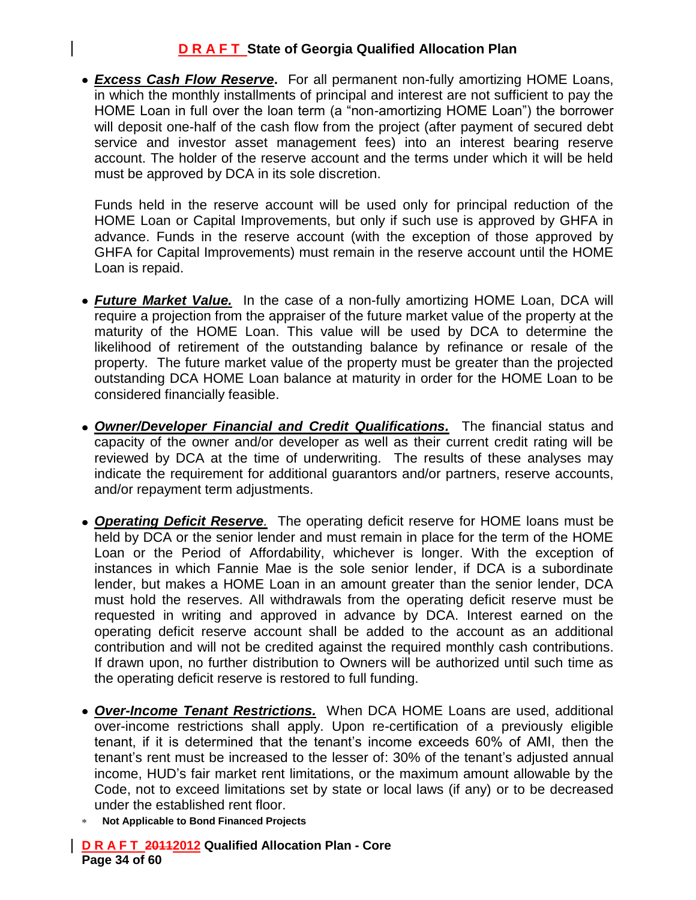- ***Excess Cash Flow Reserve*.** For all permanent non-fully amortizing HOME Loans, in which the monthly installments of principal and interest are not sufficient to pay the HOME Loan in full over the loan term (a "non-amortizing HOME Loan") the borrower will deposit one-half of the cash flow from the project (after payment of secured debt service and investor asset management fees) into an interest bearing reserve account. The holder of the reserve account and the terms under which it will be held must be approved by DCA in its sole discretion.

  Funds held in the reserve account will be used only for principal reduction of the HOME Loan or Capital Improvements, but only if such use is approved by GHFA in advance. Funds in the reserve account (with the exception of those approved by GHFA for Capital Improvements) must remain in the reserve account until the HOME Loan is repaid.

- ***Future Market Value.*** In the case of a non-fully amortizing HOME Loan, DCA will require a projection from the appraiser of the future market value of the property at the maturity of the HOME Loan. This value will be used by DCA to determine the likelihood of retirement of the outstanding balance by refinance or resale of the property. The future market value of the property must be greater than the projected outstanding DCA HOME Loan balance at maturity in order for the HOME Loan to be considered financially feasible.

- ***Owner/Developer Financial and Credit Qualifications.*** The financial status and capacity of the owner and/or developer as well as their current credit rating will be reviewed by DCA at the time of underwriting. The results of these analyses may indicate the requirement for additional guarantors and/or partners, reserve accounts, and/or repayment term adjustments.

- ***Operating Deficit Reserve*.** The operating deficit reserve for HOME loans must be held by DCA or the senior lender and must remain in place for the term of the HOME Loan or the Period of Affordability, whichever is longer. With the exception of instances in which Fannie Mae is the sole senior lender, if DCA is a subordinate lender, but makes a HOME Loan in an amount greater than the senior lender, DCA must hold the reserves. All withdrawals from the operating deficit reserve must be requested in writing and approved in advance by DCA. Interest earned on the operating deficit reserve account shall be added to the account as an additional contribution and will not be credited against the required monthly cash contributions. If drawn upon, no further distribution to Owners will be authorized until such time as the operating deficit reserve is restored to full funding.

- ***Over-Income Tenant Restrictions.*** When DCA HOME Loans are used, additional over-income restrictions shall apply. Upon re-certification of a previously eligible tenant, if it is determined that the tenant's income exceeds 60% of AMI, then the tenant's rent must be increased to the lesser of: 30% of the tenant's adjusted annual income, HUD's fair market rent limitations, or the maximum amount allowable by the Code, not to exceed limitations set by state or local laws (if any) or to be decreased under the established rent floor.

* **Not Applicable to Bond Financed Projects**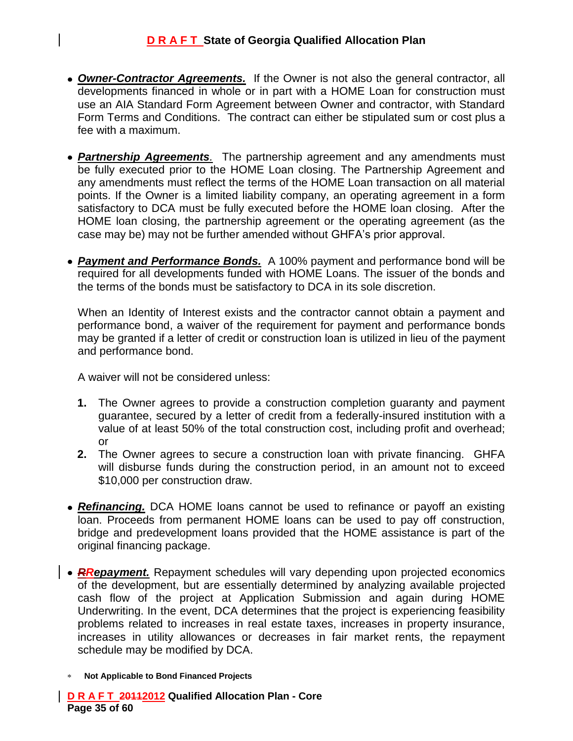- ***Owner-Contractor Agreements.*** If the Owner is not also the general contractor, all developments financed in whole or in part with a HOME Loan for construction must use an AIA Standard Form Agreement between Owner and contractor, with Standard Form Terms and Conditions. The contract can either be stipulated sum or cost plus a fee with a maximum.

- ***Partnership Agreements.*** The partnership agreement and any amendments must be fully executed prior to the HOME Loan closing. The Partnership Agreement and any amendments must reflect the terms of the HOME Loan transaction on all material points. If the Owner is a limited liability company, an operating agreement in a form satisfactory to DCA must be fully executed before the HOME loan closing. After the HOME loan closing, the partnership agreement or the operating agreement (as the case may be) may not be further amended without GHFA's prior approval.

- ***Payment and Performance Bonds.*** A 100% payment and performance bond will be required for all developments funded with HOME Loans. The issuer of the bonds and the terms of the bonds must be satisfactory to DCA in its sole discretion.

  When an Identity of Interest exists and the contractor cannot obtain a payment and performance bond, a waiver of the requirement for payment and performance bonds may be granted if a letter of credit or construction loan is utilized in lieu of the payment and performance bond.

  A waiver will not be considered unless:

  1. The Owner agrees to provide a construction completion guaranty and payment guarantee, secured by a letter of credit from a federally-insured institution with a value of at least 50% of the total construction cost, including profit and overhead; or
  2. The Owner agrees to secure a construction loan with private financing. GHFA will disburse funds during the construction period, in an amount not to exceed $10,000 per construction draw.

- ***Refinancing.*** DCA HOME loans cannot be used to refinance or payoff an existing loan. Proceeds from permanent HOME loans can be used to pay off construction, bridge and predevelopment loans provided that the HOME assistance is part of the original financing package.

- ***~~R~~Repayment.*** Repayment schedules will vary depending upon projected economics of the development, but are essentially determined by analyzing available projected cash flow of the project at Application Submission and again during HOME Underwriting. In the event, DCA determines that the project is experiencing feasibility problems related to increases in real estate taxes, increases in property insurance, increases in utility allowances or decreases in fair market rents, the repayment schedule may be modified by DCA.

\* **Not Applicable to Bond Financed Projects**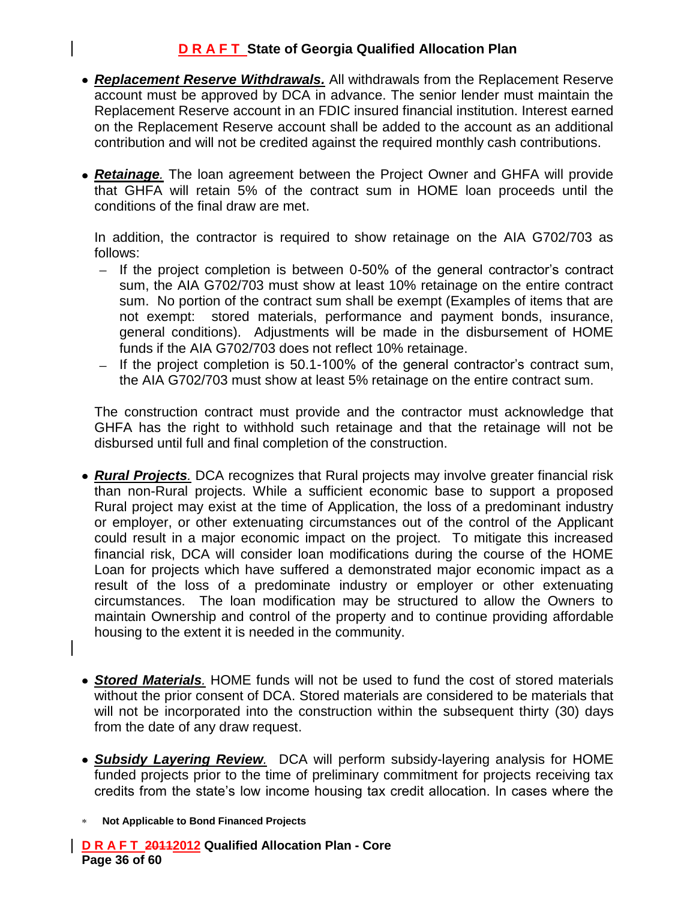- ***Replacement Reserve Withdrawals.*** All withdrawals from the Replacement Reserve account must be approved by DCA in advance. The senior lender must maintain the Replacement Reserve account in an FDIC insured financial institution. Interest earned on the Replacement Reserve account shall be added to the account as an additional contribution and will not be credited against the required monthly cash contributions.

- ***Retainage.*** The loan agreement between the Project Owner and GHFA will provide that GHFA will retain 5% of the contract sum in HOME loan proceeds until the conditions of the final draw are met.

  In addition, the contractor is required to show retainage on the AIA G702/703 as follows:
  - If the project completion is between 0-50% of the general contractor's contract sum, the AIA G702/703 must show at least 10% retainage on the entire contract sum. No portion of the contract sum shall be exempt (Examples of items that are not exempt: stored materials, performance and payment bonds, insurance, general conditions). Adjustments will be made in the disbursement of HOME funds if the AIA G702/703 does not reflect 10% retainage.
  - If the project completion is 50.1-100% of the general contractor's contract sum, the AIA G702/703 must show at least 5% retainage on the entire contract sum.

  The construction contract must provide and the contractor must acknowledge that GHFA has the right to withhold such retainage and that the retainage will not be disbursed until full and final completion of the construction.

- ***Rural Projects.*** DCA recognizes that Rural projects may involve greater financial risk than non-Rural projects. While a sufficient economic base to support a proposed Rural project may exist at the time of Application, the loss of a predominant industry or employer, or other extenuating circumstances out of the control of the Applicant could result in a major economic impact on the project. To mitigate this increased financial risk, DCA will consider loan modifications during the course of the HOME Loan for projects which have suffered a demonstrated major economic impact as a result of the loss of a predominate industry or employer or other extenuating circumstances. The loan modification may be structured to allow the Owners to maintain Ownership and control of the property and to continue providing affordable housing to the extent it is needed in the community.

- ***Stored Materials.*** HOME funds will not be used to fund the cost of stored materials without the prior consent of DCA. Stored materials are considered to be materials that will not be incorporated into the construction within the subsequent thirty (30) days from the date of any draw request.

- ***Subsidy Layering Review.*** DCA will perform subsidy-layering analysis for HOME funded projects prior to the time of preliminary commitment for projects receiving tax credits from the state's low income housing tax credit allocation. In cases where the

* **Not Applicable to Bond Financed Projects**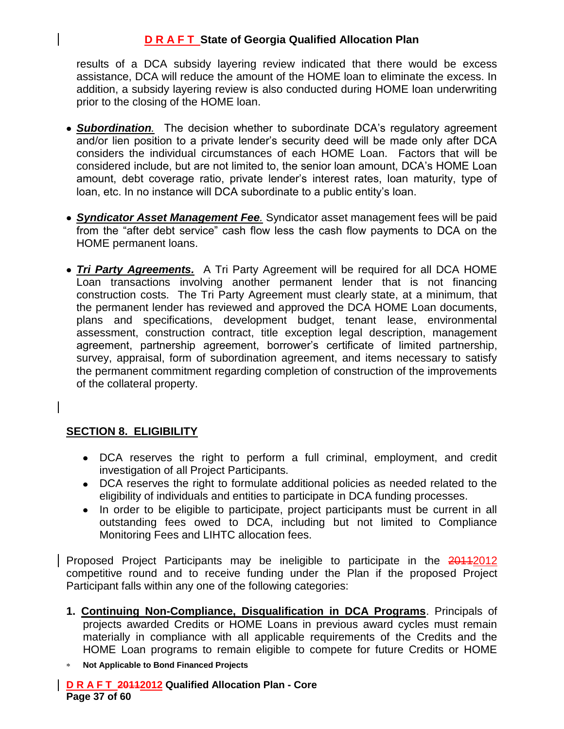results of a DCA subsidy layering review indicated that there would be excess assistance, DCA will reduce the amount of the HOME loan to eliminate the excess. In addition, a subsidy layering review is also conducted during HOME loan underwriting prior to the closing of the HOME loan.

- ***Subordination**.* The decision whether to subordinate DCA's regulatory agreement and/or lien position to a private lender's security deed will be made only after DCA considers the individual circumstances of each HOME Loan. Factors that will be considered include, but are not limited to, the senior loan amount, DCA's HOME Loan amount, debt coverage ratio, private lender's interest rates, loan maturity, type of loan, etc. In no instance will DCA subordinate to a public entity's loan.

- ***Syndicator Asset Management Fee**.* Syndicator asset management fees will be paid from the "after debt service" cash flow less the cash flow payments to DCA on the HOME permanent loans.

- ***Tri Party Agreements.*** A Tri Party Agreement will be required for all DCA HOME Loan transactions involving another permanent lender that is not financing construction costs. The Tri Party Agreement must clearly state, at a minimum, that the permanent lender has reviewed and approved the DCA HOME Loan documents, plans and specifications, development budget, tenant lease, environmental assessment, construction contract, title exception legal description, management agreement, partnership agreement, borrower's certificate of limited partnership, survey, appraisal, form of subordination agreement, and items necessary to satisfy the permanent commitment regarding completion of construction of the improvements of the collateral property.

## SECTION 8. ELIGIBILITY

- DCA reserves the right to perform a full criminal, employment, and credit investigation of all Project Participants.
- DCA reserves the right to formulate additional policies as needed related to the eligibility of individuals and entities to participate in DCA funding processes.
- In order to be eligible to participate, project participants must be current in all outstanding fees owed to DCA, including but not limited to Compliance Monitoring Fees and LIHTC allocation fees.

Proposed Project Participants may be ineligible to participate in the ~~2011~~2012 competitive round and to receive funding under the Plan if the proposed Project Participant falls within any one of the following categories:

1. **Continuing Non-Compliance, Disqualification in DCA Programs**. Principals of projects awarded Credits or HOME Loans in previous award cycles must remain materially in compliance with all applicable requirements of the Credits and the HOME Loan programs to remain eligible to compete for future Credits or HOME

* **Not Applicable to Bond Financed Projects**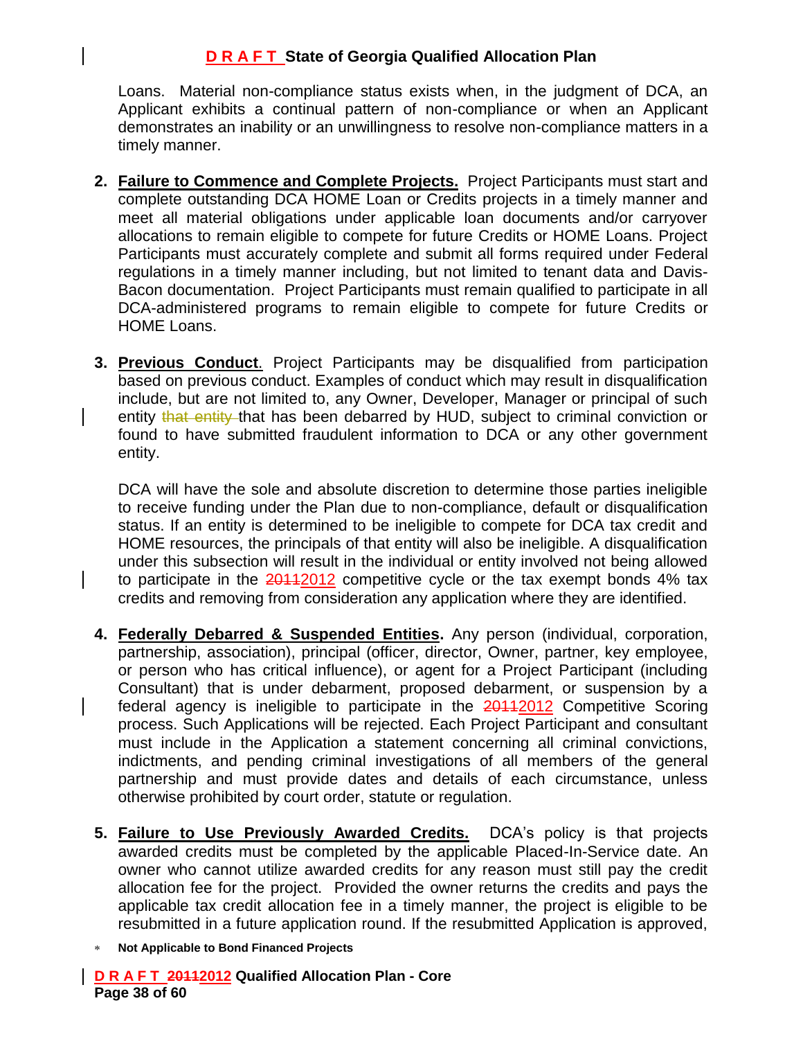Loans. Material non-compliance status exists when, in the judgment of DCA, an Applicant exhibits a continual pattern of non-compliance or when an Applicant demonstrates an inability or an unwillingness to resolve non-compliance matters in a timely manner.

2. **Failure to Commence and Complete Projects.** Project Participants must start and complete outstanding DCA HOME Loan or Credits projects in a timely manner and meet all material obligations under applicable loan documents and/or carryover allocations to remain eligible to compete for future Credits or HOME Loans. Project Participants must accurately complete and submit all forms required under Federal regulations in a timely manner including, but not limited to tenant data and Davis-Bacon documentation. Project Participants must remain qualified to participate in all DCA-administered programs to remain eligible to compete for future Credits or HOME Loans.

3. **Previous Conduct**. Project Participants may be disqualified from participation based on previous conduct. Examples of conduct which may result in disqualification include, but are not limited to, any Owner, Developer, Manager or principal of such entity ~~that entity~~ that has been debarred by HUD, subject to criminal conviction or found to have submitted fraudulent information to DCA or any other government entity.

   DCA will have the sole and absolute discretion to determine those parties ineligible to receive funding under the Plan due to non-compliance, default or disqualification status. If an entity is determined to be ineligible to compete for DCA tax credit and HOME resources, the principals of that entity will also be ineligible. A disqualification under this subsection will result in the individual or entity involved not being allowed to participate in the ~~2011~~2012 competitive cycle or the tax exempt bonds 4% tax credits and removing from consideration any application where they are identified.

4. **Federally Debarred & Suspended Entities.** Any person (individual, corporation, partnership, association), principal (officer, director, Owner, partner, key employee, or person who has critical influence), or agent for a Project Participant (including Consultant) that is under debarment, proposed debarment, or suspension by a federal agency is ineligible to participate in the ~~2011~~2012 Competitive Scoring process. Such Applications will be rejected. Each Project Participant and consultant must include in the Application a statement concerning all criminal convictions, indictments, and pending criminal investigations of all members of the general partnership and must provide dates and details of each circumstance, unless otherwise prohibited by court order, statute or regulation.

5. **Failure to Use Previously Awarded Credits.** DCA's policy is that projects awarded credits must be completed by the applicable Placed-In-Service date. An owner who cannot utilize awarded credits for any reason must still pay the credit allocation fee for the project. Provided the owner returns the credits and pays the applicable tax credit allocation fee in a timely manner, the project is eligible to be resubmitted in a future application round. If the resubmitted Application is approved,

* **Not Applicable to Bond Financed Projects**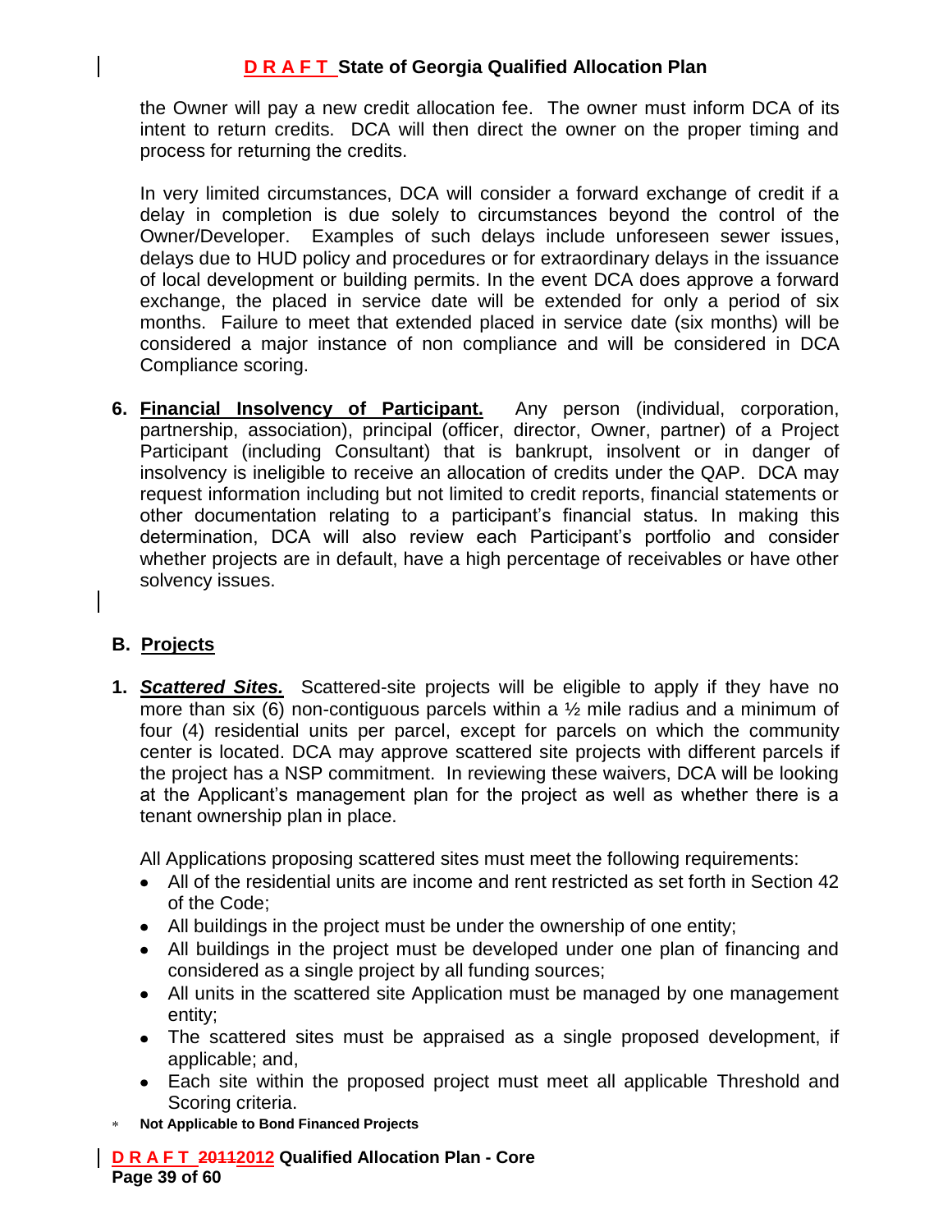the Owner will pay a new credit allocation fee. The owner must inform DCA of its intent to return credits. DCA will then direct the owner on the proper timing and process for returning the credits.

In very limited circumstances, DCA will consider a forward exchange of credit if a delay in completion is due solely to circumstances beyond the control of the Owner/Developer. Examples of such delays include unforeseen sewer issues, delays due to HUD policy and procedures or for extraordinary delays in the issuance of local development or building permits. In the event DCA does approve a forward exchange, the placed in service date will be extended for only a period of six months. Failure to meet that extended placed in service date (six months) will be considered a major instance of non compliance and will be considered in DCA Compliance scoring.

6. **Financial Insolvency of Participant.** Any person (individual, corporation, partnership, association), principal (officer, director, Owner, partner) of a Project Participant (including Consultant) that is bankrupt, insolvent or in danger of insolvency is ineligible to receive an allocation of credits under the QAP. DCA may request information including but not limited to credit reports, financial statements or other documentation relating to a participant's financial status. In making this determination, DCA will also review each Participant's portfolio and consider whether projects are in default, have a high percentage of receivables or have other solvency issues.

## B. Projects

1. ***Scattered Sites.*** Scattered-site projects will be eligible to apply if they have no more than six (6) non-contiguous parcels within a ½ mile radius and a minimum of four (4) residential units per parcel, except for parcels on which the community center is located. DCA may approve scattered site projects with different parcels if the project has a NSP commitment. In reviewing these waivers, DCA will be looking at the Applicant's management plan for the project as well as whether there is a tenant ownership plan in place.

   All Applications proposing scattered sites must meet the following requirements:

   - All of the residential units are income and rent restricted as set forth in Section 42 of the Code;
   - All buildings in the project must be under the ownership of one entity;
   - All buildings in the project must be developed under one plan of financing and considered as a single project by all funding sources;
   - All units in the scattered site Application must be managed by one management entity;
   - The scattered sites must be appraised as a single proposed development, if applicable; and,
   - Each site within the proposed project must meet all applicable Threshold and Scoring criteria.

* **Not Applicable to Bond Financed Projects**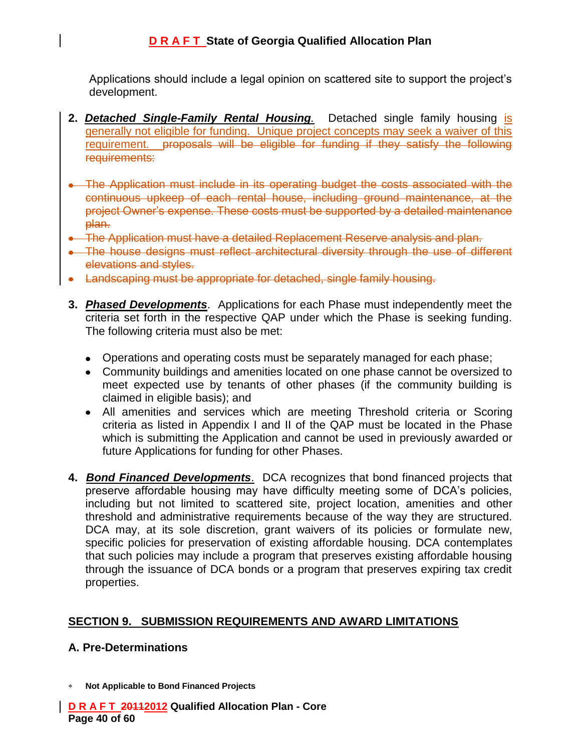Applications should include a legal opinion on scattered site to support the project's development.

2. ***Detached Single-Family Rental Housing***. Detached single family housing is generally not eligible for funding. Unique project concepts may seek a waiver of this requirement. ~~proposals will be eligible for funding if they satisfy the following requirements:~~

- ~~The Application must include in its operating budget the costs associated with the continuous upkeep of each rental house, including ground maintenance, at the project Owner's expense. These costs must be supported by a detailed maintenance plan.~~
- ~~The Application must have a detailed Replacement Reserve analysis and plan.~~
- ~~The house designs must reflect architectural diversity through the use of different elevations and styles.~~
- ~~Landscaping must be appropriate for detached, single family housing.~~

3. ***Phased Developments***. Applications for each Phase must independently meet the criteria set forth in the respective QAP under which the Phase is seeking funding. The following criteria must also be met:

   - Operations and operating costs must be separately managed for each phase;
   - Community buildings and amenities located on one phase cannot be oversized to meet expected use by tenants of other phases (if the community building is claimed in eligible basis); and
   - All amenities and services which are meeting Threshold criteria or Scoring criteria as listed in Appendix I and II of the QAP must be located in the Phase which is submitting the Application and cannot be used in previously awarded or future Applications for funding for other Phases.

4. ***Bond Financed Developments***. DCA recognizes that bond financed projects that preserve affordable housing may have difficulty meeting some of DCA's policies, including but not limited to scattered site, project location, amenities and other threshold and administrative requirements because of the way they are structured. DCA may, at its sole discretion, grant waivers of its policies or formulate new, specific policies for preservation of existing affordable housing. DCA contemplates that such policies may include a program that preserves existing affordable housing through the issuance of DCA bonds or a program that preserves expiring tax credit properties.

## SECTION 9. SUBMISSION REQUIREMENTS AND AWARD LIMITATIONS

### A. Pre-Determinations

* **Not Applicable to Bond Financed Projects**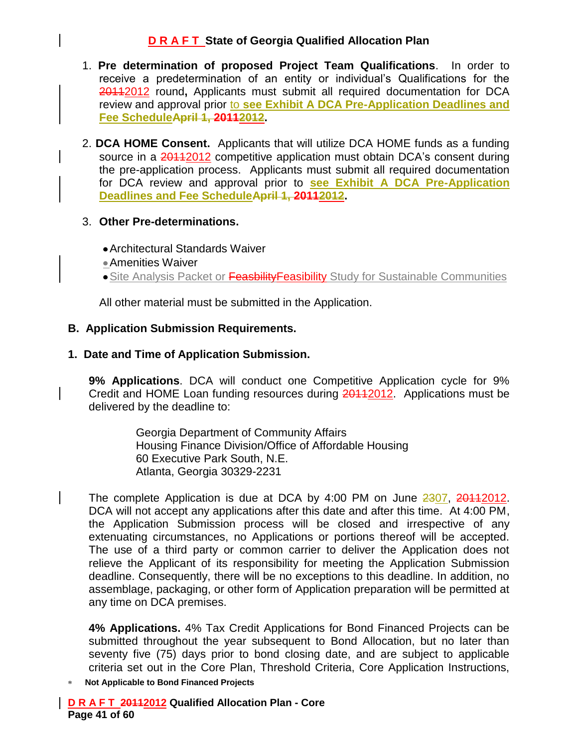1. **Pre determination of proposed Project Team Qualifications**. In order to receive a predetermination of an entity or individual's Qualifications for the 20112012 round**,** Applicants must submit all required documentation for DCA review and approval prior to **see Exhibit A DCA Pre-Application Deadlines and Fee ScheduleApril 1, 20112012.**

2. **DCA HOME Consent.** Applicants that will utilize DCA HOME funds as a funding source in a 20112012 competitive application must obtain DCA's consent during the pre-application process. Applicants must submit all required documentation for DCA review and approval prior to **see Exhibit A DCA Pre-Application Deadlines and Fee ScheduleApril 1, 20112012.**

3. **Other Pre-determinations.**

   - Architectural Standards Waiver
   - Amenities Waiver
   - Site Analysis Packet or FeasbilityFeasibility Study for Sustainable Communities

   All other material must be submitted in the Application.

## B. Application Submission Requirements.

### 1. Date and Time of Application Submission.

**9% Applications**. DCA will conduct one Competitive Application cycle for 9% Credit and HOME Loan funding resources during 20112012. Applications must be delivered by the deadline to:

> Georgia Department of Community Affairs
> Housing Finance Division/Office of Affordable Housing
> 60 Executive Park South, N.E.
> Atlanta, Georgia 30329-2231

The complete Application is due at DCA by 4:00 PM on June 2307, 20112012. DCA will not accept any applications after this date and after this time. At 4:00 PM, the Application Submission process will be closed and irrespective of any extenuating circumstances, no Applications or portions thereof will be accepted. The use of a third party or common carrier to deliver the Application does not relieve the Applicant of its responsibility for meeting the Application Submission deadline. Consequently, there will be no exceptions to this deadline. In addition, no assemblage, packaging, or other form of Application preparation will be permitted at any time on DCA premises.

**4% Applications.** 4% Tax Credit Applications for Bond Financed Projects can be submitted throughout the year subsequent to Bond Allocation, but no later than seventy five (75) days prior to bond closing date, and are subject to applicable criteria set out in the Core Plan, Threshold Criteria, Core Application Instructions,

* **Not Applicable to Bond Financed Projects**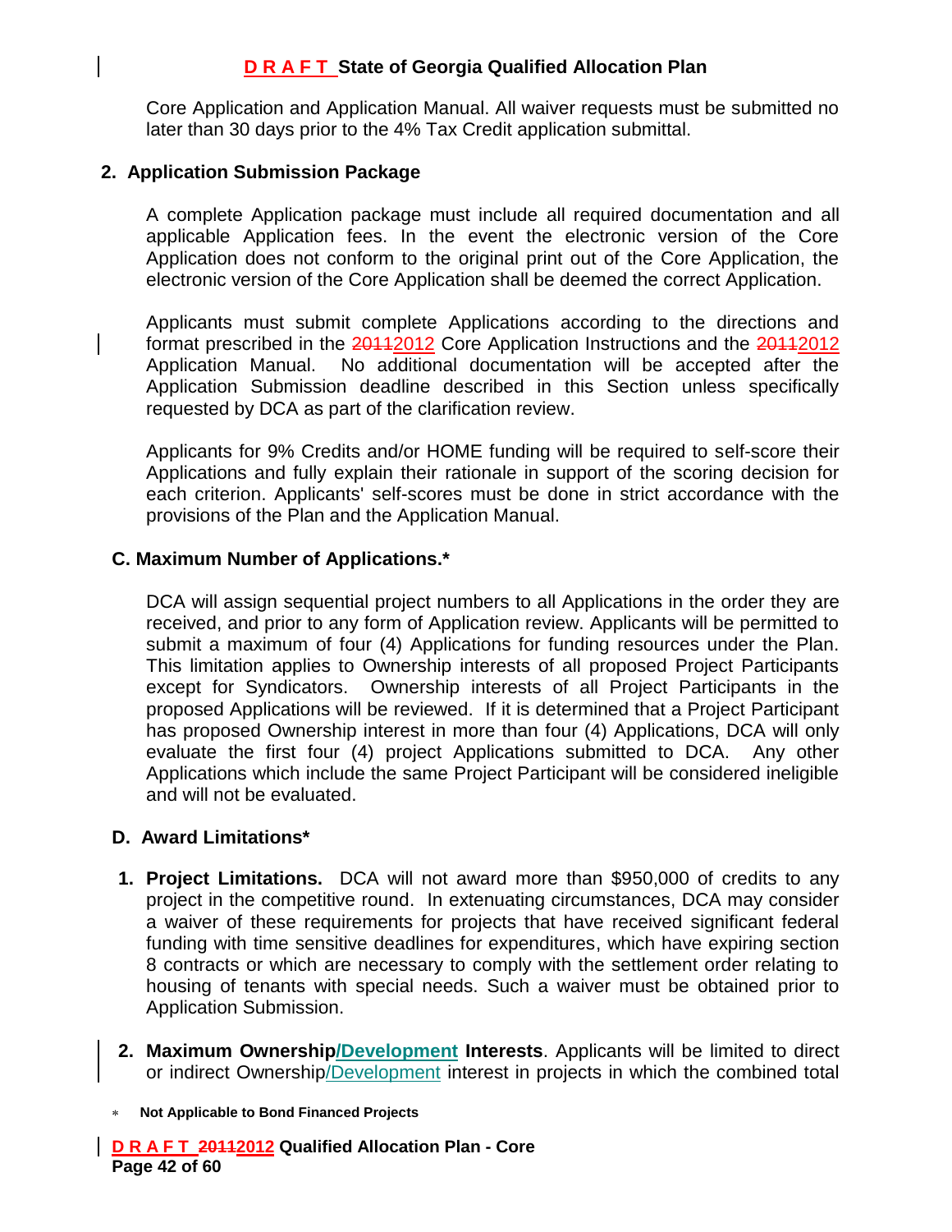Core Application and Application Manual. All waiver requests must be submitted no later than 30 days prior to the 4% Tax Credit application submittal.

### 2. Application Submission Package

A complete Application package must include all required documentation and all applicable Application fees. In the event the electronic version of the Core Application does not conform to the original print out of the Core Application, the electronic version of the Core Application shall be deemed the correct Application.

Applicants must submit complete Applications according to the directions and format prescribed in the ~~2011~~2012 Core Application Instructions and the ~~2011~~2012 Application Manual. No additional documentation will be accepted after the Application Submission deadline described in this Section unless specifically requested by DCA as part of the clarification review.

Applicants for 9% Credits and/or HOME funding will be required to self-score their Applications and fully explain their rationale in support of the scoring decision for each criterion. Applicants' self-scores must be done in strict accordance with the provisions of the Plan and the Application Manual.

## C. Maximum Number of Applications.*

DCA will assign sequential project numbers to all Applications in the order they are received, and prior to any form of Application review. Applicants will be permitted to submit a maximum of four (4) Applications for funding resources under the Plan. This limitation applies to Ownership interests of all proposed Project Participants except for Syndicators. Ownership interests of all Project Participants in the proposed Applications will be reviewed. If it is determined that a Project Participant has proposed Ownership interest in more than four (4) Applications, DCA will only evaluate the first four (4) project Applications submitted to DCA. Any other Applications which include the same Project Participant will be considered ineligible and will not be evaluated.

## D. Award Limitations*

1. **Project Limitations.** DCA will not award more than $950,000 of credits to any project in the competitive round. In extenuating circumstances, DCA may consider a waiver of these requirements for projects that have received significant federal funding with time sensitive deadlines for expenditures, which have expiring section 8 contracts or which are necessary to comply with the settlement order relating to housing of tenants with special needs. Such a waiver must be obtained prior to Application Submission.

2. **Maximum Ownership/Development Interests**. Applicants will be limited to direct or indirect Ownership/Development interest in projects in which the combined total

\* **Not Applicable to Bond Financed Projects**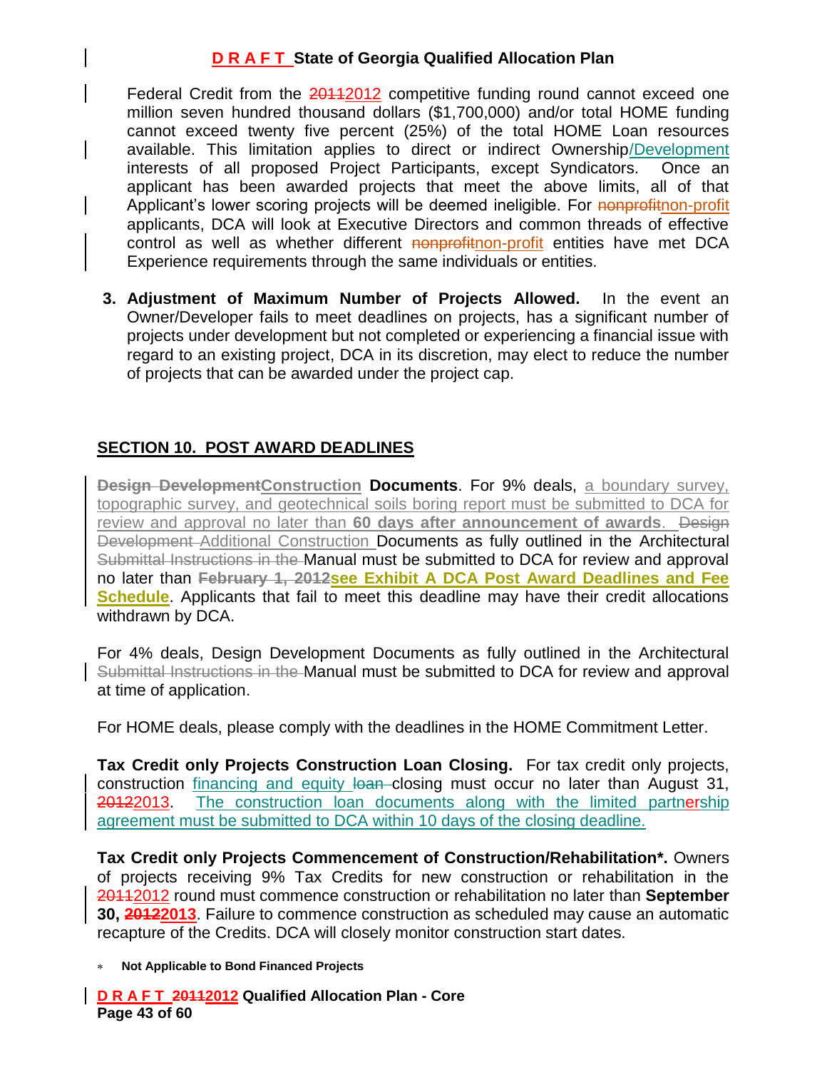Federal Credit from the ~~2011~~2012 competitive funding round cannot exceed one million seven hundred thousand dollars ($1,700,000) and/or total HOME funding cannot exceed twenty five percent (25%) of the total HOME Loan resources available. This limitation applies to direct or indirect Ownership/Development interests of all proposed Project Participants, except Syndicators. Once an applicant has been awarded projects that meet the above limits, all of that Applicant's lower scoring projects will be deemed ineligible. For ~~nonprofit~~non-profit applicants, DCA will look at Executive Directors and common threads of effective control as well as whether different ~~nonprofit~~non-profit entities have met DCA Experience requirements through the same individuals or entities.

**3. Adjustment of Maximum Number of Projects Allowed.** In the event an Owner/Developer fails to meet deadlines on projects, has a significant number of projects under development but not completed or experiencing a financial issue with regard to an existing project, DCA in its discretion, may elect to reduce the number of projects that can be awarded under the project cap.

## SECTION 10. POST AWARD DEADLINES

**~~Design Development~~Construction Documents**. For 9% deals, a boundary survey, topographic survey, and geotechnical soils boring report must be submitted to DCA for review and approval no later than **60 days after announcement of awards**. ~~Design Development~~ Additional Construction Documents as fully outlined in the Architectural ~~Submittal Instructions in the~~ Manual must be submitted to DCA for review and approval no later than **~~February 1, 2012~~see Exhibit A DCA Post Award Deadlines and Fee Schedule**. Applicants that fail to meet this deadline may have their credit allocations withdrawn by DCA.

For 4% deals, Design Development Documents as fully outlined in the Architectural ~~Submittal Instructions in the~~ Manual must be submitted to DCA for review and approval at time of application.

For HOME deals, please comply with the deadlines in the HOME Commitment Letter.

**Tax Credit only Projects Construction Loan Closing.** For tax credit only projects, construction financing and equity ~~loan~~ closing must occur no later than August 31, ~~2012~~2013. The construction loan documents along with the limited partnership agreement must be submitted to DCA within 10 days of the closing deadline.

**Tax Credit only Projects Commencement of Construction/Rehabilitation\*.** Owners of projects receiving 9% Tax Credits for new construction or rehabilitation in the ~~2011~~2012 round must commence construction or rehabilitation no later than **September 30, ~~2012~~2013**. Failure to commence construction as scheduled may cause an automatic recapture of the Credits. DCA will closely monitor construction start dates.

* **Not Applicable to Bond Financed Projects**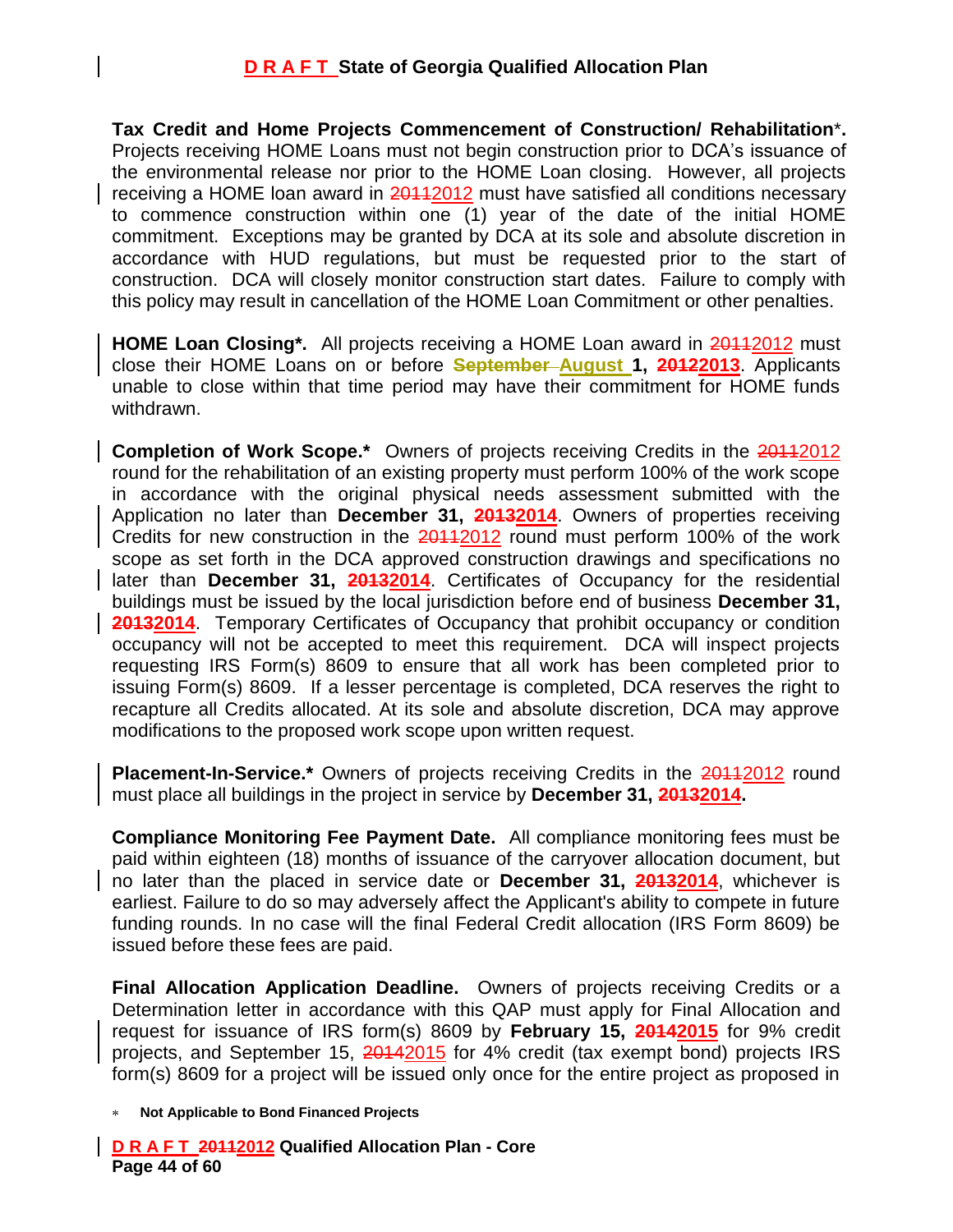**Tax Credit and Home Projects Commencement of Construction/ Rehabilitation*.** Projects receiving HOME Loans must not begin construction prior to DCA's issuance of the environmental release nor prior to the HOME Loan closing. However, all projects receiving a HOME loan award in ~~2011~~2012 must have satisfied all conditions necessary to commence construction within one (1) year of the date of the initial HOME commitment. Exceptions may be granted by DCA at its sole and absolute discretion in accordance with HUD regulations, but must be requested prior to the start of construction. DCA will closely monitor construction start dates. Failure to comply with this policy may result in cancellation of the HOME Loan Commitment or other penalties.

**HOME Loan Closing*.** All projects receiving a HOME Loan award in ~~2011~~2012 must close their HOME Loans on or before **~~September~~ August 1, ~~2012~~2013**. Applicants unable to close within that time period may have their commitment for HOME funds withdrawn.

**Completion of Work Scope.*** Owners of projects receiving Credits in the ~~2011~~2012 round for the rehabilitation of an existing property must perform 100% of the work scope in accordance with the original physical needs assessment submitted with the Application no later than **December 31, ~~2013~~2014**. Owners of properties receiving Credits for new construction in the ~~2011~~2012 round must perform 100% of the work scope as set forth in the DCA approved construction drawings and specifications no later than **December 31, ~~2013~~2014**. Certificates of Occupancy for the residential buildings must be issued by the local jurisdiction before end of business **December 31, ~~2013~~2014**. Temporary Certificates of Occupancy that prohibit occupancy or condition occupancy will not be accepted to meet this requirement. DCA will inspect projects requesting IRS Form(s) 8609 to ensure that all work has been completed prior to issuing Form(s) 8609. If a lesser percentage is completed, DCA reserves the right to recapture all Credits allocated. At its sole and absolute discretion, DCA may approve modifications to the proposed work scope upon written request.

**Placement-In-Service.*** Owners of projects receiving Credits in the ~~2011~~2012 round must place all buildings in the project in service by **December 31, ~~2013~~2014.**

**Compliance Monitoring Fee Payment Date.** All compliance monitoring fees must be paid within eighteen (18) months of issuance of the carryover allocation document, but no later than the placed in service date or **December 31, ~~2013~~2014**, whichever is earliest. Failure to do so may adversely affect the Applicant's ability to compete in future funding rounds. In no case will the final Federal Credit allocation (IRS Form 8609) be issued before these fees are paid.

**Final Allocation Application Deadline.** Owners of projects receiving Credits or a Determination letter in accordance with this QAP must apply for Final Allocation and request for issuance of IRS form(s) 8609 by **February 15, ~~2014~~2015** for 9% credit projects, and September 15, ~~2014~~2015 for 4% credit (tax exempt bond) projects IRS form(s) 8609 for a project will be issued only once for the entire project as proposed in

\* **Not Applicable to Bond Financed Projects**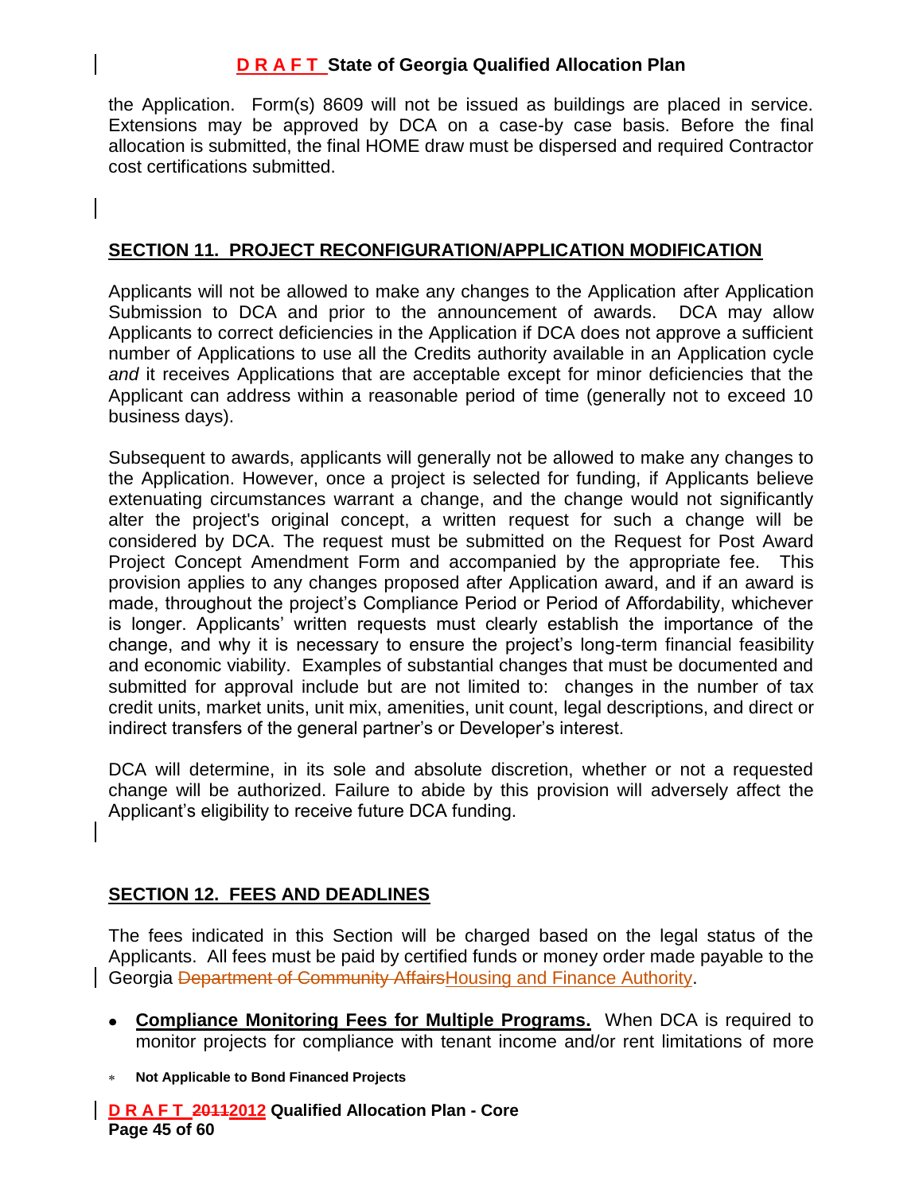the Application. Form(s) 8609 will not be issued as buildings are placed in service. Extensions may be approved by DCA on a case-by case basis. Before the final allocation is submitted, the final HOME draw must be dispersed and required Contractor cost certifications submitted.

## SECTION 11. PROJECT RECONFIGURATION/APPLICATION MODIFICATION

Applicants will not be allowed to make any changes to the Application after Application Submission to DCA and prior to the announcement of awards. DCA may allow Applicants to correct deficiencies in the Application if DCA does not approve a sufficient number of Applications to use all the Credits authority available in an Application cycle *and* it receives Applications that are acceptable except for minor deficiencies that the Applicant can address within a reasonable period of time (generally not to exceed 10 business days).

Subsequent to awards, applicants will generally not be allowed to make any changes to the Application. However, once a project is selected for funding, if Applicants believe extenuating circumstances warrant a change, and the change would not significantly alter the project's original concept, a written request for such a change will be considered by DCA. The request must be submitted on the Request for Post Award Project Concept Amendment Form and accompanied by the appropriate fee. This provision applies to any changes proposed after Application award, and if an award is made, throughout the project's Compliance Period or Period of Affordability, whichever is longer. Applicants' written requests must clearly establish the importance of the change, and why it is necessary to ensure the project's long-term financial feasibility and economic viability. Examples of substantial changes that must be documented and submitted for approval include but are not limited to: changes in the number of tax credit units, market units, unit mix, amenities, unit count, legal descriptions, and direct or indirect transfers of the general partner's or Developer's interest.

DCA will determine, in its sole and absolute discretion, whether or not a requested change will be authorized. Failure to abide by this provision will adversely affect the Applicant's eligibility to receive future DCA funding.

## SECTION 12. FEES AND DEADLINES

The fees indicated in this Section will be charged based on the legal status of the Applicants. All fees must be paid by certified funds or money order made payable to the Georgia ~~Department of Community Affairs~~Housing and Finance Authority.

- **Compliance Monitoring Fees for Multiple Programs.** When DCA is required to monitor projects for compliance with tenant income and/or rent limitations of more

* **Not Applicable to Bond Financed Projects**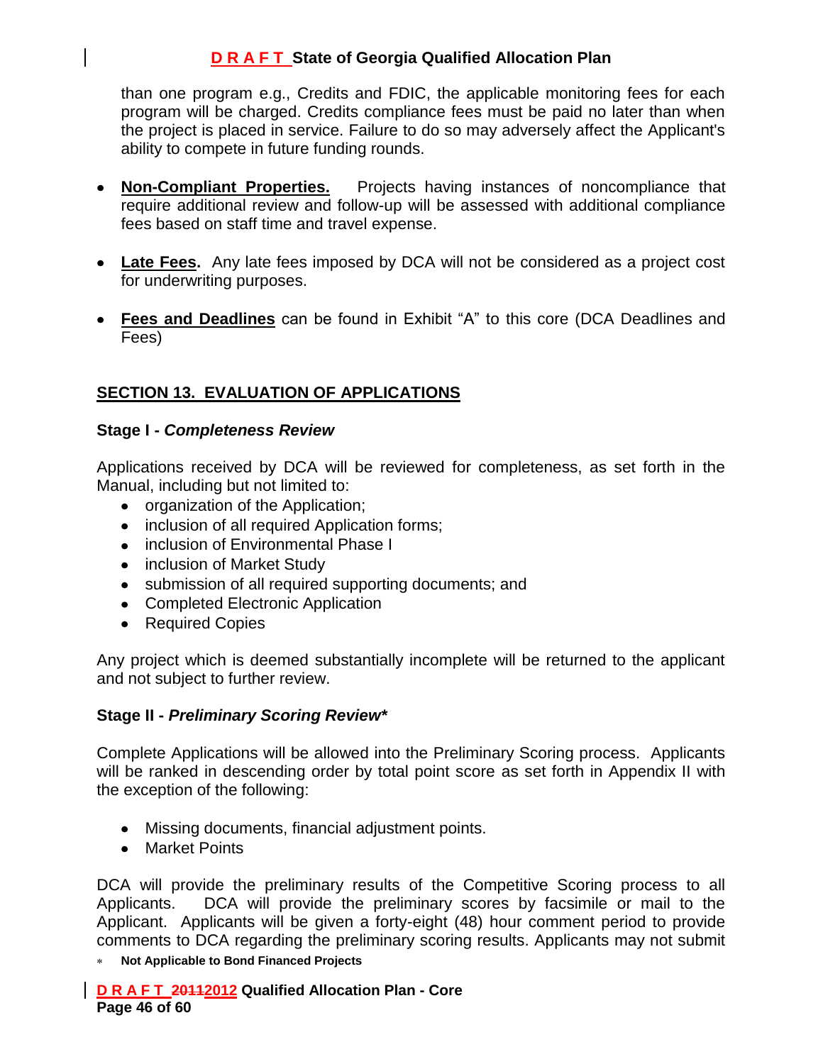than one program e.g., Credits and FDIC, the applicable monitoring fees for each program will be charged. Credits compliance fees must be paid no later than when the project is placed in service. Failure to do so may adversely affect the Applicant's ability to compete in future funding rounds.

- **Non-Compliant Properties.** Projects having instances of noncompliance that require additional review and follow-up will be assessed with additional compliance fees based on staff time and travel expense.

- **Late Fees.** Any late fees imposed by DCA will not be considered as a project cost for underwriting purposes.

- **Fees and Deadlines** can be found in Exhibit "A" to this core (DCA Deadlines and Fees)

## SECTION 13. EVALUATION OF APPLICATIONS

### Stage I - *Completeness Review*

Applications received by DCA will be reviewed for completeness, as set forth in the Manual, including but not limited to:

- organization of the Application;
- inclusion of all required Application forms;
- inclusion of Environmental Phase I
- inclusion of Market Study
- submission of all required supporting documents; and
- Completed Electronic Application
- Required Copies

Any project which is deemed substantially incomplete will be returned to the applicant and not subject to further review.

### Stage II - *Preliminary Scoring Review**

Complete Applications will be allowed into the Preliminary Scoring process. Applicants will be ranked in descending order by total point score as set forth in Appendix II with the exception of the following:

- Missing documents, financial adjustment points.
- Market Points

DCA will provide the preliminary results of the Competitive Scoring process to all Applicants. DCA will provide the preliminary scores by facsimile or mail to the Applicant. Applicants will be given a forty-eight (48) hour comment period to provide comments to DCA regarding the preliminary scoring results. Applicants may not submit

\* **Not Applicable to Bond Financed Projects**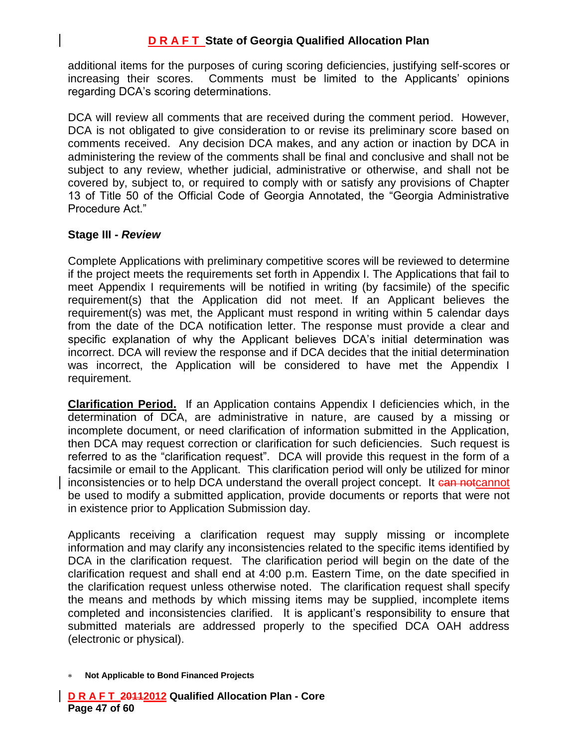additional items for the purposes of curing scoring deficiencies, justifying self-scores or increasing their scores. Comments must be limited to the Applicants' opinions regarding DCA's scoring determinations.

DCA will review all comments that are received during the comment period. However, DCA is not obligated to give consideration to or revise its preliminary score based on comments received. Any decision DCA makes, and any action or inaction by DCA in administering the review of the comments shall be final and conclusive and shall not be subject to any review, whether judicial, administrative or otherwise, and shall not be covered by, subject to, or required to comply with or satisfy any provisions of Chapter 13 of Title 50 of the Official Code of Georgia Annotated, the "Georgia Administrative Procedure Act."

**Stage III -** ***Review***

Complete Applications with preliminary competitive scores will be reviewed to determine if the project meets the requirements set forth in Appendix I. The Applications that fail to meet Appendix I requirements will be notified in writing (by facsimile) of the specific requirement(s) that the Application did not meet. If an Applicant believes the requirement(s) was met, the Applicant must respond in writing within 5 calendar days from the date of the DCA notification letter. The response must provide a clear and specific explanation of why the Applicant believes DCA's initial determination was incorrect. DCA will review the response and if DCA decides that the initial determination was incorrect, the Application will be considered to have met the Appendix I requirement.

**Clarification Period.** If an Application contains Appendix I deficiencies which, in the determination of DCA, are administrative in nature, are caused by a missing or incomplete document, or need clarification of information submitted in the Application, then DCA may request correction or clarification for such deficiencies. Such request is referred to as the "clarification request". DCA will provide this request in the form of a facsimile or email to the Applicant. This clarification period will only be utilized for minor inconsistencies or to help DCA understand the overall project concept. It ~~can not~~cannot be used to modify a submitted application, provide documents or reports that were not in existence prior to Application Submission day.

Applicants receiving a clarification request may supply missing or incomplete information and may clarify any inconsistencies related to the specific items identified by DCA in the clarification request. The clarification period will begin on the date of the clarification request and shall end at 4:00 p.m. Eastern Time, on the date specified in the clarification request unless otherwise noted. The clarification request shall specify the means and methods by which missing items may be supplied, incomplete items completed and inconsistencies clarified. It is applicant's responsibility to ensure that submitted materials are addressed properly to the specified DCA OAH address (electronic or physical).

* **Not Applicable to Bond Financed Projects**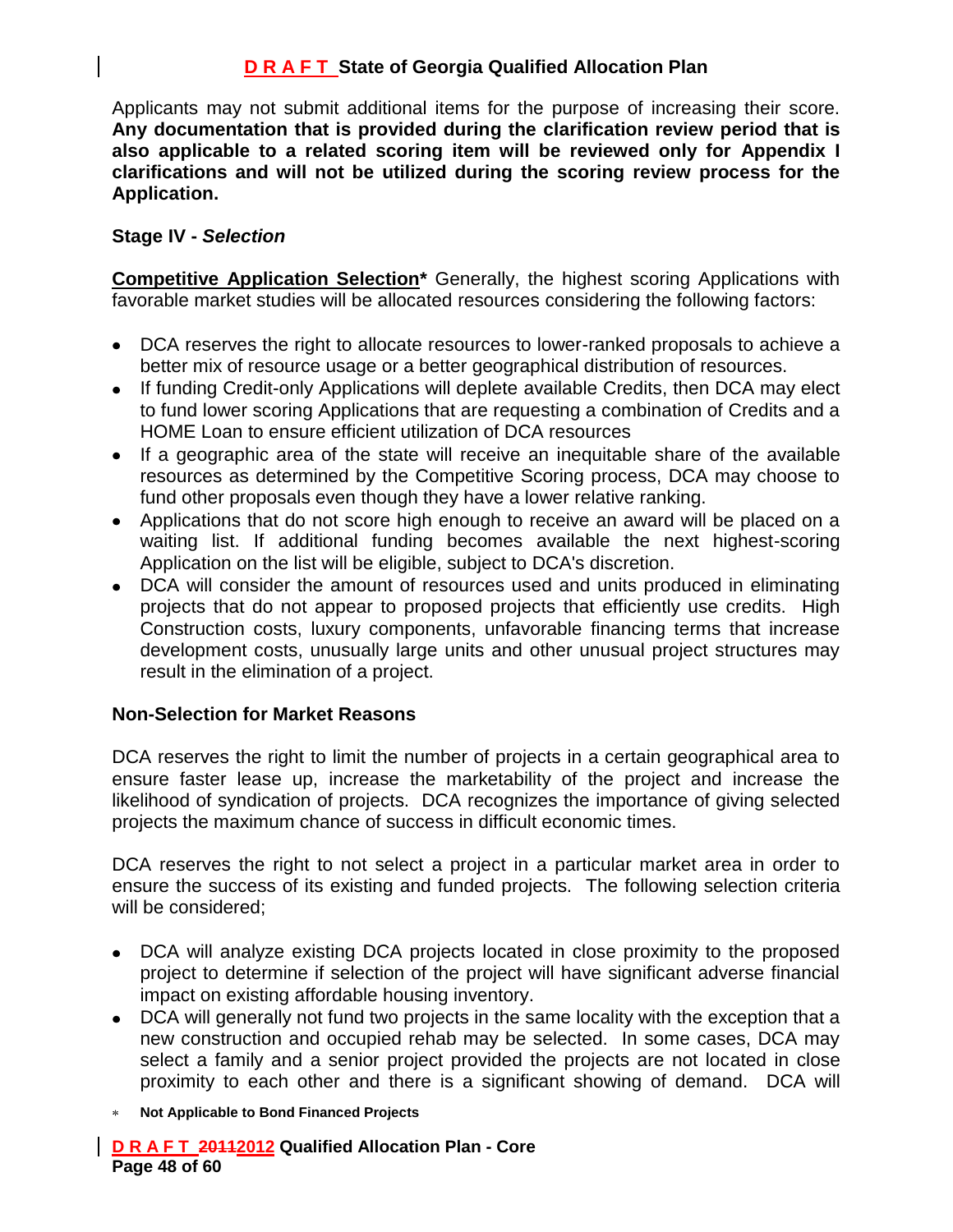Applicants may not submit additional items for the purpose of increasing their score. **Any documentation that is provided during the clarification review period that is also applicable to a related scoring item will be reviewed only for Appendix I clarifications and will not be utilized during the scoring review process for the Application.**

**Stage IV -** ***Selection***

**Competitive Application Selection*** Generally, the highest scoring Applications with favorable market studies will be allocated resources considering the following factors:

- DCA reserves the right to allocate resources to lower-ranked proposals to achieve a better mix of resource usage or a better geographical distribution of resources.
- If funding Credit-only Applications will deplete available Credits, then DCA may elect to fund lower scoring Applications that are requesting a combination of Credits and a HOME Loan to ensure efficient utilization of DCA resources
- If a geographic area of the state will receive an inequitable share of the available resources as determined by the Competitive Scoring process, DCA may choose to fund other proposals even though they have a lower relative ranking.
- Applications that do not score high enough to receive an award will be placed on a waiting list. If additional funding becomes available the next highest-scoring Application on the list will be eligible, subject to DCA's discretion.
- DCA will consider the amount of resources used and units produced in eliminating projects that do not appear to proposed projects that efficiently use credits. High Construction costs, luxury components, unfavorable financing terms that increase development costs, unusually large units and other unusual project structures may result in the elimination of a project.

**Non-Selection for Market Reasons**

DCA reserves the right to limit the number of projects in a certain geographical area to ensure faster lease up, increase the marketability of the project and increase the likelihood of syndication of projects. DCA recognizes the importance of giving selected projects the maximum chance of success in difficult economic times.

DCA reserves the right to not select a project in a particular market area in order to ensure the success of its existing and funded projects. The following selection criteria will be considered;

- DCA will analyze existing DCA projects located in close proximity to the proposed project to determine if selection of the project will have significant adverse financial impact on existing affordable housing inventory.
- DCA will generally not fund two projects in the same locality with the exception that a new construction and occupied rehab may be selected. In some cases, DCA may select a family and a senior project provided the projects are not located in close proximity to each other and there is a significant showing of demand. DCA will

\* **Not Applicable to Bond Financed Projects**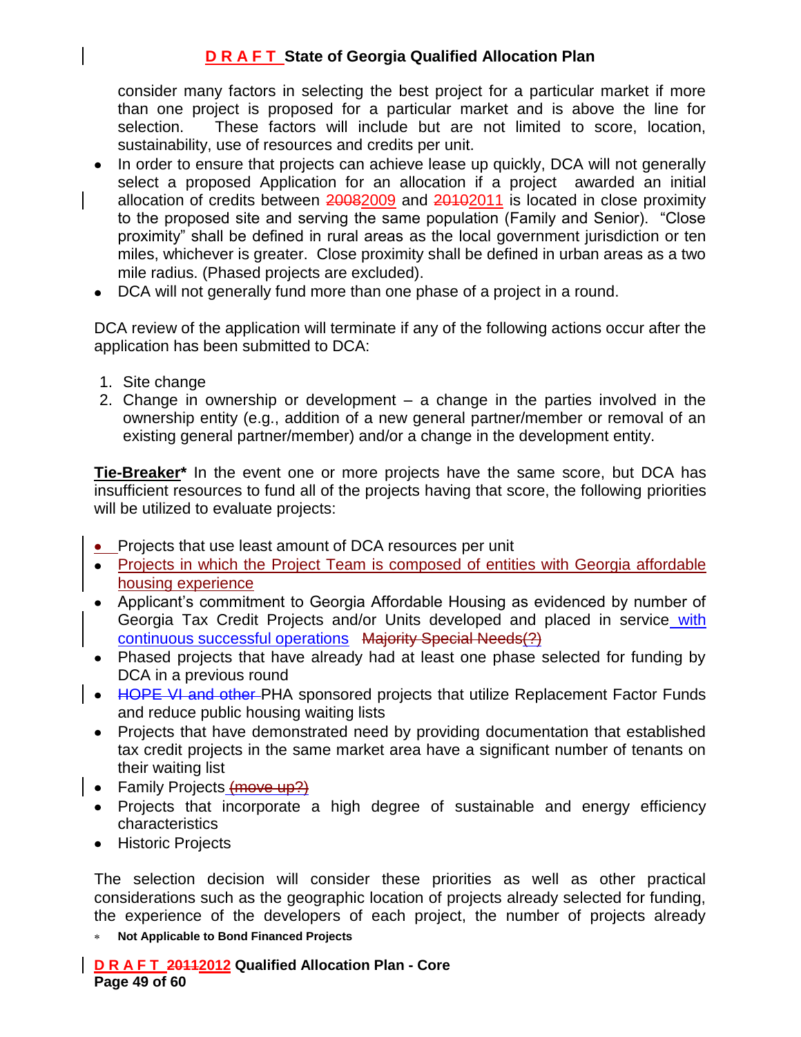consider many factors in selecting the best project for a particular market if more than one project is proposed for a particular market and is above the line for selection. These factors will include but are not limited to score, location, sustainability, use of resources and credits per unit.

- In order to ensure that projects can achieve lease up quickly, DCA will not generally select a proposed Application for an allocation if a project awarded an initial allocation of credits between ~~2008~~2009 and ~~2010~~2011 is located in close proximity to the proposed site and serving the same population (Family and Senior). "Close proximity" shall be defined in rural areas as the local government jurisdiction or ten miles, whichever is greater. Close proximity shall be defined in urban areas as a two mile radius. (Phased projects are excluded).
- DCA will not generally fund more than one phase of a project in a round.

DCA review of the application will terminate if any of the following actions occur after the application has been submitted to DCA:

1. Site change
2. Change in ownership or development – a change in the parties involved in the ownership entity (e.g., addition of a new general partner/member or removal of an existing general partner/member) and/or a change in the development entity.

**Tie-Breaker*** In the event one or more projects have the same score, but DCA has insufficient resources to fund all of the projects having that score, the following priorities will be utilized to evaluate projects:

- Projects that use least amount of DCA resources per unit
- Projects in which the Project Team is composed of entities with Georgia affordable housing experience
- Applicant's commitment to Georgia Affordable Housing as evidenced by number of Georgia Tax Credit Projects and/or Units developed and placed in service with continuous successful operations ~~Majority Special Needs(?)~~
- Phased projects that have already had at least one phase selected for funding by DCA in a previous round
- ~~HOPE VI and other~~ PHA sponsored projects that utilize Replacement Factor Funds and reduce public housing waiting lists
- Projects that have demonstrated need by providing documentation that established tax credit projects in the same market area have a significant number of tenants on their waiting list
- Family Projects ~~(move up?)~~
- Projects that incorporate a high degree of sustainable and energy efficiency characteristics
- Historic Projects

The selection decision will consider these priorities as well as other practical considerations such as the geographic location of projects already selected for funding, the experience of the developers of each project, the number of projects already

* **Not Applicable to Bond Financed Projects**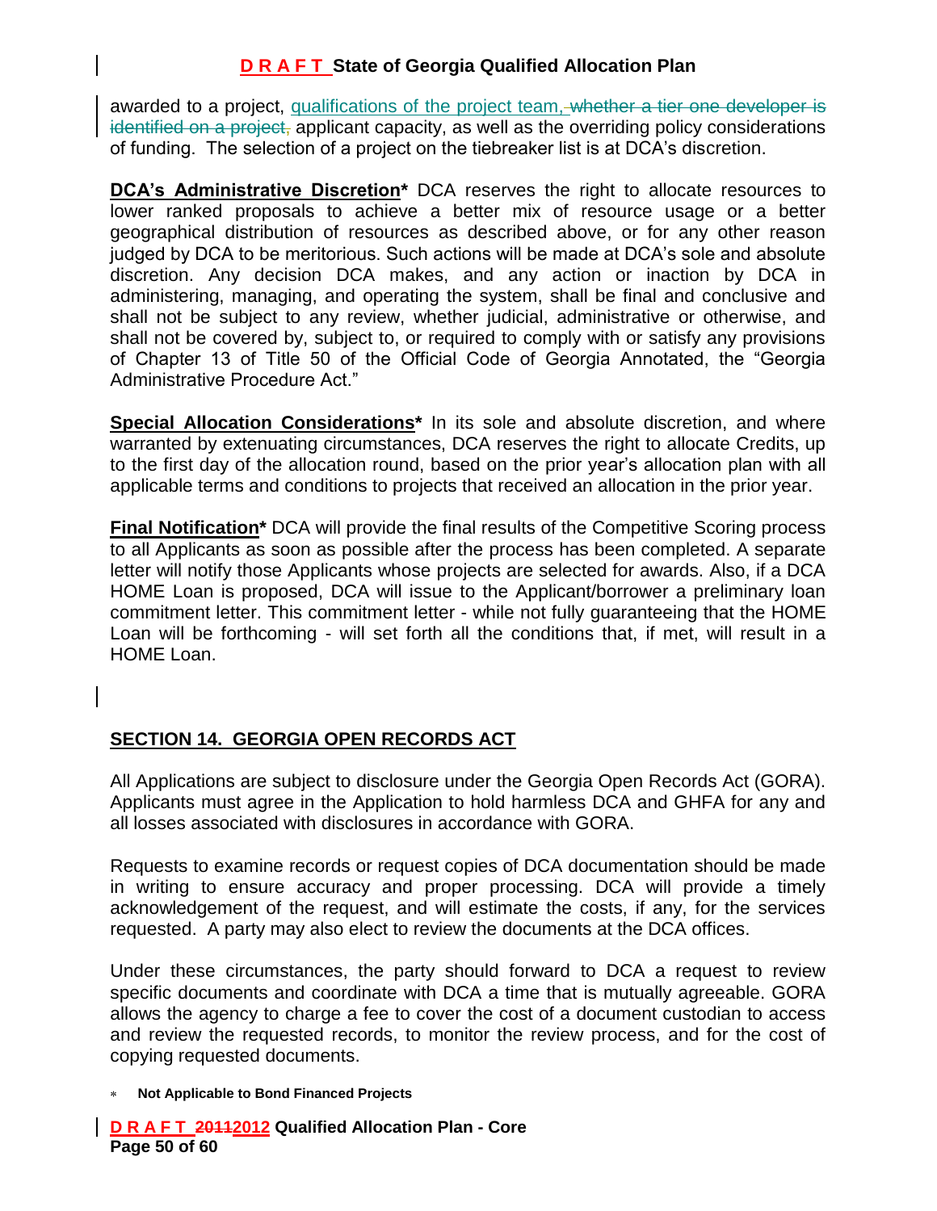awarded to a project, qualifications of the project team, ~~whether a tier one developer is identified on a project,~~ applicant capacity, as well as the overriding policy considerations of funding. The selection of a project on the tiebreaker list is at DCA's discretion.

**DCA's Administrative Discretion*** DCA reserves the right to allocate resources to lower ranked proposals to achieve a better mix of resource usage or a better geographical distribution of resources as described above, or for any other reason judged by DCA to be meritorious. Such actions will be made at DCA's sole and absolute discretion. Any decision DCA makes, and any action or inaction by DCA in administering, managing, and operating the system, shall be final and conclusive and shall not be subject to any review, whether judicial, administrative or otherwise, and shall not be covered by, subject to, or required to comply with or satisfy any provisions of Chapter 13 of Title 50 of the Official Code of Georgia Annotated, the "Georgia Administrative Procedure Act."

**Special Allocation Considerations*** In its sole and absolute discretion, and where warranted by extenuating circumstances, DCA reserves the right to allocate Credits, up to the first day of the allocation round, based on the prior year's allocation plan with all applicable terms and conditions to projects that received an allocation in the prior year.

**Final Notification*** DCA will provide the final results of the Competitive Scoring process to all Applicants as soon as possible after the process has been completed. A separate letter will notify those Applicants whose projects are selected for awards. Also, if a DCA HOME Loan is proposed, DCA will issue to the Applicant/borrower a preliminary loan commitment letter. This commitment letter - while not fully guaranteeing that the HOME Loan will be forthcoming - will set forth all the conditions that, if met, will result in a HOME Loan.

## SECTION 14. GEORGIA OPEN RECORDS ACT

All Applications are subject to disclosure under the Georgia Open Records Act (GORA). Applicants must agree in the Application to hold harmless DCA and GHFA for any and all losses associated with disclosures in accordance with GORA.

Requests to examine records or request copies of DCA documentation should be made in writing to ensure accuracy and proper processing. DCA will provide a timely acknowledgement of the request, and will estimate the costs, if any, for the services requested. A party may also elect to review the documents at the DCA offices.

Under these circumstances, the party should forward to DCA a request to review specific documents and coordinate with DCA a time that is mutually agreeable. GORA allows the agency to charge a fee to cover the cost of a document custodian to access and review the requested records, to monitor the review process, and for the cost of copying requested documents.

* **Not Applicable to Bond Financed Projects**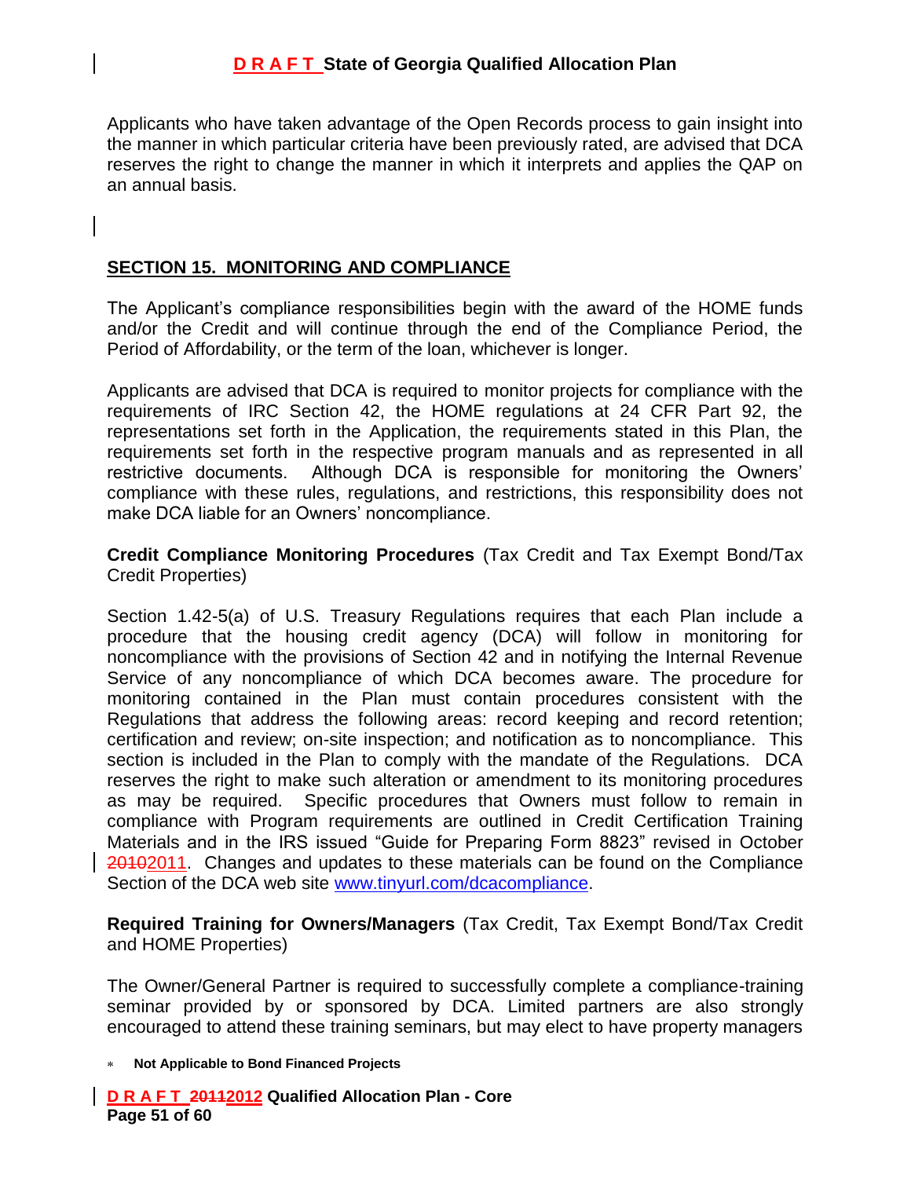Applicants who have taken advantage of the Open Records process to gain insight into the manner in which particular criteria have been previously rated, are advised that DCA reserves the right to change the manner in which it interprets and applies the QAP on an annual basis.

## SECTION 15. MONITORING AND COMPLIANCE

The Applicant's compliance responsibilities begin with the award of the HOME funds and/or the Credit and will continue through the end of the Compliance Period, the Period of Affordability, or the term of the loan, whichever is longer.

Applicants are advised that DCA is required to monitor projects for compliance with the requirements of IRC Section 42, the HOME regulations at 24 CFR Part 92, the representations set forth in the Application, the requirements stated in this Plan, the requirements set forth in the respective program manuals and as represented in all restrictive documents. Although DCA is responsible for monitoring the Owners' compliance with these rules, regulations, and restrictions, this responsibility does not make DCA liable for an Owners' noncompliance.

**Credit Compliance Monitoring Procedures** (Tax Credit and Tax Exempt Bond/Tax Credit Properties)

Section 1.42-5(a) of U.S. Treasury Regulations requires that each Plan include a procedure that the housing credit agency (DCA) will follow in monitoring for noncompliance with the provisions of Section 42 and in notifying the Internal Revenue Service of any noncompliance of which DCA becomes aware. The procedure for monitoring contained in the Plan must contain procedures consistent with the Regulations that address the following areas: record keeping and record retention; certification and review; on-site inspection; and notification as to noncompliance. This section is included in the Plan to comply with the mandate of the Regulations. DCA reserves the right to make such alteration or amendment to its monitoring procedures as may be required. Specific procedures that Owners must follow to remain in compliance with Program requirements are outlined in Credit Certification Training Materials and in the IRS issued "Guide for Preparing Form 8823" revised in October ~~2010~~2011. Changes and updates to these materials can be found on the Compliance Section of the DCA web site www.tinyurl.com/dcacompliance.

**Required Training for Owners/Managers** (Tax Credit, Tax Exempt Bond/Tax Credit and HOME Properties)

The Owner/General Partner is required to successfully complete a compliance-training seminar provided by or sponsored by DCA. Limited partners are also strongly encouraged to attend these training seminars, but may elect to have property managers

* **Not Applicable to Bond Financed Projects**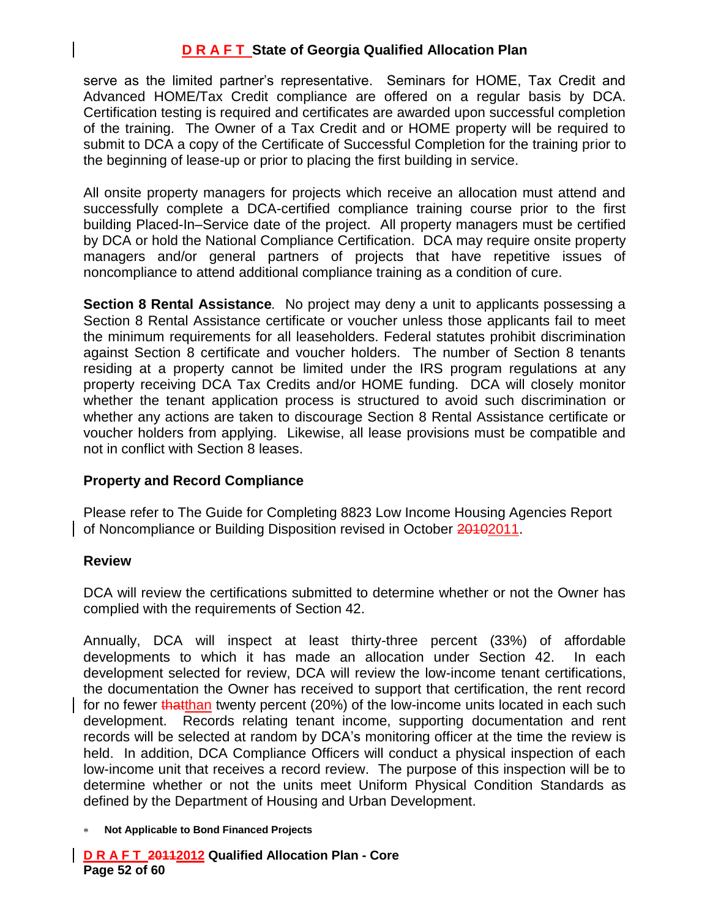serve as the limited partner's representative. Seminars for HOME, Tax Credit and Advanced HOME/Tax Credit compliance are offered on a regular basis by DCA. Certification testing is required and certificates are awarded upon successful completion of the training. The Owner of a Tax Credit and or HOME property will be required to submit to DCA a copy of the Certificate of Successful Completion for the training prior to the beginning of lease-up or prior to placing the first building in service.

All onsite property managers for projects which receive an allocation must attend and successfully complete a DCA-certified compliance training course prior to the first building Placed-In–Service date of the project. All property managers must be certified by DCA or hold the National Compliance Certification. DCA may require onsite property managers and/or general partners of projects that have repetitive issues of noncompliance to attend additional compliance training as a condition of cure.

**Section 8 Rental Assistance**. No project may deny a unit to applicants possessing a Section 8 Rental Assistance certificate or voucher unless those applicants fail to meet the minimum requirements for all leaseholders. Federal statutes prohibit discrimination against Section 8 certificate and voucher holders. The number of Section 8 tenants residing at a property cannot be limited under the IRS program regulations at any property receiving DCA Tax Credits and/or HOME funding. DCA will closely monitor whether the tenant application process is structured to avoid such discrimination or whether any actions are taken to discourage Section 8 Rental Assistance certificate or voucher holders from applying. Likewise, all lease provisions must be compatible and not in conflict with Section 8 leases.

**Property and Record Compliance**

Please refer to The Guide for Completing 8823 Low Income Housing Agencies Report of Noncompliance or Building Disposition revised in October ~~2010~~2011.

**Review**

DCA will review the certifications submitted to determine whether or not the Owner has complied with the requirements of Section 42.

Annually, DCA will inspect at least thirty-three percent (33%) of affordable developments to which it has made an allocation under Section 42. In each development selected for review, DCA will review the low-income tenant certifications, the documentation the Owner has received to support that certification, the rent record for no fewer ~~that~~than twenty percent (20%) of the low-income units located in each such development. Records relating tenant income, supporting documentation and rent records will be selected at random by DCA's monitoring officer at the time the review is held. In addition, DCA Compliance Officers will conduct a physical inspection of each low-income unit that receives a record review. The purpose of this inspection will be to determine whether or not the units meet Uniform Physical Condition Standards as defined by the Department of Housing and Urban Development.

* **Not Applicable to Bond Financed Projects**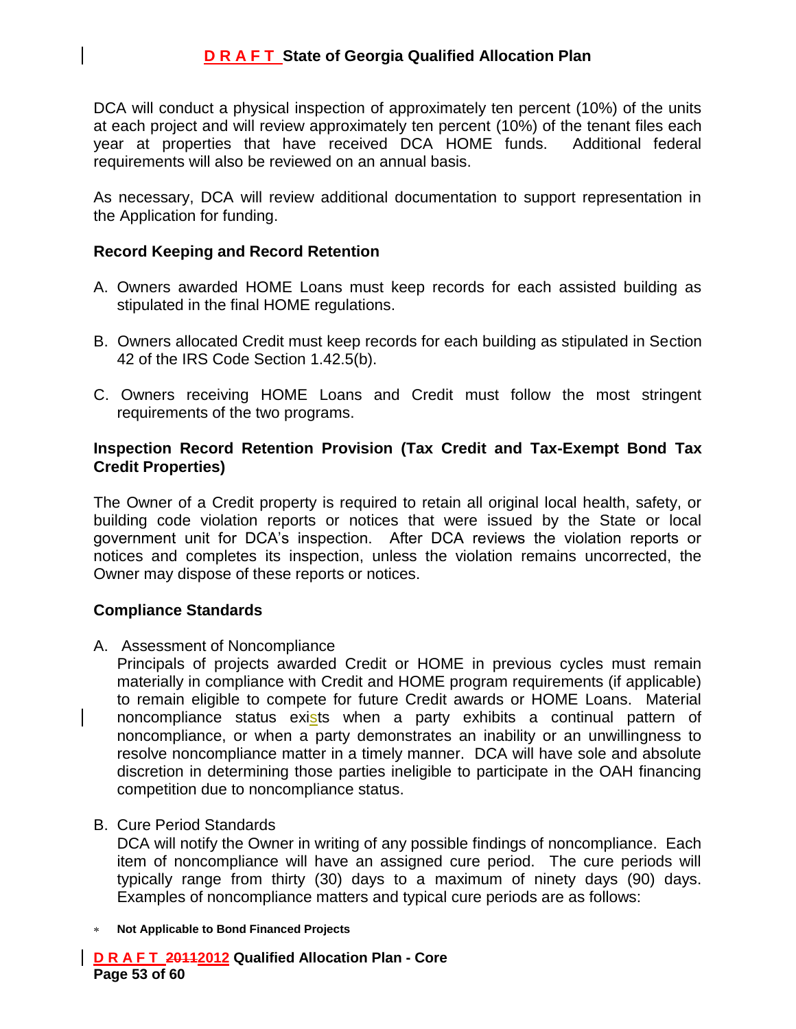DCA will conduct a physical inspection of approximately ten percent (10%) of the units at each project and will review approximately ten percent (10%) of the tenant files each year at properties that have received DCA HOME funds. Additional federal requirements will also be reviewed on an annual basis.

As necessary, DCA will review additional documentation to support representation in the Application for funding.

### Record Keeping and Record Retention

A. Owners awarded HOME Loans must keep records for each assisted building as stipulated in the final HOME regulations.

B. Owners allocated Credit must keep records for each building as stipulated in Section 42 of the IRS Code Section 1.42.5(b).

C. Owners receiving HOME Loans and Credit must follow the most stringent requirements of the two programs.

### Inspection Record Retention Provision (Tax Credit and Tax-Exempt Bond Tax Credit Properties)

The Owner of a Credit property is required to retain all original local health, safety, or building code violation reports or notices that were issued by the State or local government unit for DCA's inspection. After DCA reviews the violation reports or notices and completes its inspection, unless the violation remains uncorrected, the Owner may dispose of these reports or notices.

### Compliance Standards

A. Assessment of Noncompliance
   Principals of projects awarded Credit or HOME in previous cycles must remain materially in compliance with Credit and HOME program requirements (if applicable) to remain eligible to compete for future Credit awards or HOME Loans. Material noncompliance status exists when a party exhibits a continual pattern of noncompliance, or when a party demonstrates an inability or an unwillingness to resolve noncompliance matter in a timely manner. DCA will have sole and absolute discretion in determining those parties ineligible to participate in the OAH financing competition due to noncompliance status.

B. Cure Period Standards
   DCA will notify the Owner in writing of any possible findings of noncompliance. Each item of noncompliance will have an assigned cure period. The cure periods will typically range from thirty (30) days to a maximum of ninety days (90) days. Examples of noncompliance matters and typical cure periods are as follows:

* **Not Applicable to Bond Financed Projects**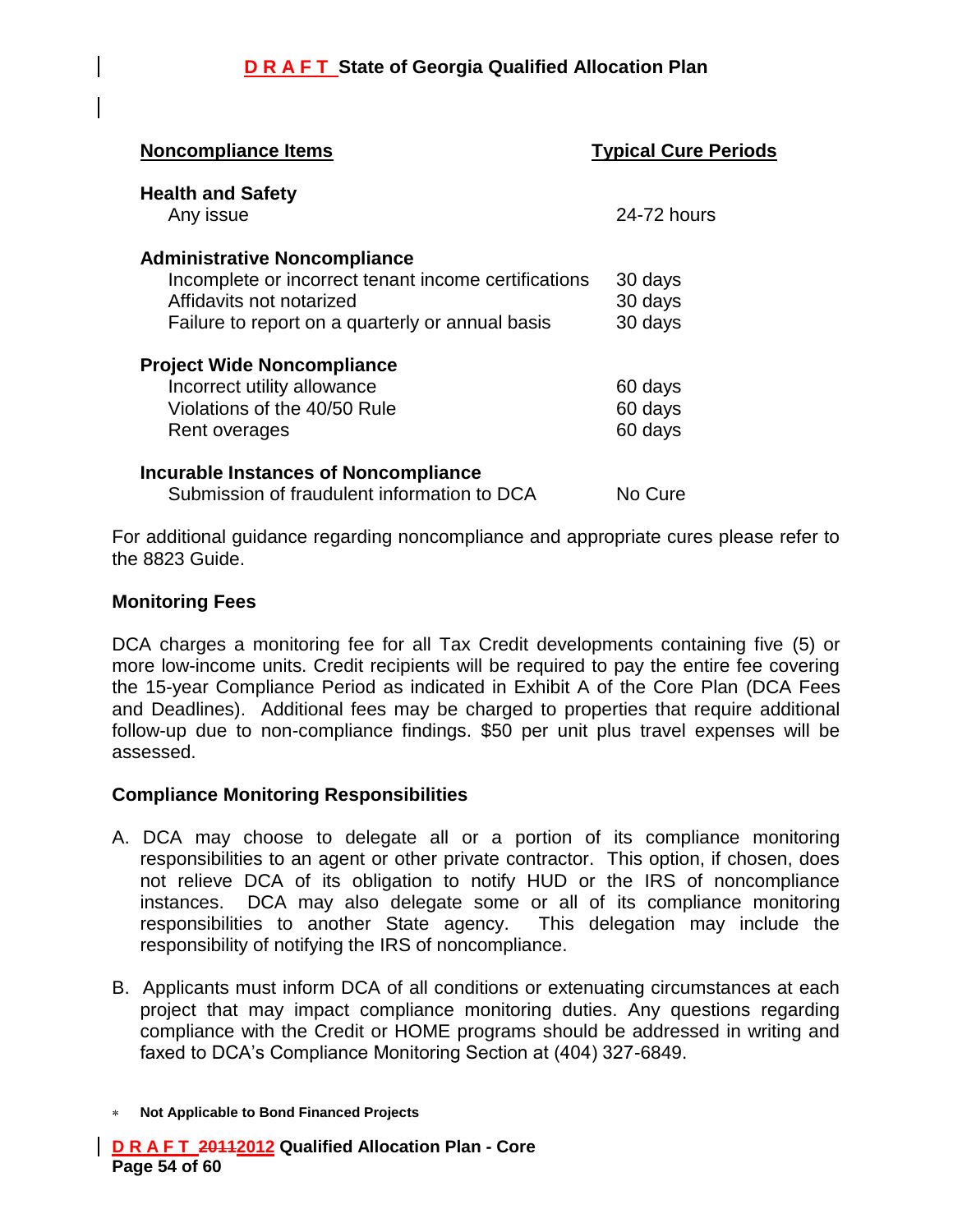| Noncompliance Items | Typical Cure Periods |
|---|---|
| **Health and Safety** | |
| Any issue | 24-72 hours |
| **Administrative Noncompliance** | |
| Incomplete or incorrect tenant income certifications | 30 days |
| Affidavits not notarized | 30 days |
| Failure to report on a quarterly or annual basis | 30 days |
| **Project Wide Noncompliance** | |
| Incorrect utility allowance | 60 days |
| Violations of the 40/50 Rule | 60 days |
| Rent overages | 60 days |
| **Incurable Instances of Noncompliance** | |
| Submission of fraudulent information to DCA | No Cure |

For additional guidance regarding noncompliance and appropriate cures please refer to the 8823 Guide.

**Monitoring Fees**

DCA charges a monitoring fee for all Tax Credit developments containing five (5) or more low-income units. Credit recipients will be required to pay the entire fee covering the 15-year Compliance Period as indicated in Exhibit A of the Core Plan (DCA Fees and Deadlines). Additional fees may be charged to properties that require additional follow-up due to non-compliance findings. $50 per unit plus travel expenses will be assessed.

**Compliance Monitoring Responsibilities**

A. DCA may choose to delegate all or a portion of its compliance monitoring responsibilities to an agent or other private contractor. This option, if chosen, does not relieve DCA of its obligation to notify HUD or the IRS of noncompliance instances. DCA may also delegate some or all of its compliance monitoring responsibilities to another State agency. This delegation may include the responsibility of notifying the IRS of noncompliance.

B. Applicants must inform DCA of all conditions or extenuating circumstances at each project that may impact compliance monitoring duties. Any questions regarding compliance with the Credit or HOME programs should be addressed in writing and faxed to DCA's Compliance Monitoring Section at (404) 327-6849.

* **Not Applicable to Bond Financed Projects**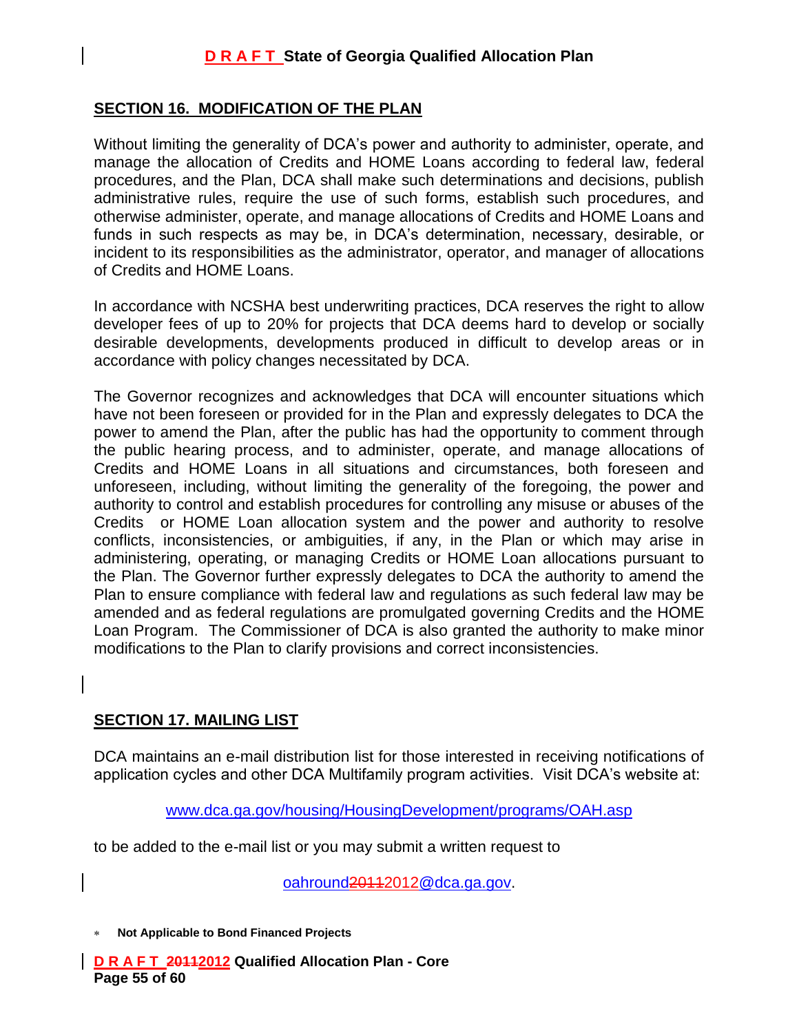## SECTION 16. MODIFICATION OF THE PLAN

Without limiting the generality of DCA's power and authority to administer, operate, and manage the allocation of Credits and HOME Loans according to federal law, federal procedures, and the Plan, DCA shall make such determinations and decisions, publish administrative rules, require the use of such forms, establish such procedures, and otherwise administer, operate, and manage allocations of Credits and HOME Loans and funds in such respects as may be, in DCA's determination, necessary, desirable, or incident to its responsibilities as the administrator, operator, and manager of allocations of Credits and HOME Loans.

In accordance with NCSHA best underwriting practices, DCA reserves the right to allow developer fees of up to 20% for projects that DCA deems hard to develop or socially desirable developments, developments produced in difficult to develop areas or in accordance with policy changes necessitated by DCA.

The Governor recognizes and acknowledges that DCA will encounter situations which have not been foreseen or provided for in the Plan and expressly delegates to DCA the power to amend the Plan, after the public has had the opportunity to comment through the public hearing process, and to administer, operate, and manage allocations of Credits and HOME Loans in all situations and circumstances, both foreseen and unforeseen, including, without limiting the generality of the foregoing, the power and authority to control and establish procedures for controlling any misuse or abuses of the Credits or HOME Loan allocation system and the power and authority to resolve conflicts, inconsistencies, or ambiguities, if any, in the Plan or which may arise in administering, operating, or managing Credits or HOME Loan allocations pursuant to the Plan. The Governor further expressly delegates to DCA the authority to amend the Plan to ensure compliance with federal law and regulations as such federal law may be amended and as federal regulations are promulgated governing Credits and the HOME Loan Program. The Commissioner of DCA is also granted the authority to make minor modifications to the Plan to clarify provisions and correct inconsistencies.

## SECTION 17. MAILING LIST

DCA maintains an e-mail distribution list for those interested in receiving notifications of application cycles and other DCA Multifamily program activities. Visit DCA's website at:

www.dca.ga.gov/housing/HousingDevelopment/programs/OAH.asp

to be added to the e-mail list or you may submit a written request to

oahround~~2011~~2012@dca.ga.gov.

* **Not Applicable to Bond Financed Projects**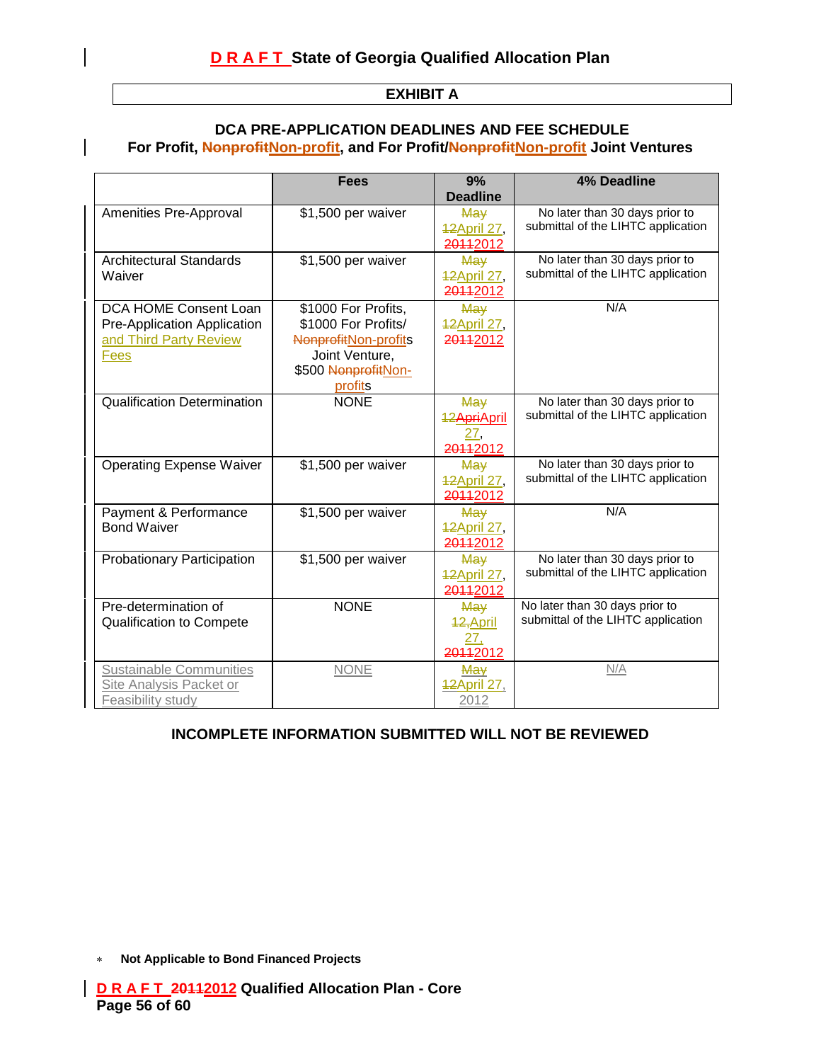# EXHIBIT A

## DCA PRE-APPLICATION DEADLINES AND FEE SCHEDULE

**For Profit, ~~Nonprofit~~Non-profit, and For Profit/~~Nonprofit~~Non-profit Joint Ventures**

| | Fees | 9% Deadline | 4% Deadline |
|---|---|---|---|
| Amenities Pre-Approval | $1,500 per waiver | ~~May 12~~April 27, ~~2011~~2012 | No later than 30 days prior to submittal of the LIHTC application |
| Architectural Standards Waiver | $1,500 per waiver | ~~May 12~~April 27, ~~2011~~2012 | No later than 30 days prior to submittal of the LIHTC application |
| DCA HOME Consent Loan Pre-Application Application and Third Party Review Fees | $1000 For Profits, $1000 For Profits/ ~~Nonprofit~~Non-profits Joint Venture, $500 ~~Nonprofit~~Non-profits | ~~May 12~~April 27, ~~2011~~2012 | N/A |
| Qualification Determination | NONE | ~~May 12~~~~Apri~~April 27, ~~2011~~2012 | No later than 30 days prior to submittal of the LIHTC application |
| Operating Expense Waiver | $1,500 per waiver | ~~May 12~~April 27, ~~2011~~2012 | No later than 30 days prior to submittal of the LIHTC application |
| Payment & Performance Bond Waiver | $1,500 per waiver | ~~May 12~~April 27, ~~2011~~2012 | N/A |
| Probationary Participation | $1,500 per waiver | ~~May 12~~April 27, ~~2011~~2012 | No later than 30 days prior to submittal of the LIHTC application |
| Pre-determination of Qualification to Compete | NONE | ~~May 12,~~April 27, ~~2011~~2012 | No later than 30 days prior to submittal of the LIHTC application |
| Sustainable Communities Site Analysis Packet or Feasibility study | NONE | ~~May 12~~April 27, 2012 | N/A |

**INCOMPLETE INFORMATION SUBMITTED WILL NOT BE REVIEWED**

* **Not Applicable to Bond Financed Projects**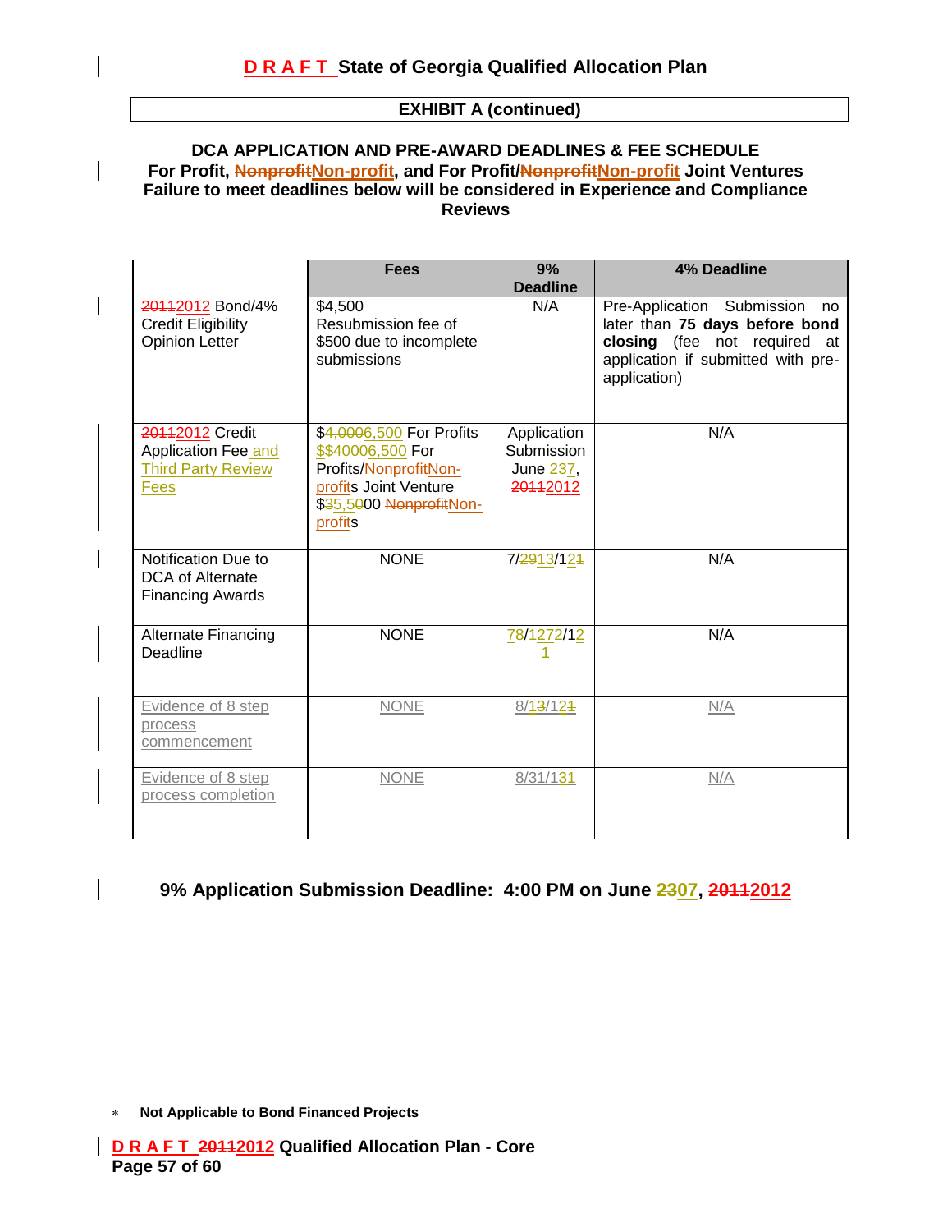# D R A F T State of Georgia Qualified Allocation Plan

**EXHIBIT A (continued)**

**DCA APPLICATION AND PRE-AWARD DEADLINES & FEE SCHEDULE**
**For Profit, ~~Nonprofit~~Non-profit, and For Profit/~~Nonprofit~~Non-profit Joint Ventures**
**Failure to meet deadlines below will be considered in Experience and Compliance Reviews**

| | Fees | 9% Deadline | 4% Deadline |
|---|---|---|---|
| ~~2011~~2012 Bond/4% Credit Eligibility Opinion Letter | $4,500 Resubmission fee of $500 due to incomplete submissions | N/A | Pre-Application Submission no later than **75 days before bond closing** (fee not required at application if submitted with pre-application) |
| ~~2011~~2012 Credit Application Fee and Third Party Review Fees | $~~4,000~~6,500 For Profits ~~$$4000~~6,500 For Profits/~~Nonprofit~~Non-profits Joint Venture $~~35,50~~00 ~~Nonprofit~~Non-profits | Application Submission June ~~23~~7, ~~2011~~2012 | N/A |
| Notification Due to DCA of Alternate Financing Awards | NONE | 7/~~29~~13/1~~2~~1 | N/A |
| Alternate Financing Deadline | NONE | ~~7~~8/~~12~~72/12 ~~1~~ | N/A |
| Evidence of 8 step process commencement | NONE | 8/1~~3~~/12~~1~~ | N/A |
| Evidence of 8 step process completion | NONE | 8/31/13~~1~~ | N/A |

**9% Application Submission Deadline: 4:00 PM on June ~~23~~07, ~~2011~~2012**

\* **Not Applicable to Bond Financed Projects**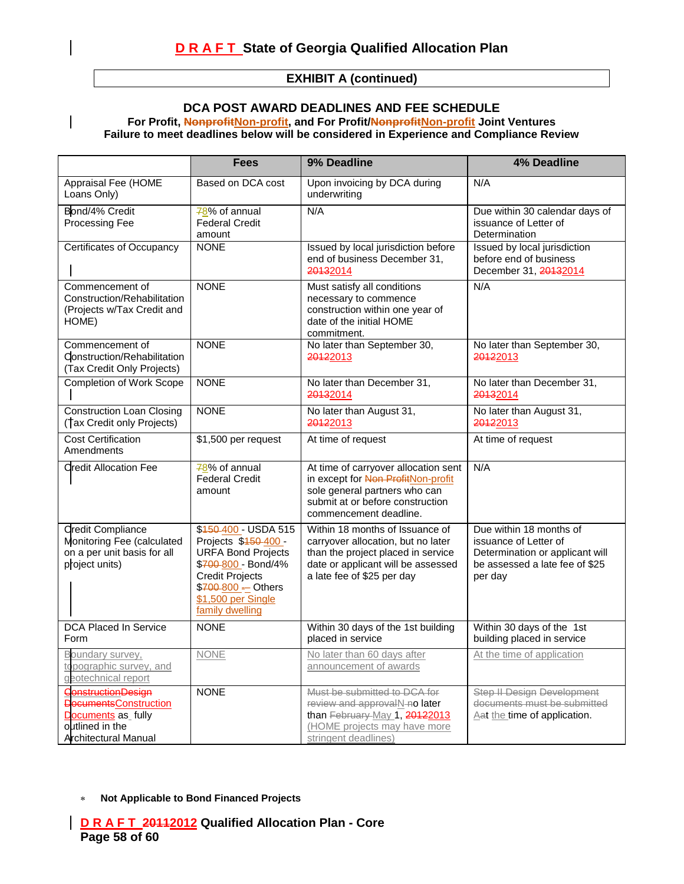# D R A F T State of Georgia Qualified Allocation Plan

## EXHIBIT A (continued)

### DCA POST AWARD DEADLINES AND FEE SCHEDULE

**For Profit, ~~Nonprofit~~Non-profit, and For Profit/~~Nonprofit~~Non-profit Joint Ventures**
**Failure to meet deadlines below will be considered in Experience and Compliance Review**

| | Fees | 9% Deadline | 4% Deadline |
|---|---|---|---|
| Appraisal Fee (HOME Loans Only) | Based on DCA cost | Upon invoicing by DCA during underwriting | N/A |
| Bond/4% Credit Processing Fee | ~~7~~8% of annual Federal Credit amount | N/A | Due within 30 calendar days of issuance of Letter of Determination |
| Certificates of Occupancy | NONE | Issued by local jurisdiction before end of business December 31, ~~2013~~2014 | Issued by local jurisdiction before end of business December 31, ~~2013~~2014 |
| Commencement of Construction/Rehabilitation (Projects w/Tax Credit and HOME) | NONE | Must satisfy all conditions necessary to commence construction within one year of date of the initial HOME commitment. | N/A |
| Commencement of Construction/Rehabilitation (Tax Credit Only Projects) | NONE | No later than September 30, ~~2012~~2013 | No later than September 30, ~~2012~~2013 |
| Completion of Work Scope | NONE | No later than December 31, ~~2013~~2014 | No later than December 31, ~~2013~~2014 |
| Construction Loan Closing (Tax Credit only Projects) | NONE | No later than August 31, ~~2012~~2013 | No later than August 31, ~~2012~~2013 |
| Cost Certification Amendments | $1,500 per request | At time of request | At time of request |
| Credit Allocation Fee | ~~7~~8% of annual Federal Credit amount | At time of carryover allocation sent in except for ~~Non Profit~~Non-profit sole general partners who can submit at or before construction commencement deadline. | N/A |
| Credit Compliance Monitoring Fee (calculated on a per unit basis for all project units) | $~~150~~ 400 - USDA 515 Projects $~~150~~ 400 - URFA Bond Projects $~~700~~ 800 - Bond/4% Credit Projects $~~700~~ 800 ~~-~~ Others $1,500 per Single family dwelling | Within 18 months of Issuance of carryover allocation, but no later than the project placed in service date or applicant will be assessed a late fee of $25 per day | Due within 18 months of issuance of Letter of Determination or applicant will be assessed a late fee of $25 per day |
| DCA Placed In Service Form | NONE | Within 30 days of the 1st building placed in service | Within 30 days of the 1st building placed in service |
| Boundary survey, topographic survey, and geotechnical report | NONE | No later than 60 days after announcement of awards | At the time of application |
| ~~Construction~~Design ~~Documents~~Construction Documents as fully outlined in the Architectural Manual | NONE | ~~Must be submitted to DCA for review and approval~~No later than ~~February~~ May 1, ~~2012~~2013 (HOME projects may have more stringent deadlines) | ~~Step II Design Development documents must be submitted~~ ~~A~~at the time of application. |

\* **Not Applicable to Bond Financed Projects**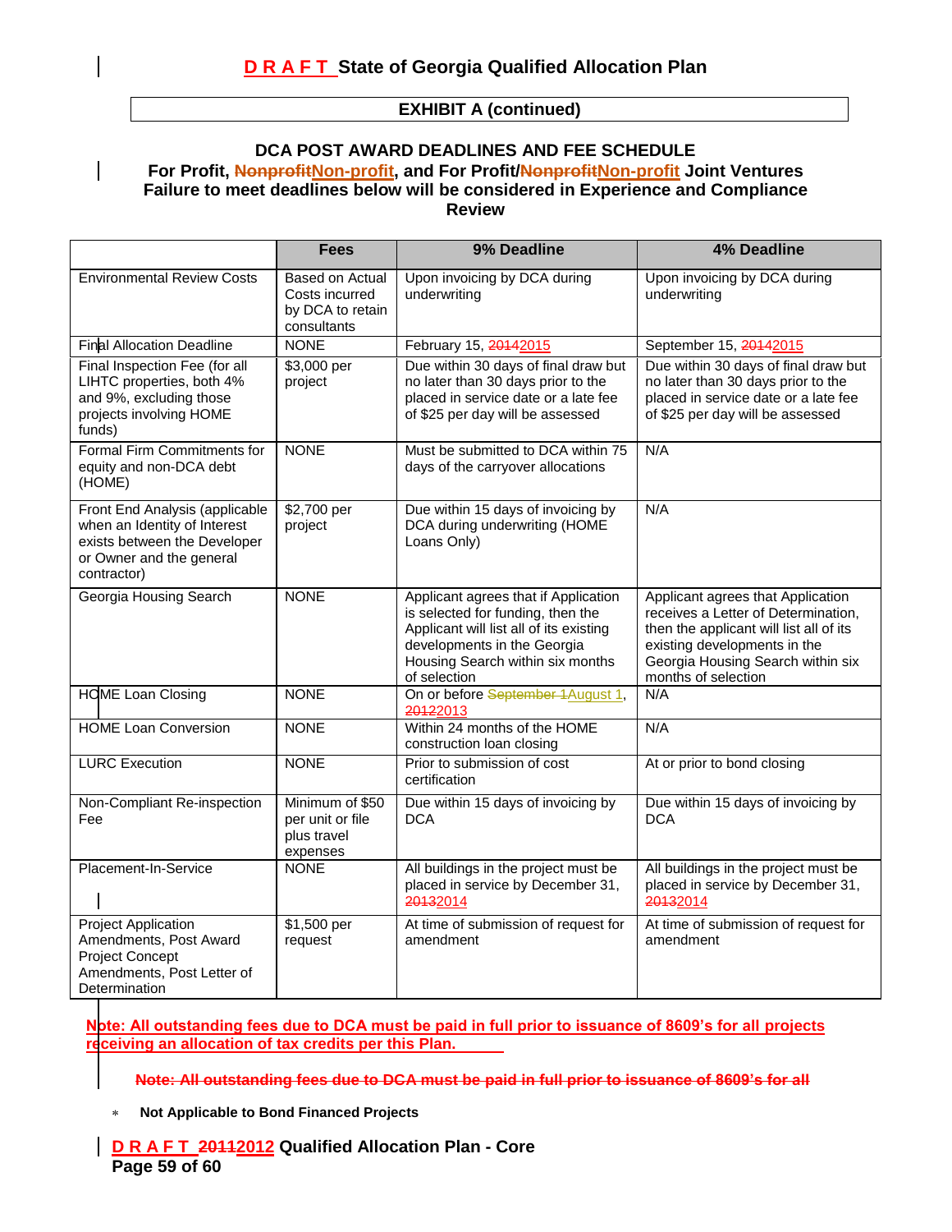# D R A F T State of Georgia Qualified Allocation Plan

**EXHIBIT A (continued)**

## DCA POST AWARD DEADLINES AND FEE SCHEDULE

**For Profit, ~~Nonprofit~~Non-profit, and For Profit/~~Nonprofit~~Non-profit Joint Ventures**
**Failure to meet deadlines below will be considered in Experience and Compliance Review**

| | Fees | 9% Deadline | 4% Deadline |
|---|---|---|---|
| Environmental Review Costs | Based on Actual Costs incurred by DCA to retain consultants | Upon invoicing by DCA during underwriting | Upon invoicing by DCA during underwriting |
| Final Allocation Deadline | NONE | February 15, ~~2014~~2015 | September 15, ~~2014~~2015 |
| Final Inspection Fee (for all LIHTC properties, both 4% and 9%, excluding those projects involving HOME funds) | $3,000 per project | Due within 30 days of final draw but no later than 30 days prior to the placed in service date or a late fee of $25 per day will be assessed | Due within 30 days of final draw but no later than 30 days prior to the placed in service date or a late fee of $25 per day will be assessed |
| Formal Firm Commitments for equity and non-DCA debt (HOME) | NONE | Must be submitted to DCA within 75 days of the carryover allocations | N/A |
| Front End Analysis (applicable when an Identity of Interest exists between the Developer or Owner and the general contractor) | $2,700 per project | Due within 15 days of invoicing by DCA during underwriting (HOME Loans Only) | N/A |
| Georgia Housing Search | NONE | Applicant agrees that if Application is selected for funding, then the Applicant will list all of its existing developments in the Georgia Housing Search within six months of selection | Applicant agrees that Application receives a Letter of Determination, then the applicant will list all of its existing developments in the Georgia Housing Search within six months of selection |
| HOME Loan Closing | NONE | On or before ~~September 1~~August 1, ~~2012~~2013 | N/A |
| HOME Loan Conversion | NONE | Within 24 months of the HOME construction loan closing | N/A |
| LURC Execution | NONE | Prior to submission of cost certification | At or prior to bond closing |
| Non-Compliant Re-inspection Fee | Minimum of $50 per unit or file plus travel expenses | Due within 15 days of invoicing by DCA | Due within 15 days of invoicing by DCA |
| Placement-In-Service | NONE | All buildings in the project must be placed in service by December 31, ~~2013~~2014 | All buildings in the project must be placed in service by December 31, ~~2013~~2014 |
| Project Application Amendments, Post Award Project Concept Amendments, Post Letter of Determination | $1,500 per request | At time of submission of request for amendment | At time of submission of request for amendment |

**Note: All outstanding fees due to DCA must be paid in full prior to issuance of 8609's for all projects receiving an allocation of tax credits per this Plan.**

~~**Note: All outstanding fees due to DCA must be paid in full prior to issuance of 8609's for all**~~

\* **Not Applicable to Bond Financed Projects**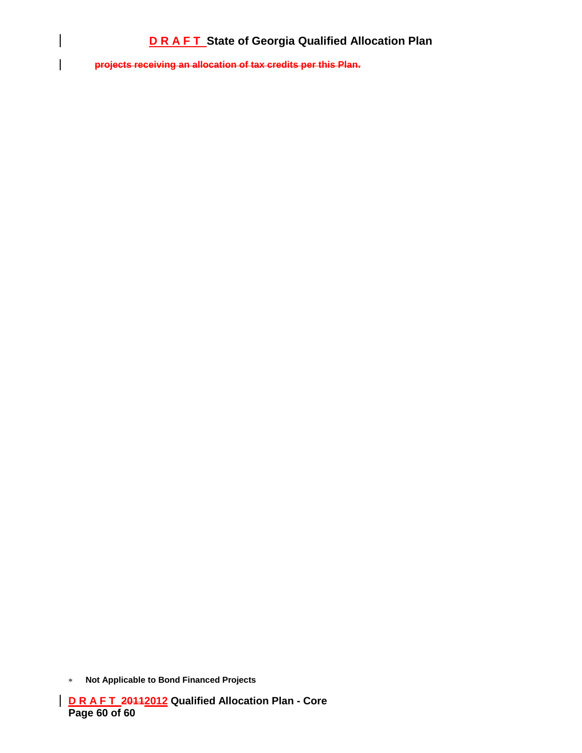~~**projects receiving an allocation of tax credits per this Plan.**~~

\* **Not Applicable to Bond Financed Projects**